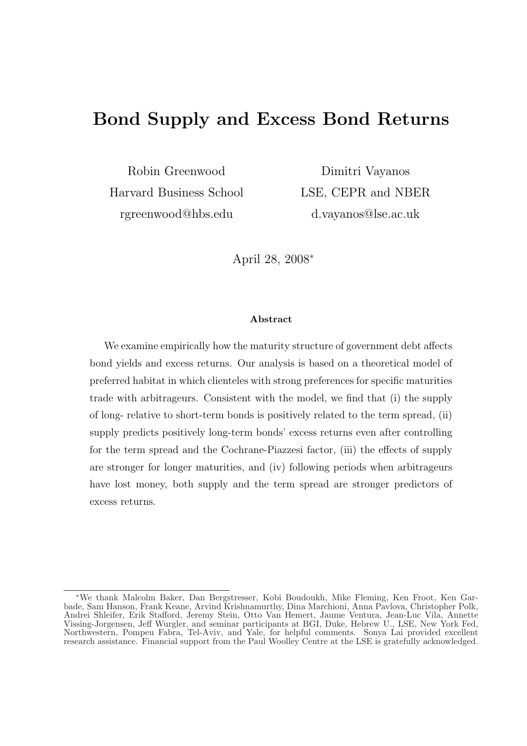# Bond Supply and Excess Bond Returns

Robin Greenwood
Harvard Business School
rgreenwood@hbs.edu

Dimitri Vayanos
LSE, CEPR and NBER
d.vayanos@lse.ac.uk

April 28, 2008*

### Abstract

We examine empirically how the maturity structure of government debt affects bond yields and excess returns. Our analysis is based on a theoretical model of preferred habitat in which clienteles with strong preferences for specific maturities trade with arbitrageurs. Consistent with the model, we find that (i) the supply of long- relative to short-term bonds is positively related to the term spread, (ii) supply predicts positively long-term bonds' excess returns even after controlling for the term spread and the Cochrane-Piazzesi factor, (iii) the effects of supply are stronger for longer maturities, and (iv) following periods when arbitrageurs have lost money, both supply and the term spread are stronger predictors of excess returns.

---

*We thank Malcolm Baker, Dan Bergstresser, Kobi Boudoukh, Mike Fleming, Ken Froot, Ken Garbade, Sam Hanson, Frank Keane, Arvind Krishnamurthy, Dina Marchioni, Anna Pavlova, Christopher Polk, Andrei Shleifer, Erik Stafford, Jeremy Stein, Otto Van Hemert, Jaume Ventura, Jean-Luc Vila, Annette Vissing-Jorgensen, Jeff Wurgler, and seminar participants at BGI, Duke, Hebrew U., LSE, New York Fed, Northwestern, Pompeu Fabra, Tel-Aviv, and Yale, for helpful comments. Sonya Lai provided excellent research assistance. Financial support from the Paul Woolley Centre at the LSE is gratefully acknowledged.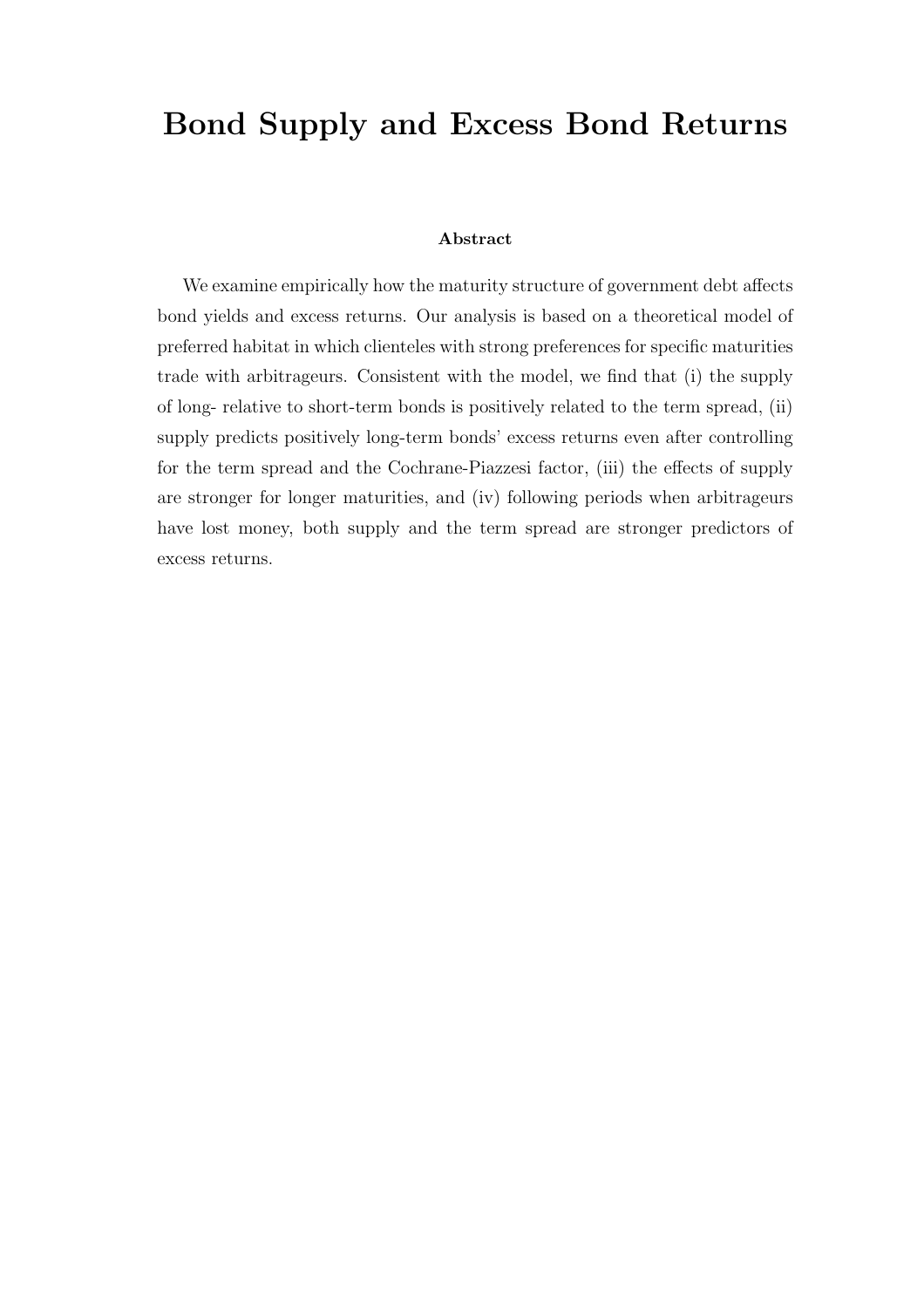# Bond Supply and Excess Bond Returns

**Abstract**

We examine empirically how the maturity structure of government debt affects bond yields and excess returns. Our analysis is based on a theoretical model of preferred habitat in which clienteles with strong preferences for specific maturities trade with arbitrageurs. Consistent with the model, we find that (i) the supply of long- relative to short-term bonds is positively related to the term spread, (ii) supply predicts positively long-term bonds' excess returns even after controlling for the term spread and the Cochrane-Piazzesi factor, (iii) the effects of supply are stronger for longer maturities, and (iv) following periods when arbitrageurs have lost money, both supply and the term spread are stronger predictors of excess returns.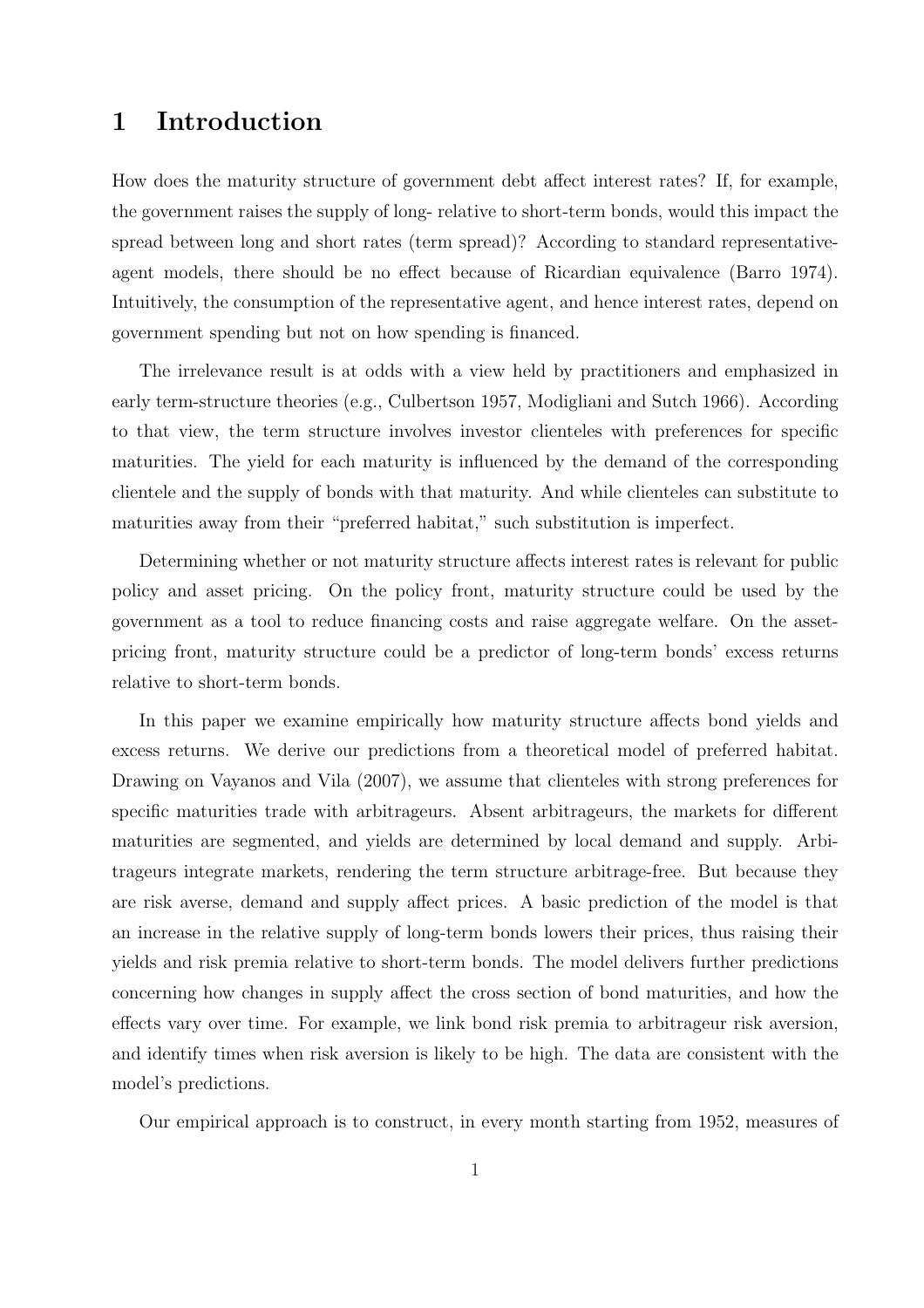# 1 Introduction

How does the maturity structure of government debt affect interest rates? If, for example, the government raises the supply of long- relative to short-term bonds, would this impact the spread between long and short rates (term spread)? According to standard representative-agent models, there should be no effect because of Ricardian equivalence (Barro 1974). Intuitively, the consumption of the representative agent, and hence interest rates, depend on government spending but not on how spending is financed.

The irrelevance result is at odds with a view held by practitioners and emphasized in early term-structure theories (e.g., Culbertson 1957, Modigliani and Sutch 1966). According to that view, the term structure involves investor clienteles with preferences for specific maturities. The yield for each maturity is influenced by the demand of the corresponding clientele and the supply of bonds with that maturity. And while clienteles can substitute to maturities away from their "preferred habitat," such substitution is imperfect.

Determining whether or not maturity structure affects interest rates is relevant for public policy and asset pricing. On the policy front, maturity structure could be used by the government as a tool to reduce financing costs and raise aggregate welfare. On the asset-pricing front, maturity structure could be a predictor of long-term bonds' excess returns relative to short-term bonds.

In this paper we examine empirically how maturity structure affects bond yields and excess returns. We derive our predictions from a theoretical model of preferred habitat. Drawing on Vayanos and Vila (2007), we assume that clienteles with strong preferences for specific maturities trade with arbitrageurs. Absent arbitrageurs, the markets for different maturities are segmented, and yields are determined by local demand and supply. Arbitrageurs integrate markets, rendering the term structure arbitrage-free. But because they are risk averse, demand and supply affect prices. A basic prediction of the model is that an increase in the relative supply of long-term bonds lowers their prices, thus raising their yields and risk premia relative to short-term bonds. The model delivers further predictions concerning how changes in supply affect the cross section of bond maturities, and how the effects vary over time. For example, we link bond risk premia to arbitrageur risk aversion, and identify times when risk aversion is likely to be high. The data are consistent with the model's predictions.

Our empirical approach is to construct, in every month starting from 1952, measures of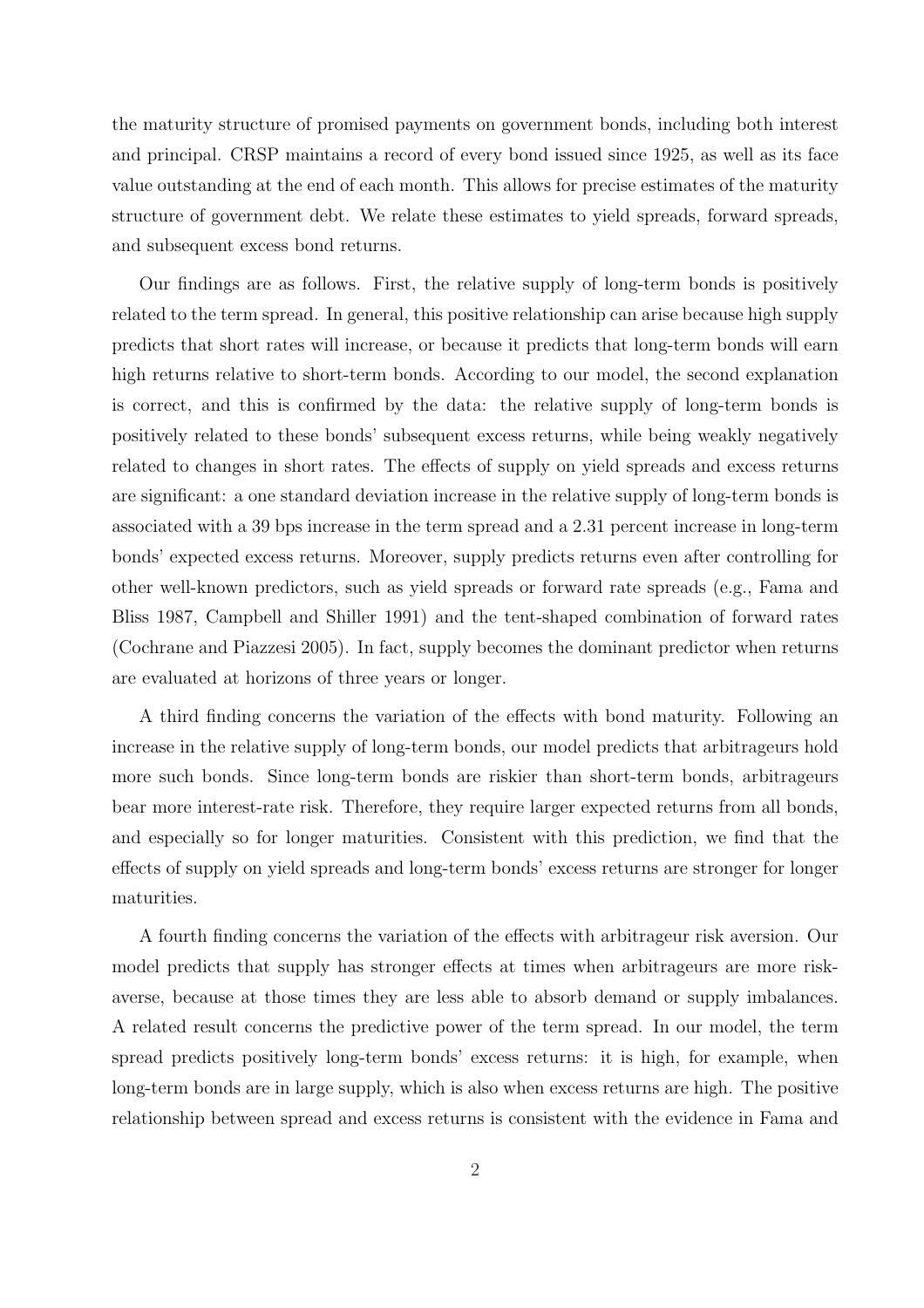the maturity structure of promised payments on government bonds, including both interest and principal. CRSP maintains a record of every bond issued since 1925, as well as its face value outstanding at the end of each month. This allows for precise estimates of the maturity structure of government debt. We relate these estimates to yield spreads, forward spreads, and subsequent excess bond returns.

Our findings are as follows. First, the relative supply of long-term bonds is positively related to the term spread. In general, this positive relationship can arise because high supply predicts that short rates will increase, or because it predicts that long-term bonds will earn high returns relative to short-term bonds. According to our model, the second explanation is correct, and this is confirmed by the data: the relative supply of long-term bonds is positively related to these bonds' subsequent excess returns, while being weakly negatively related to changes in short rates. The effects of supply on yield spreads and excess returns are significant: a one standard deviation increase in the relative supply of long-term bonds is associated with a 39 bps increase in the term spread and a 2.31 percent increase in long-term bonds' expected excess returns. Moreover, supply predicts returns even after controlling for other well-known predictors, such as yield spreads or forward rate spreads (e.g., Fama and Bliss 1987, Campbell and Shiller 1991) and the tent-shaped combination of forward rates (Cochrane and Piazzesi 2005). In fact, supply becomes the dominant predictor when returns are evaluated at horizons of three years or longer.

A third finding concerns the variation of the effects with bond maturity. Following an increase in the relative supply of long-term bonds, our model predicts that arbitrageurs hold more such bonds. Since long-term bonds are riskier than short-term bonds, arbitrageurs bear more interest-rate risk. Therefore, they require larger expected returns from all bonds, and especially so for longer maturities. Consistent with this prediction, we find that the effects of supply on yield spreads and long-term bonds' excess returns are stronger for longer maturities.

A fourth finding concerns the variation of the effects with arbitrageur risk aversion. Our model predicts that supply has stronger effects at times when arbitrageurs are more risk-averse, because at those times they are less able to absorb demand or supply imbalances. A related result concerns the predictive power of the term spread. In our model, the term spread predicts positively long-term bonds' excess returns: it is high, for example, when long-term bonds are in large supply, which is also when excess returns are high. The positive relationship between spread and excess returns is consistent with the evidence in Fama and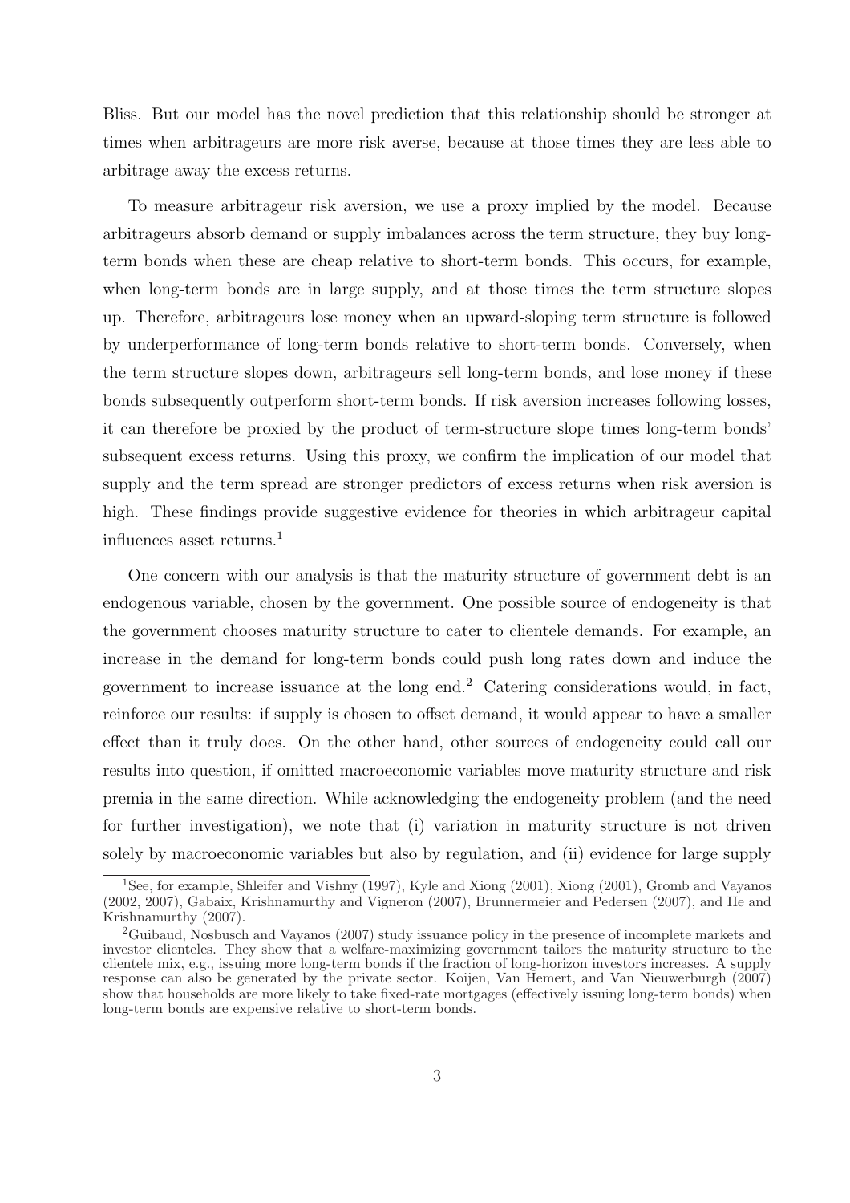Bliss. But our model has the novel prediction that this relationship should be stronger at times when arbitrageurs are more risk averse, because at those times they are less able to arbitrage away the excess returns.

To measure arbitrageur risk aversion, we use a proxy implied by the model. Because arbitrageurs absorb demand or supply imbalances across the term structure, they buy long-term bonds when these are cheap relative to short-term bonds. This occurs, for example, when long-term bonds are in large supply, and at those times the term structure slopes up. Therefore, arbitrageurs lose money when an upward-sloping term structure is followed by underperformance of long-term bonds relative to short-term bonds. Conversely, when the term structure slopes down, arbitrageurs sell long-term bonds, and lose money if these bonds subsequently outperform short-term bonds. If risk aversion increases following losses, it can therefore be proxied by the product of term-structure slope times long-term bonds' subsequent excess returns. Using this proxy, we confirm the implication of our model that supply and the term spread are stronger predictors of excess returns when risk aversion is high. These findings provide suggestive evidence for theories in which arbitrageur capital influences asset returns.[1]

One concern with our analysis is that the maturity structure of government debt is an endogenous variable, chosen by the government. One possible source of endogeneity is that the government chooses maturity structure to cater to clientele demands. For example, an increase in the demand for long-term bonds could push long rates down and induce the government to increase issuance at the long end.[2] Catering considerations would, in fact, reinforce our results: if supply is chosen to offset demand, it would appear to have a smaller effect than it truly does. On the other hand, other sources of endogeneity could call our results into question, if omitted macroeconomic variables move maturity structure and risk premia in the same direction. While acknowledging the endogeneity problem (and the need for further investigation), we note that (i) variation in maturity structure is not driven solely by macroeconomic variables but also by regulation, and (ii) evidence for large supply

---

[1] See, for example, Shleifer and Vishny (1997), Kyle and Xiong (2001), Xiong (2001), Gromb and Vayanos (2002, 2007), Gabaix, Krishnamurthy and Vigneron (2007), Brunnermeier and Pedersen (2007), and He and Krishnamurthy (2007).

[2] Guibaud, Nosbusch and Vayanos (2007) study issuance policy in the presence of incomplete markets and investor clienteles. They show that a welfare-maximizing government tailors the maturity structure to the clientele mix, e.g., issuing more long-term bonds if the fraction of long-horizon investors increases. A supply response can also be generated by the private sector. Koijen, Van Hemert, and Van Nieuwerburgh (2007) show that households are more likely to take fixed-rate mortgages (effectively issuing long-term bonds) when long-term bonds are expensive relative to short-term bonds.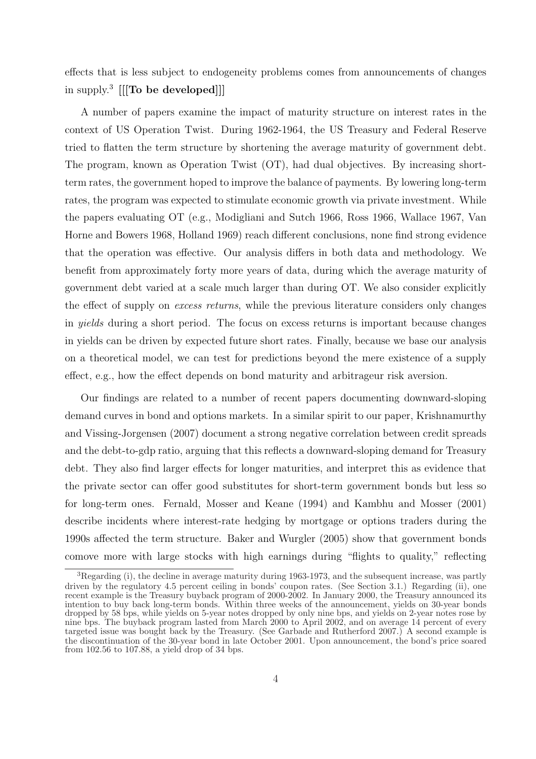effects that is less subject to endogeneity problems comes from announcements of changes in supply.[3] [[[**To be developed**]]]

A number of papers examine the impact of maturity structure on interest rates in the context of US Operation Twist. During 1962-1964, the US Treasury and Federal Reserve tried to flatten the term structure by shortening the average maturity of government debt. The program, known as Operation Twist (OT), had dual objectives. By increasing short-term rates, the government hoped to improve the balance of payments. By lowering long-term rates, the program was expected to stimulate economic growth via private investment. While the papers evaluating OT (e.g., Modigliani and Sutch 1966, Ross 1966, Wallace 1967, Van Horne and Bowers 1968, Holland 1969) reach different conclusions, none find strong evidence that the operation was effective. Our analysis differs in both data and methodology. We benefit from approximately forty more years of data, during which the average maturity of government debt varied at a scale much larger than during OT. We also consider explicitly the effect of supply on *excess returns*, while the previous literature considers only changes in *yields* during a short period. The focus on excess returns is important because changes in yields can be driven by expected future short rates. Finally, because we base our analysis on a theoretical model, we can test for predictions beyond the mere existence of a supply effect, e.g., how the effect depends on bond maturity and arbitrageur risk aversion.

Our findings are related to a number of recent papers documenting downward-sloping demand curves in bond and options markets. In a similar spirit to our paper, Krishnamurthy and Vissing-Jorgensen (2007) document a strong negative correlation between credit spreads and the debt-to-gdp ratio, arguing that this reflects a downward-sloping demand for Treasury debt. They also find larger effects for longer maturities, and interpret this as evidence that the private sector can offer good substitutes for short-term government bonds but less so for long-term ones. Fernald, Mosser and Keane (1994) and Kambhu and Mosser (2001) describe incidents where interest-rate hedging by mortgage or options traders during the 1990s affected the term structure. Baker and Wurgler (2005) show that government bonds comove more with large stocks with high earnings during "flights to quality," reflecting

[3] Regarding (i), the decline in average maturity during 1963-1973, and the subsequent increase, was partly driven by the regulatory 4.5 percent ceiling in bonds' coupon rates. (See Section 3.1.) Regarding (ii), one recent example is the Treasury buyback program of 2000-2002. In January 2000, the Treasury announced its intention to buy back long-term bonds. Within three weeks of the announcement, yields on 30-year bonds dropped by 58 bps, while yields on 5-year notes dropped by only nine bps, and yields on 2-year notes rose by nine bps. The buyback program lasted from March 2000 to April 2002, and on average 14 percent of every targeted issue was bought back by the Treasury. (See Garbade and Rutherford 2007.) A second example is the discontinuation of the 30-year bond in late October 2001. Upon announcement, the bond's price soared from 102.56 to 107.88, a yield drop of 34 bps.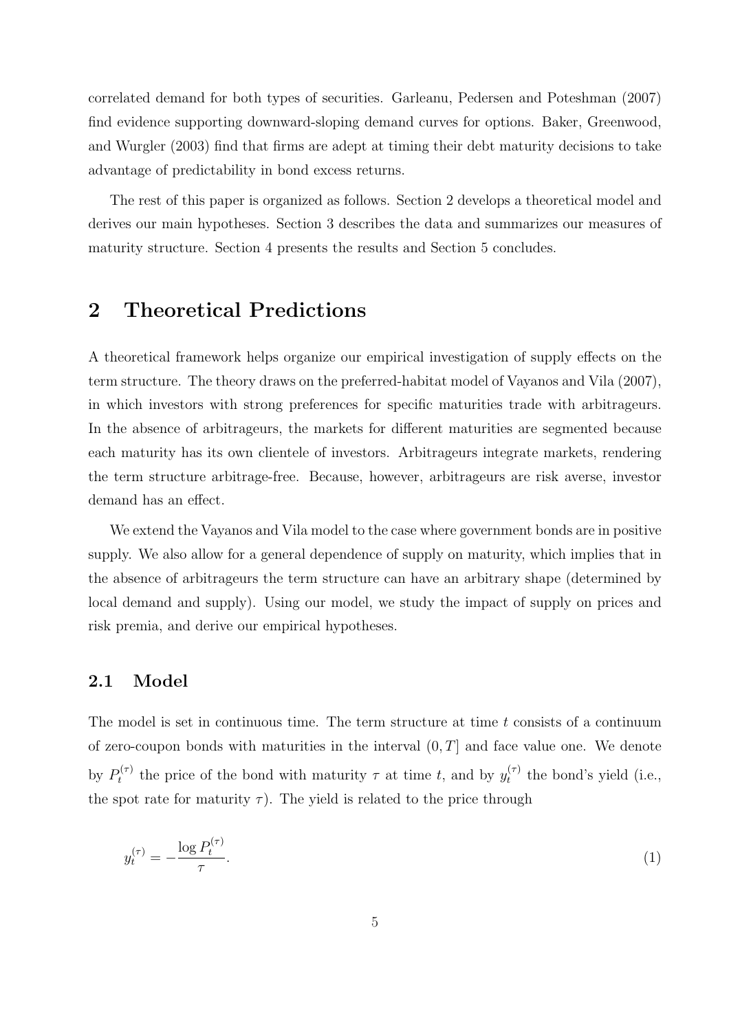correlated demand for both types of securities. Garleanu, Pedersen and Poteshman (2007) find evidence supporting downward-sloping demand curves for options. Baker, Greenwood, and Wurgler (2003) find that firms are adept at timing their debt maturity decisions to take advantage of predictability in bond excess returns.

The rest of this paper is organized as follows. Section 2 develops a theoretical model and derives our main hypotheses. Section 3 describes the data and summarizes our measures of maturity structure. Section 4 presents the results and Section 5 concludes.

# 2 Theoretical Predictions

A theoretical framework helps organize our empirical investigation of supply effects on the term structure. The theory draws on the preferred-habitat model of Vayanos and Vila (2007), in which investors with strong preferences for specific maturities trade with arbitrageurs. In the absence of arbitrageurs, the markets for different maturities are segmented because each maturity has its own clientele of investors. Arbitrageurs integrate markets, rendering the term structure arbitrage-free. Because, however, arbitrageurs are risk averse, investor demand has an effect.

We extend the Vayanos and Vila model to the case where government bonds are in positive supply. We also allow for a general dependence of supply on maturity, which implies that in the absence of arbitrageurs the term structure can have an arbitrary shape (determined by local demand and supply). Using our model, we study the impact of supply on prices and risk premia, and derive our empirical hypotheses.

## 2.1 Model

The model is set in continuous time. The term structure at time $t$ consists of a continuum of zero-coupon bonds with maturities in the interval $(0, T]$ and face value one. We denote by $P_t^{(\tau)}$ the price of the bond with maturity $\tau$ at time $t$, and by $y_t^{(\tau)}$ the bond's yield (i.e., the spot rate for maturity $\tau$). The yield is related to the price through

$$y_t^{(\tau)} = -\frac{\log P_t^{(\tau)}}{\tau}. \tag{1}$$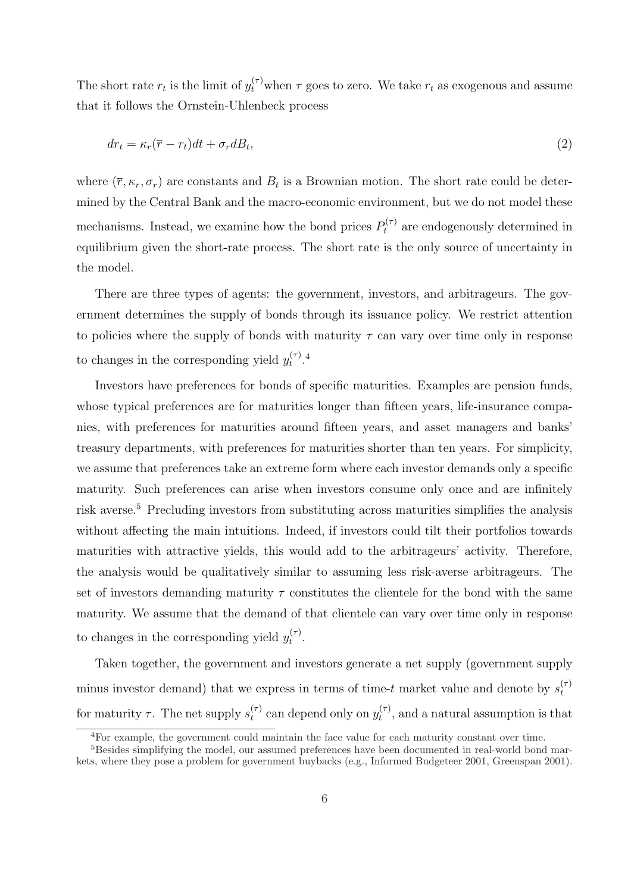The short rate $r_t$ is the limit of $y_t^{(\tau)}$ when $\tau$ goes to zero. We take $r_t$ as exogenous and assume that it follows the Ornstein-Uhlenbeck process

$$dr_t = \kappa_r(\overline{r} - r_t)dt + \sigma_r dB_t, \tag{2}$$

where $(\overline{r}, \kappa_r, \sigma_r)$ are constants and $B_t$ is a Brownian motion. The short rate could be determined by the Central Bank and the macro-economic environment, but we do not model these mechanisms. Instead, we examine how the bond prices $P_t^{(\tau)}$ are endogenously determined in equilibrium given the short-rate process. The short rate is the only source of uncertainty in the model.

There are three types of agents: the government, investors, and arbitrageurs. The government determines the supply of bonds through its issuance policy. We restrict attention to policies where the supply of bonds with maturity $\tau$ can vary over time only in response to changes in the corresponding yield $y_t^{(\tau)}$.[4]

Investors have preferences for bonds of specific maturities. Examples are pension funds, whose typical preferences are for maturities longer than fifteen years, life-insurance companies, with preferences for maturities around fifteen years, and asset managers and banks' treasury departments, with preferences for maturities shorter than ten years. For simplicity, we assume that preferences take an extreme form where each investor demands only a specific maturity. Such preferences can arise when investors consume only once and are infinitely risk averse.[5] Precluding investors from substituting across maturities simplifies the analysis without affecting the main intuitions. Indeed, if investors could tilt their portfolios towards maturities with attractive yields, this would add to the arbitrageurs' activity. Therefore, the analysis would be qualitatively similar to assuming less risk-averse arbitrageurs. The set of investors demanding maturity $\tau$ constitutes the clientele for the bond with the same maturity. We assume that the demand of that clientele can vary over time only in response to changes in the corresponding yield $y_t^{(\tau)}$.

Taken together, the government and investors generate a net supply (government supply minus investor demand) that we express in terms of time-$t$ market value and denote by $s_t^{(\tau)}$ for maturity $\tau$. The net supply $s_t^{(\tau)}$ can depend only on $y_t^{(\tau)}$, and a natural assumption is that

[4] For example, the government could maintain the face value for each maturity constant over time.

[5] Besides simplifying the model, our assumed preferences have been documented in real-world bond markets, where they pose a problem for government buybacks (e.g., Informed Budgeteer 2001, Greenspan 2001).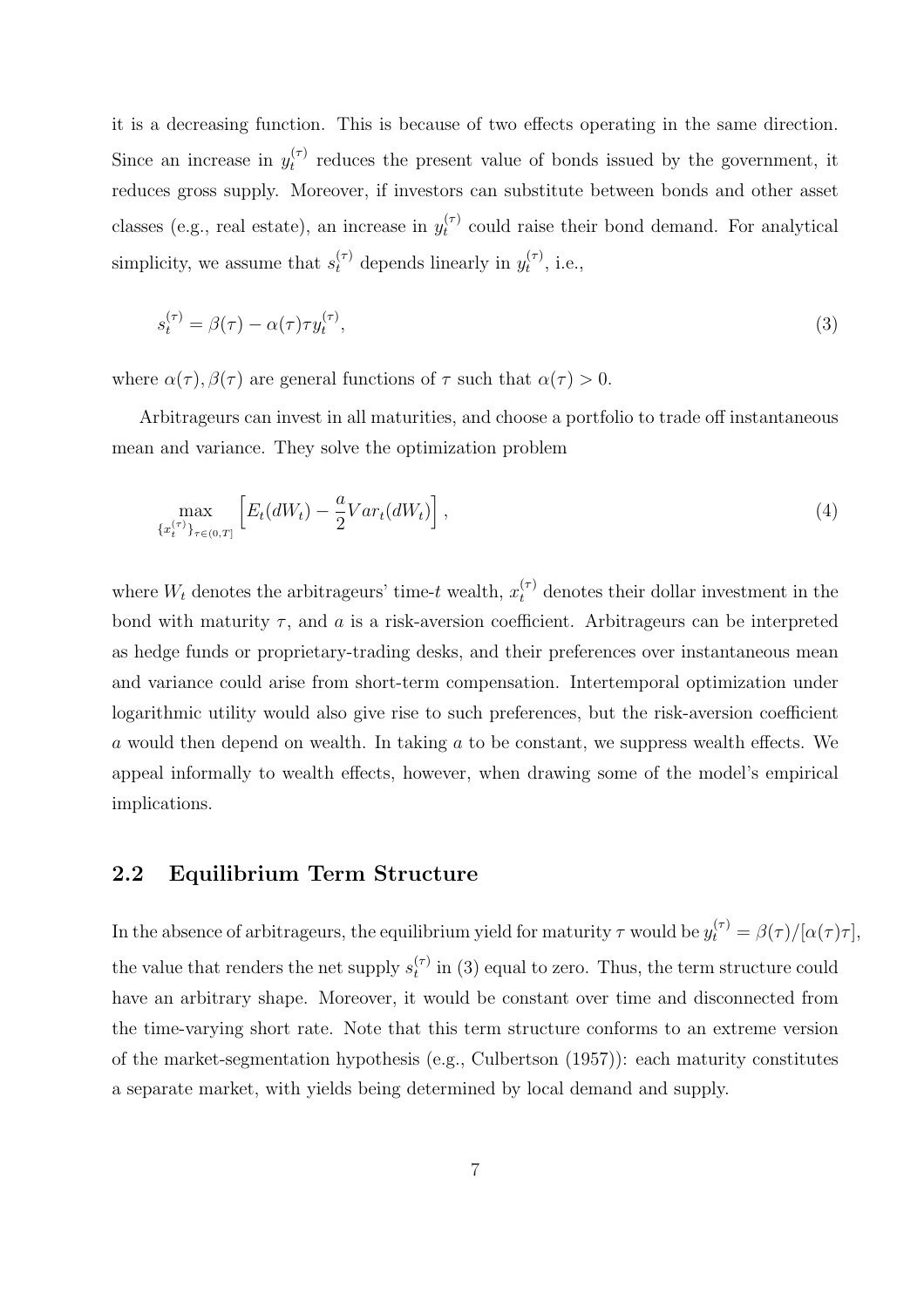it is a decreasing function. This is because of two effects operating in the same direction. Since an increase in $y_t^{(\tau)}$ reduces the present value of bonds issued by the government, it reduces gross supply. Moreover, if investors can substitute between bonds and other asset classes (e.g., real estate), an increase in $y_t^{(\tau)}$ could raise their bond demand. For analytical simplicity, we assume that $s_t^{(\tau)}$ depends linearly in $y_t^{(\tau)}$, i.e.,

$$s_t^{(\tau)} = \beta(\tau) - \alpha(\tau)\tau y_t^{(\tau)}, \tag{3}$$

where $\alpha(\tau), \beta(\tau)$ are general functions of $\tau$ such that $\alpha(\tau) > 0$.

Arbitrageurs can invest in all maturities, and choose a portfolio to trade off instantaneous mean and variance. They solve the optimization problem

$$\max_{\{x_t^{(\tau)}\}_{\tau \in (0,T]}} \left[ E_t(dW_t) - \frac{a}{2} Var_t(dW_t) \right], \tag{4}$$

where $W_t$ denotes the arbitrageurs' time-$t$ wealth, $x_t^{(\tau)}$ denotes their dollar investment in the bond with maturity $\tau$, and $a$ is a risk-aversion coefficient. Arbitrageurs can be interpreted as hedge funds or proprietary-trading desks, and their preferences over instantaneous mean and variance could arise from short-term compensation. Intertemporal optimization under logarithmic utility would also give rise to such preferences, but the risk-aversion coefficient $a$ would then depend on wealth. In taking $a$ to be constant, we suppress wealth effects. We appeal informally to wealth effects, however, when drawing some of the model's empirical implications.

## 2.2 Equilibrium Term Structure

In the absence of arbitrageurs, the equilibrium yield for maturity $\tau$ would be $y_t^{(\tau)} = \beta(\tau)/[\alpha(\tau)\tau]$, the value that renders the net supply $s_t^{(\tau)}$ in (3) equal to zero. Thus, the term structure could have an arbitrary shape. Moreover, it would be constant over time and disconnected from the time-varying short rate. Note that this term structure conforms to an extreme version of the market-segmentation hypothesis (e.g., Culbertson (1957)): each maturity constitutes a separate market, with yields being determined by local demand and supply.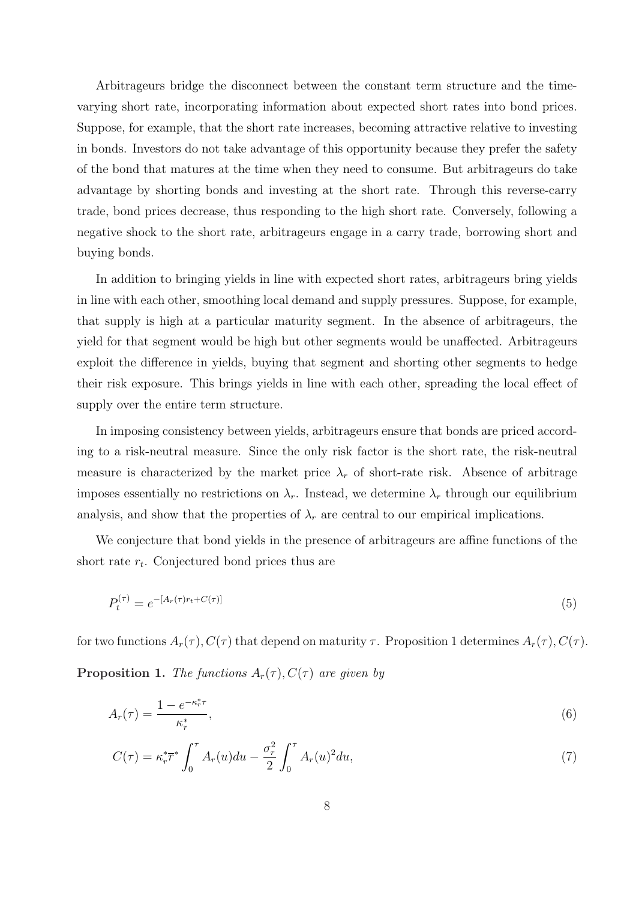Arbitrageurs bridge the disconnect between the constant term structure and the time-varying short rate, incorporating information about expected short rates into bond prices. Suppose, for example, that the short rate increases, becoming attractive relative to investing in bonds. Investors do not take advantage of this opportunity because they prefer the safety of the bond that matures at the time when they need to consume. But arbitrageurs do take advantage by shorting bonds and investing at the short rate. Through this reverse-carry trade, bond prices decrease, thus responding to the high short rate. Conversely, following a negative shock to the short rate, arbitrageurs engage in a carry trade, borrowing short and buying bonds.

In addition to bringing yields in line with expected short rates, arbitrageurs bring yields in line with each other, smoothing local demand and supply pressures. Suppose, for example, that supply is high at a particular maturity segment. In the absence of arbitrageurs, the yield for that segment would be high but other segments would be unaffected. Arbitrageurs exploit the difference in yields, buying that segment and shorting other segments to hedge their risk exposure. This brings yields in line with each other, spreading the local effect of supply over the entire term structure.

In imposing consistency between yields, arbitrageurs ensure that bonds are priced according to a risk-neutral measure. Since the only risk factor is the short rate, the risk-neutral measure is characterized by the market price $\lambda_r$ of short-rate risk. Absence of arbitrage imposes essentially no restrictions on $\lambda_r$. Instead, we determine $\lambda_r$ through our equilibrium analysis, and show that the properties of $\lambda_r$ are central to our empirical implications.

We conjecture that bond yields in the presence of arbitrageurs are affine functions of the short rate $r_t$. Conjectured bond prices thus are

$$P_t^{(\tau)} = e^{-[A_r(\tau)r_t + C(\tau)]} \tag{5}$$

for two functions $A_r(\tau), C(\tau)$ that depend on maturity $\tau$. Proposition 1 determines $A_r(\tau), C(\tau)$.

**Proposition 1.** *The functions $A_r(\tau), C(\tau)$ are given by*

$$A_r(\tau) = \frac{1 - e^{-\kappa_r^* \tau}}{\kappa_r^*}, \tag{6}$$

$$C(\tau) = \kappa_r^* \overline{r}^* \int_0^\tau A_r(u)du - \frac{\sigma_r^2}{2} \int_0^\tau A_r(u)^2 du, \tag{7}$$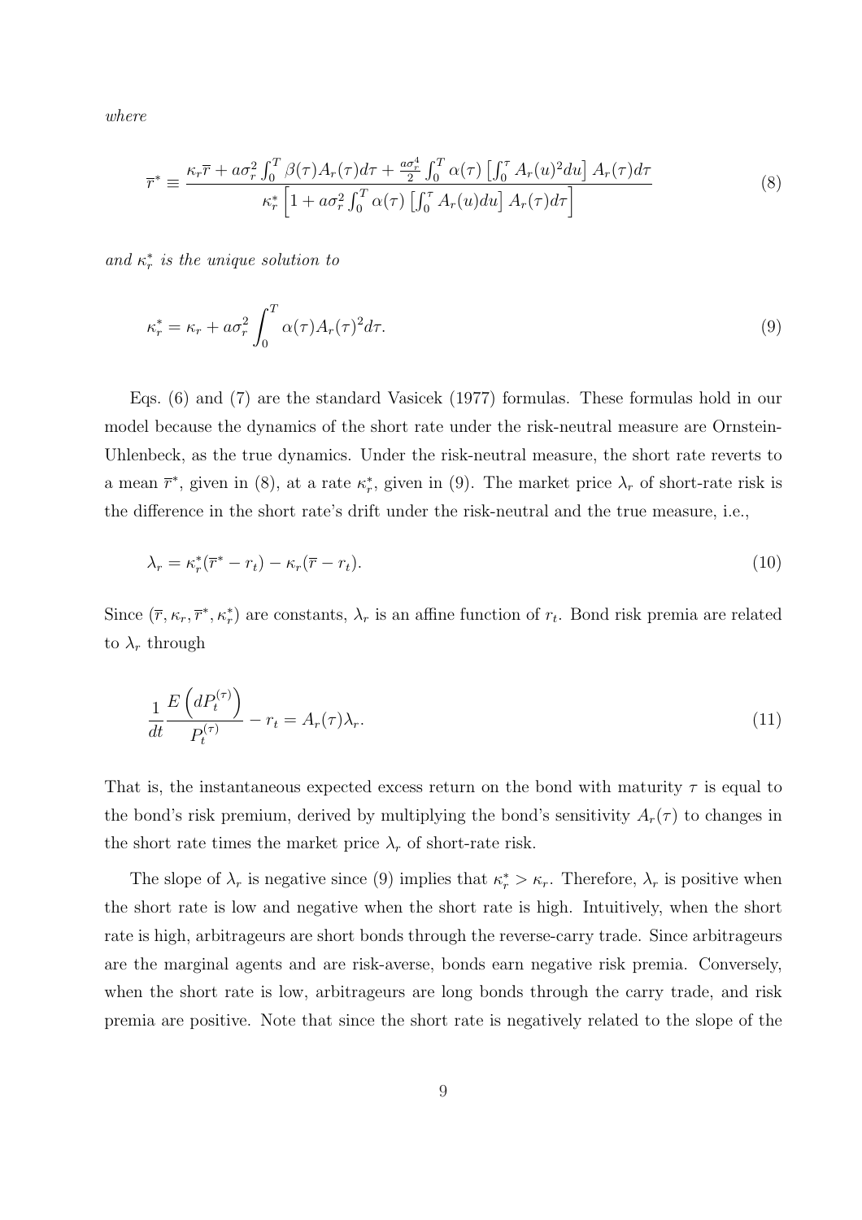*where*

$$\overline{r}^* \equiv \frac{\kappa_r \overline{r} + a\sigma_r^2 \int_0^T \beta(\tau) A_r(\tau) d\tau + \frac{a\sigma_r^4}{2} \int_0^T \alpha(\tau) \left[\int_0^\tau A_r(u)^2 du\right] A_r(\tau) d\tau}{\kappa_r^* \left[1 + a\sigma_r^2 \int_0^T \alpha(\tau) \left[\int_0^\tau A_r(u) du\right] A_r(\tau) d\tau\right]} \tag{8}$$

*and* $\kappa_r^*$ *is the unique solution to*

$$\kappa_r^* = \kappa_r + a\sigma_r^2 \int_0^T \alpha(\tau) A_r(\tau)^2 d\tau. \tag{9}$$

Eqs. (6) and (7) are the standard Vasicek (1977) formulas. These formulas hold in our model because the dynamics of the short rate under the risk-neutral measure are Ornstein-Uhlenbeck, as the true dynamics. Under the risk-neutral measure, the short rate reverts to a mean $\overline{r}^*$, given in (8), at a rate $\kappa_r^*$, given in (9). The market price $\lambda_r$ of short-rate risk is the difference in the short rate's drift under the risk-neutral and the true measure, i.e.,

$$\lambda_r = \kappa_r^*(\overline{r}^* - r_t) - \kappa_r(\overline{r} - r_t). \tag{10}$$

Since $(\overline{r}, \kappa_r, \overline{r}^*, \kappa_r^*)$ are constants, $\lambda_r$ is an affine function of $r_t$. Bond risk premia are related to $\lambda_r$ through

$$\frac{1}{dt} \frac{E\left(dP_t^{(\tau)}\right)}{P_t^{(\tau)}} - r_t = A_r(\tau)\lambda_r. \tag{11}$$

That is, the instantaneous expected excess return on the bond with maturity $\tau$ is equal to the bond's risk premium, derived by multiplying the bond's sensitivity $A_r(\tau)$ to changes in the short rate times the market price $\lambda_r$ of short-rate risk.

The slope of $\lambda_r$ is negative since (9) implies that $\kappa_r^* > \kappa_r$. Therefore, $\lambda_r$ is positive when the short rate is low and negative when the short rate is high. Intuitively, when the short rate is high, arbitrageurs are short bonds through the reverse-carry trade. Since arbitrageurs are the marginal agents and are risk-averse, bonds earn negative risk premia. Conversely, when the short rate is low, arbitrageurs are long bonds through the carry trade, and risk premia are positive. Note that since the short rate is negatively related to the slope of the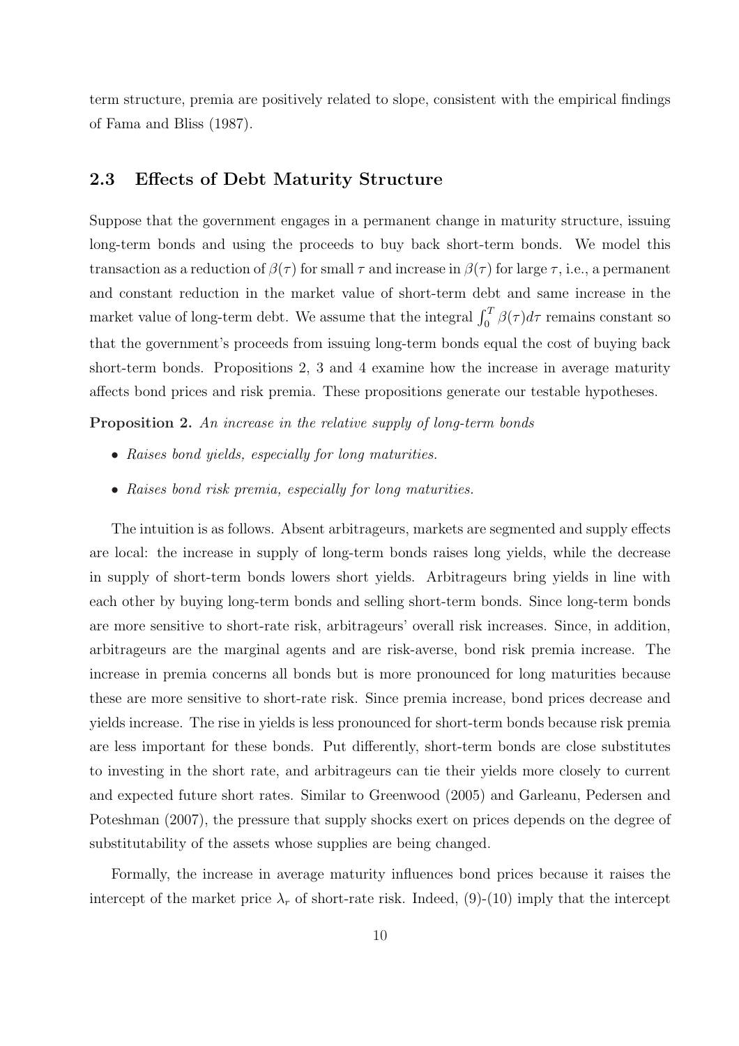term structure, premia are positively related to slope, consistent with the empirical findings of Fama and Bliss (1987).

## 2.3 Effects of Debt Maturity Structure

Suppose that the government engages in a permanent change in maturity structure, issuing long-term bonds and using the proceeds to buy back short-term bonds. We model this transaction as a reduction of $\beta(\tau)$ for small $\tau$ and increase in $\beta(\tau)$ for large $\tau$, i.e., a permanent and constant reduction in the market value of short-term debt and same increase in the market value of long-term debt. We assume that the integral $\int_0^T \beta(\tau)d\tau$ remains constant so that the government's proceeds from issuing long-term bonds equal the cost of buying back short-term bonds. Propositions 2, 3 and 4 examine how the increase in average maturity affects bond prices and risk premia. These propositions generate our testable hypotheses.

**Proposition 2.** *An increase in the relative supply of long-term bonds*

- *Raises bond yields, especially for long maturities.*
- *Raises bond risk premia, especially for long maturities.*

The intuition is as follows. Absent arbitrageurs, markets are segmented and supply effects are local: the increase in supply of long-term bonds raises long yields, while the decrease in supply of short-term bonds lowers short yields. Arbitrageurs bring yields in line with each other by buying long-term bonds and selling short-term bonds. Since long-term bonds are more sensitive to short-rate risk, arbitrageurs' overall risk increases. Since, in addition, arbitrageurs are the marginal agents and are risk-averse, bond risk premia increase. The increase in premia concerns all bonds but is more pronounced for long maturities because these are more sensitive to short-rate risk. Since premia increase, bond prices decrease and yields increase. The rise in yields is less pronounced for short-term bonds because risk premia are less important for these bonds. Put differently, short-term bonds are close substitutes to investing in the short rate, and arbitrageurs can tie their yields more closely to current and expected future short rates. Similar to Greenwood (2005) and Garleanu, Pedersen and Poteshman (2007), the pressure that supply shocks exert on prices depends on the degree of substitutability of the assets whose supplies are being changed.

Formally, the increase in average maturity influences bond prices because it raises the intercept of the market price $\lambda_r$ of short-rate risk. Indeed, (9)-(10) imply that the intercept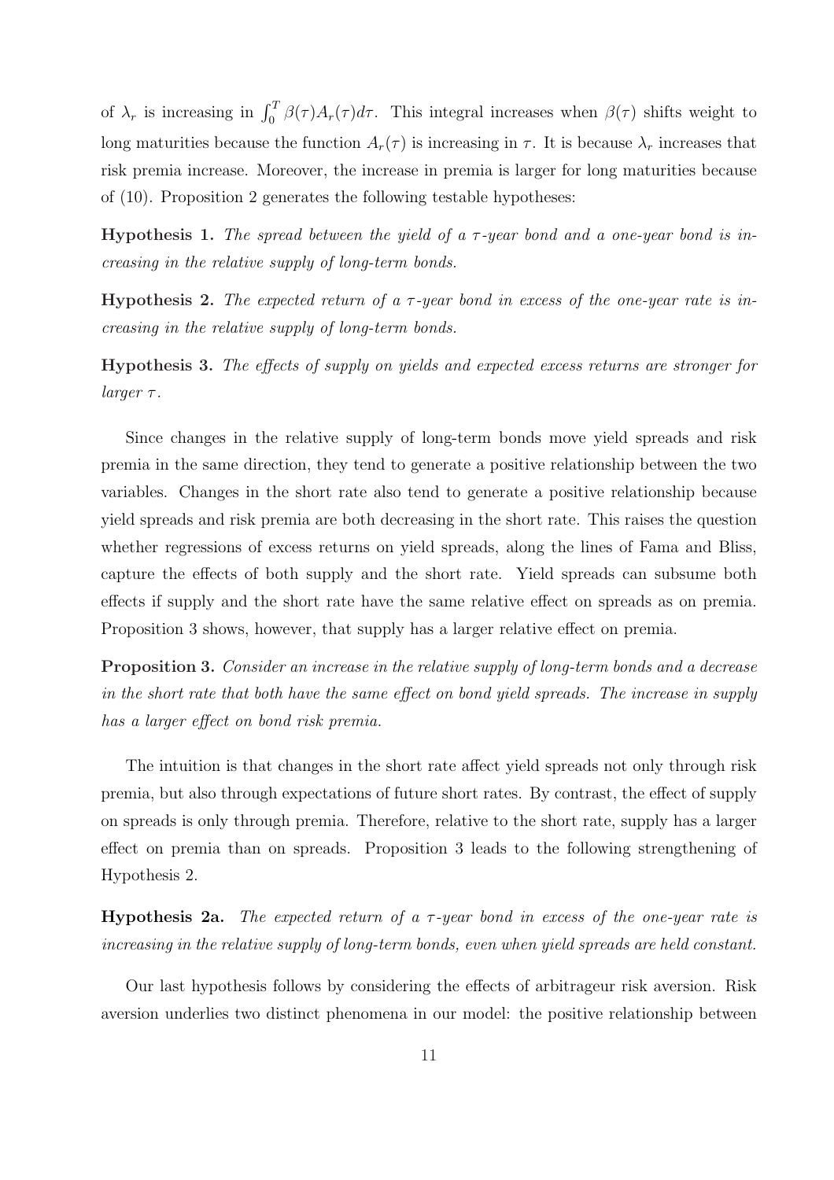of $\lambda_r$ is increasing in $\int_0^T \beta(\tau) A_r(\tau) d\tau$. This integral increases when $\beta(\tau)$ shifts weight to long maturities because the function $A_r(\tau)$ is increasing in $\tau$. It is because $\lambda_r$ increases that risk premia increase. Moreover, the increase in premia is larger for long maturities because of (10). Proposition 2 generates the following testable hypotheses:

**Hypothesis 1.** *The spread between the yield of a $\tau$-year bond and a one-year bond is increasing in the relative supply of long-term bonds.*

**Hypothesis 2.** *The expected return of a $\tau$-year bond in excess of the one-year rate is increasing in the relative supply of long-term bonds.*

**Hypothesis 3.** *The effects of supply on yields and expected excess returns are stronger for larger $\tau$.*

Since changes in the relative supply of long-term bonds move yield spreads and risk premia in the same direction, they tend to generate a positive relationship between the two variables. Changes in the short rate also tend to generate a positive relationship because yield spreads and risk premia are both decreasing in the short rate. This raises the question whether regressions of excess returns on yield spreads, along the lines of Fama and Bliss, capture the effects of both supply and the short rate. Yield spreads can subsume both effects if supply and the short rate have the same relative effect on spreads as on premia. Proposition 3 shows, however, that supply has a larger relative effect on premia.

**Proposition 3.** *Consider an increase in the relative supply of long-term bonds and a decrease in the short rate that both have the same effect on bond yield spreads. The increase in supply has a larger effect on bond risk premia.*

The intuition is that changes in the short rate affect yield spreads not only through risk premia, but also through expectations of future short rates. By contrast, the effect of supply on spreads is only through premia. Therefore, relative to the short rate, supply has a larger effect on premia than on spreads. Proposition 3 leads to the following strengthening of Hypothesis 2.

**Hypothesis 2a.** *The expected return of a $\tau$-year bond in excess of the one-year rate is increasing in the relative supply of long-term bonds, even when yield spreads are held constant.*

Our last hypothesis follows by considering the effects of arbitrageur risk aversion. Risk aversion underlies two distinct phenomena in our model: the positive relationship between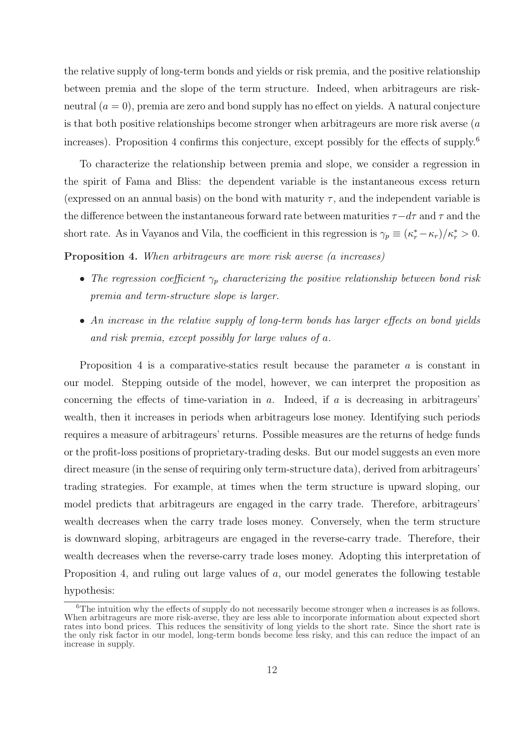the relative supply of long-term bonds and yields or risk premia, and the positive relationship between premia and the slope of the term structure. Indeed, when arbitrageurs are risk-neutral ($a = 0$), premia are zero and bond supply has no effect on yields. A natural conjecture is that both positive relationships become stronger when arbitrageurs are more risk averse ($a$ increases). Proposition 4 confirms this conjecture, except possibly for the effects of supply.[6]

To characterize the relationship between premia and slope, we consider a regression in the spirit of Fama and Bliss: the dependent variable is the instantaneous excess return (expressed on an annual basis) on the bond with maturity $\tau$, and the independent variable is the difference between the instantaneous forward rate between maturities $\tau - d\tau$ and $\tau$ and the short rate. As in Vayanos and Vila, the coefficient in this regression is $\gamma_p \equiv (\kappa_r^* - \kappa_r)/\kappa_r^* > 0$.

**Proposition 4.** *When arbitrageurs are more risk averse ($a$ increases)*

- *The regression coefficient $\gamma_p$ characterizing the positive relationship between bond risk premia and term-structure slope is larger.*
- *An increase in the relative supply of long-term bonds has larger effects on bond yields and risk premia, except possibly for large values of $a$.*

Proposition 4 is a comparative-statics result because the parameter $a$ is constant in our model. Stepping outside of the model, however, we can interpret the proposition as concerning the effects of time-variation in $a$. Indeed, if $a$ is decreasing in arbitrageurs' wealth, then it increases in periods when arbitrageurs lose money. Identifying such periods requires a measure of arbitrageurs' returns. Possible measures are the returns of hedge funds or the profit-loss positions of proprietary-trading desks. But our model suggests an even more direct measure (in the sense of requiring only term-structure data), derived from arbitrageurs' trading strategies. For example, at times when the term structure is upward sloping, our model predicts that arbitrageurs are engaged in the carry trade. Therefore, arbitrageurs' wealth decreases when the carry trade loses money. Conversely, when the term structure is downward sloping, arbitrageurs are engaged in the reverse-carry trade. Therefore, their wealth decreases when the reverse-carry trade loses money. Adopting this interpretation of Proposition 4, and ruling out large values of $a$, our model generates the following testable hypothesis:

[6] The intuition why the effects of supply do not necessarily become stronger when $a$ increases is as follows. When arbitrageurs are more risk-averse, they are less able to incorporate information about expected short rates into bond prices. This reduces the sensitivity of long yields to the short rate. Since the short rate is the only risk factor in our model, long-term bonds become less risky, and this can reduce the impact of an increase in supply.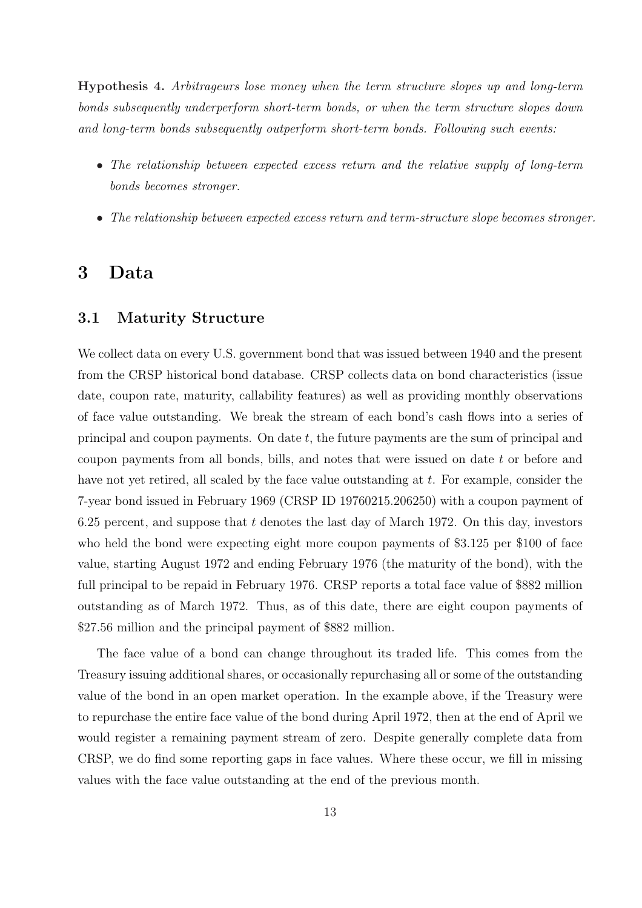**Hypothesis 4.** *Arbitrageurs lose money when the term structure slopes up and long-term bonds subsequently underperform short-term bonds, or when the term structure slopes down and long-term bonds subsequently outperform short-term bonds. Following such events:*

- *The relationship between expected excess return and the relative supply of long-term bonds becomes stronger.*
- *The relationship between expected excess return and term-structure slope becomes stronger.*

# 3 Data

## 3.1 Maturity Structure

We collect data on every U.S. government bond that was issued between 1940 and the present from the CRSP historical bond database. CRSP collects data on bond characteristics (issue date, coupon rate, maturity, callability features) as well as providing monthly observations of face value outstanding. We break the stream of each bond's cash flows into a series of principal and coupon payments. On date $t$, the future payments are the sum of principal and coupon payments from all bonds, bills, and notes that were issued on date $t$ or before and have not yet retired, all scaled by the face value outstanding at $t$. For example, consider the 7-year bond issued in February 1969 (CRSP ID 19760215.206250) with a coupon payment of 6.25 percent, and suppose that $t$ denotes the last day of March 1972. On this day, investors who held the bond were expecting eight more coupon payments of \$3.125 per \$100 of face value, starting August 1972 and ending February 1976 (the maturity of the bond), with the full principal to be repaid in February 1976. CRSP reports a total face value of \$882 million outstanding as of March 1972. Thus, as of this date, there are eight coupon payments of \$27.56 million and the principal payment of \$882 million.

The face value of a bond can change throughout its traded life. This comes from the Treasury issuing additional shares, or occasionally repurchasing all or some of the outstanding value of the bond in an open market operation. In the example above, if the Treasury were to repurchase the entire face value of the bond during April 1972, then at the end of April we would register a remaining payment stream of zero. Despite generally complete data from CRSP, we do find some reporting gaps in face values. Where these occur, we fill in missing values with the face value outstanding at the end of the previous month.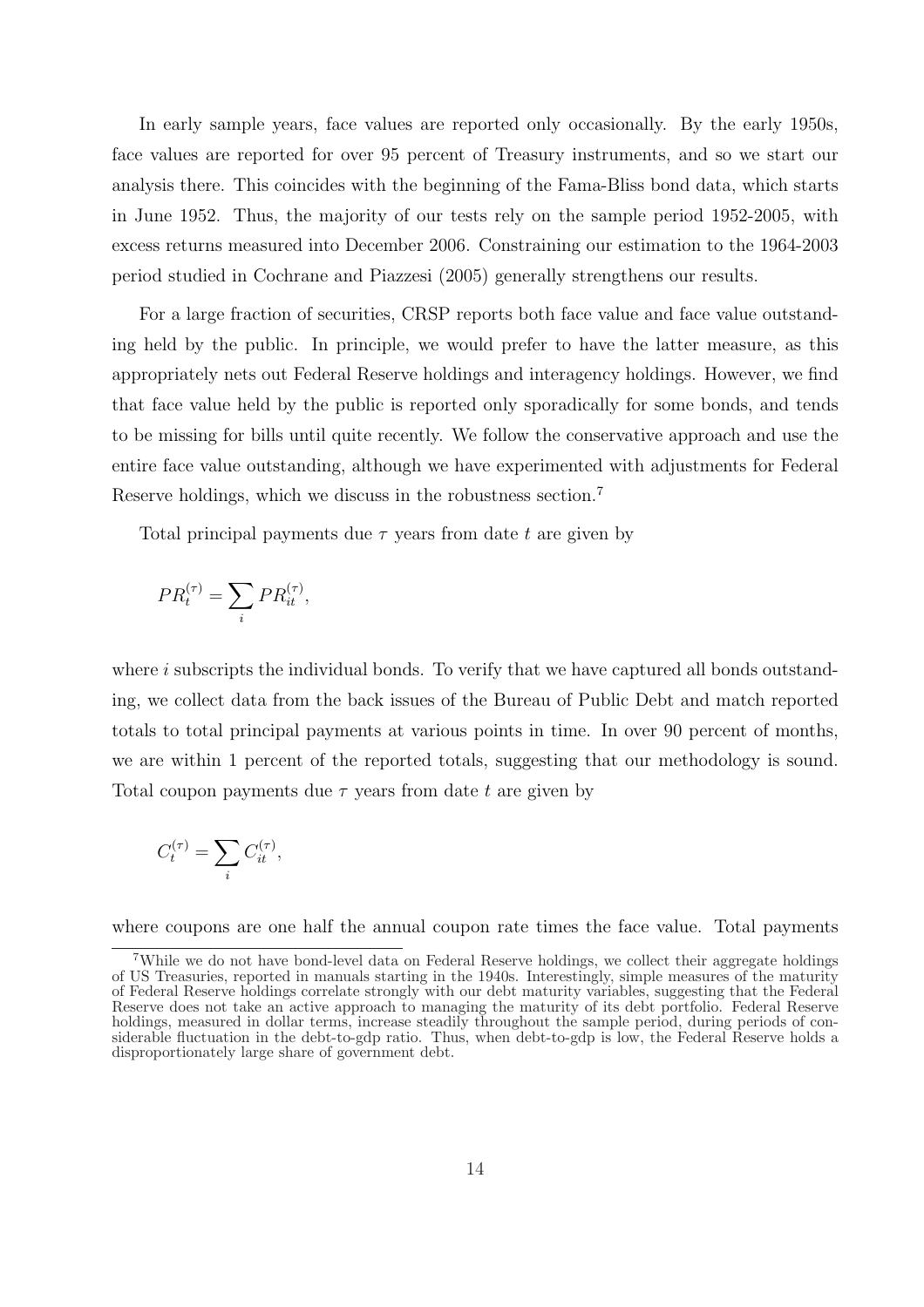In early sample years, face values are reported only occasionally. By the early 1950s, face values are reported for over 95 percent of Treasury instruments, and so we start our analysis there. This coincides with the beginning of the Fama-Bliss bond data, which starts in June 1952. Thus, the majority of our tests rely on the sample period 1952-2005, with excess returns measured into December 2006. Constraining our estimation to the 1964-2003 period studied in Cochrane and Piazzesi (2005) generally strengthens our results.

For a large fraction of securities, CRSP reports both face value and face value outstanding held by the public. In principle, we would prefer to have the latter measure, as this appropriately nets out Federal Reserve holdings and interagency holdings. However, we find that face value held by the public is reported only sporadically for some bonds, and tends to be missing for bills until quite recently. We follow the conservative approach and use the entire face value outstanding, although we have experimented with adjustments for Federal Reserve holdings, which we discuss in the robustness section.[7]

Total principal payments due $\tau$ years from date $t$ are given by

$$PR_t^{(\tau)} = \sum_i PR_{it}^{(\tau)},$$

where $i$ subscripts the individual bonds. To verify that we have captured all bonds outstanding, we collect data from the back issues of the Bureau of Public Debt and match reported totals to total principal payments at various points in time. In over 90 percent of months, we are within 1 percent of the reported totals, suggesting that our methodology is sound. Total coupon payments due $\tau$ years from date $t$ are given by

$$C_t^{(\tau)} = \sum_i C_{it}^{(\tau)},$$

where coupons are one half the annual coupon rate times the face value. Total payments

[7]While we do not have bond-level data on Federal Reserve holdings, we collect their aggregate holdings of US Treasuries, reported in manuals starting in the 1940s. Interestingly, simple measures of the maturity of Federal Reserve holdings correlate strongly with our debt maturity variables, suggesting that the Federal Reserve does not take an active approach to managing the maturity of its debt portfolio. Federal Reserve holdings, measured in dollar terms, increase steadily throughout the sample period, during periods of considerable fluctuation in the debt-to-gdp ratio. Thus, when debt-to-gdp is low, the Federal Reserve holds a disproportionately large share of government debt.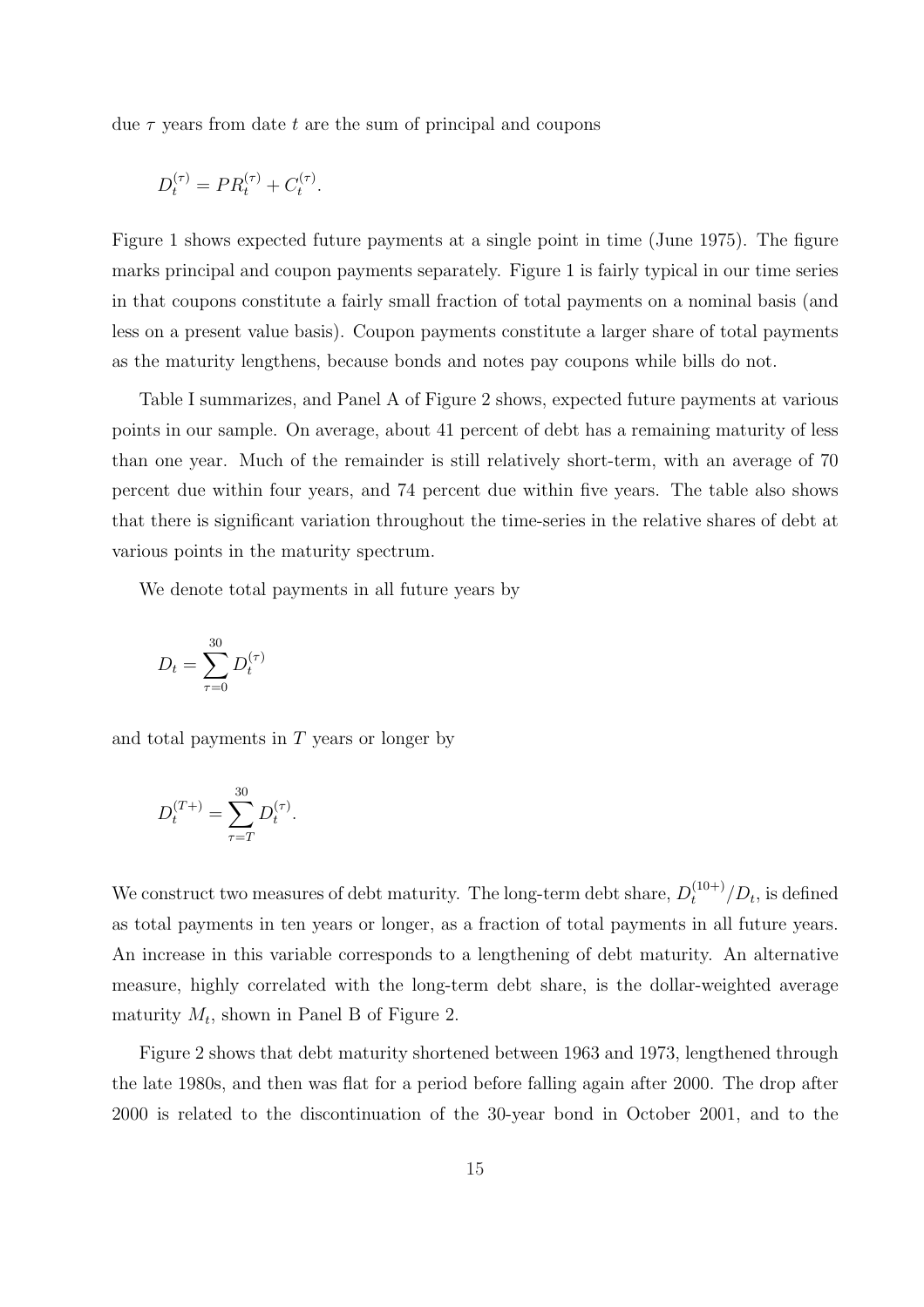due $\tau$ years from date $t$ are the sum of principal and coupons

$$D_t^{(\tau)} = PR_t^{(\tau)} + C_t^{(\tau)}.$$

Figure 1 shows expected future payments at a single point in time (June 1975). The figure marks principal and coupon payments separately. Figure 1 is fairly typical in our time series in that coupons constitute a fairly small fraction of total payments on a nominal basis (and less on a present value basis). Coupon payments constitute a larger share of total payments as the maturity lengthens, because bonds and notes pay coupons while bills do not.

Table I summarizes, and Panel A of Figure 2 shows, expected future payments at various points in our sample. On average, about 41 percent of debt has a remaining maturity of less than one year. Much of the remainder is still relatively short-term, with an average of 70 percent due within four years, and 74 percent due within five years. The table also shows that there is significant variation throughout the time-series in the relative shares of debt at various points in the maturity spectrum.

We denote total payments in all future years by

$$D_t = \sum_{\tau=0}^{30} D_t^{(\tau)}$$

and total payments in $T$ years or longer by

$$D_t^{(T+)} = \sum_{\tau=T}^{30} D_t^{(\tau)}.$$

We construct two measures of debt maturity. The long-term debt share, $D_t^{(10+)}/D_t$, is defined as total payments in ten years or longer, as a fraction of total payments in all future years. An increase in this variable corresponds to a lengthening of debt maturity. An alternative measure, highly correlated with the long-term debt share, is the dollar-weighted average maturity $M_t$, shown in Panel B of Figure 2.

Figure 2 shows that debt maturity shortened between 1963 and 1973, lengthened through the late 1980s, and then was flat for a period before falling again after 2000. The drop after 2000 is related to the discontinuation of the 30-year bond in October 2001, and to the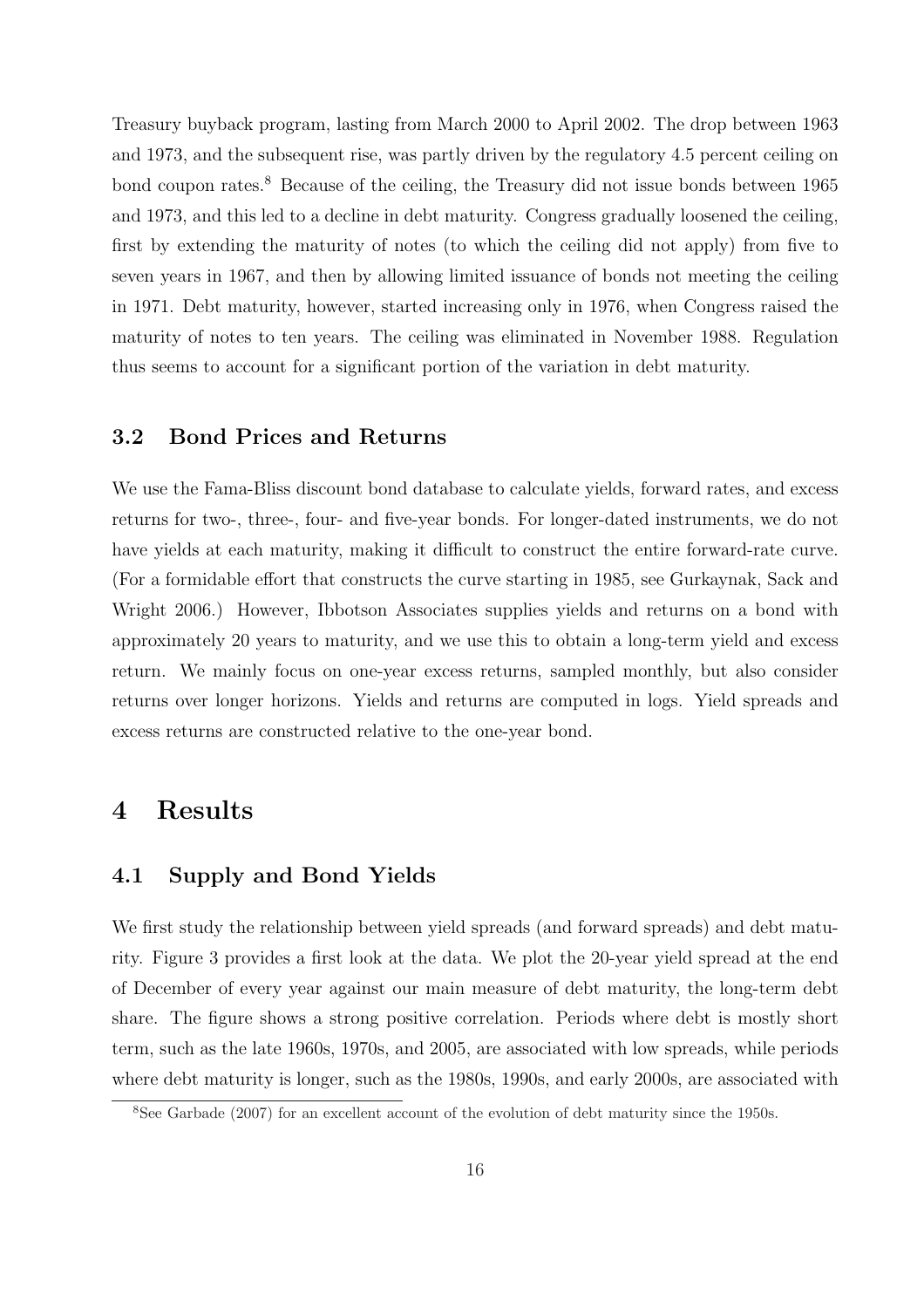Treasury buyback program, lasting from March 2000 to April 2002. The drop between 1963 and 1973, and the subsequent rise, was partly driven by the regulatory 4.5 percent ceiling on bond coupon rates.[8] Because of the ceiling, the Treasury did not issue bonds between 1965 and 1973, and this led to a decline in debt maturity. Congress gradually loosened the ceiling, first by extending the maturity of notes (to which the ceiling did not apply) from five to seven years in 1967, and then by allowing limited issuance of bonds not meeting the ceiling in 1971. Debt maturity, however, started increasing only in 1976, when Congress raised the maturity of notes to ten years. The ceiling was eliminated in November 1988. Regulation thus seems to account for a significant portion of the variation in debt maturity.

### 3.2 Bond Prices and Returns

We use the Fama-Bliss discount bond database to calculate yields, forward rates, and excess returns for two-, three-, four- and five-year bonds. For longer-dated instruments, we do not have yields at each maturity, making it difficult to construct the entire forward-rate curve. (For a formidable effort that constructs the curve starting in 1985, see Gurkaynak, Sack and Wright 2006.) However, Ibbotson Associates supplies yields and returns on a bond with approximately 20 years to maturity, and we use this to obtain a long-term yield and excess return. We mainly focus on one-year excess returns, sampled monthly, but also consider returns over longer horizons. Yields and returns are computed in logs. Yield spreads and excess returns are constructed relative to the one-year bond.

## 4 Results

### 4.1 Supply and Bond Yields

We first study the relationship between yield spreads (and forward spreads) and debt maturity. Figure 3 provides a first look at the data. We plot the 20-year yield spread at the end of December of every year against our main measure of debt maturity, the long-term debt share. The figure shows a strong positive correlation. Periods where debt is mostly short term, such as the late 1960s, 1970s, and 2005, are associated with low spreads, while periods where debt maturity is longer, such as the 1980s, 1990s, and early 2000s, are associated with

[8] See Garbade (2007) for an excellent account of the evolution of debt maturity since the 1950s.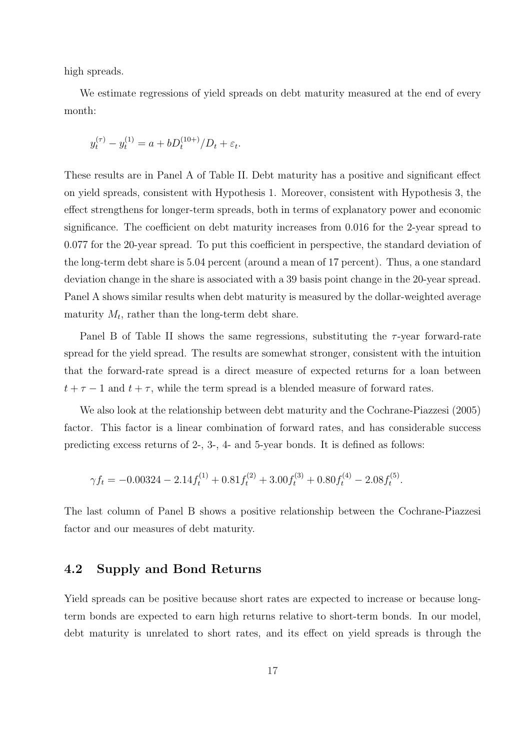high spreads.

We estimate regressions of yield spreads on debt maturity measured at the end of every month:

$$y_t^{(\tau)} - y_t^{(1)} = a + bD_t^{(10+)}/D_t + \varepsilon_t.$$

These results are in Panel A of Table II. Debt maturity has a positive and significant effect on yield spreads, consistent with Hypothesis 1. Moreover, consistent with Hypothesis 3, the effect strengthens for longer-term spreads, both in terms of explanatory power and economic significance. The coefficient on debt maturity increases from 0.016 for the 2-year spread to 0.077 for the 20-year spread. To put this coefficient in perspective, the standard deviation of the long-term debt share is 5.04 percent (around a mean of 17 percent). Thus, a one standard deviation change in the share is associated with a 39 basis point change in the 20-year spread. Panel A shows similar results when debt maturity is measured by the dollar-weighted average maturity $M_t$, rather than the long-term debt share.

Panel B of Table II shows the same regressions, substituting the $\tau$-year forward-rate spread for the yield spread. The results are somewhat stronger, consistent with the intuition that the forward-rate spread is a direct measure of expected returns for a loan between $t + \tau - 1$ and $t + \tau$, while the term spread is a blended measure of forward rates.

We also look at the relationship between debt maturity and the Cochrane-Piazzesi (2005) factor. This factor is a linear combination of forward rates, and has considerable success predicting excess returns of 2-, 3-, 4- and 5-year bonds. It is defined as follows:

$$\gamma f_t = -0.00324 - 2.14 f_t^{(1)} + 0.81 f_t^{(2)} + 3.00 f_t^{(3)} + 0.80 f_t^{(4)} - 2.08 f_t^{(5)}.$$

The last column of Panel B shows a positive relationship between the Cochrane-Piazzesi factor and our measures of debt maturity.

## 4.2 Supply and Bond Returns

Yield spreads can be positive because short rates are expected to increase or because long-term bonds are expected to earn high returns relative to short-term bonds. In our model, debt maturity is unrelated to short rates, and its effect on yield spreads is through the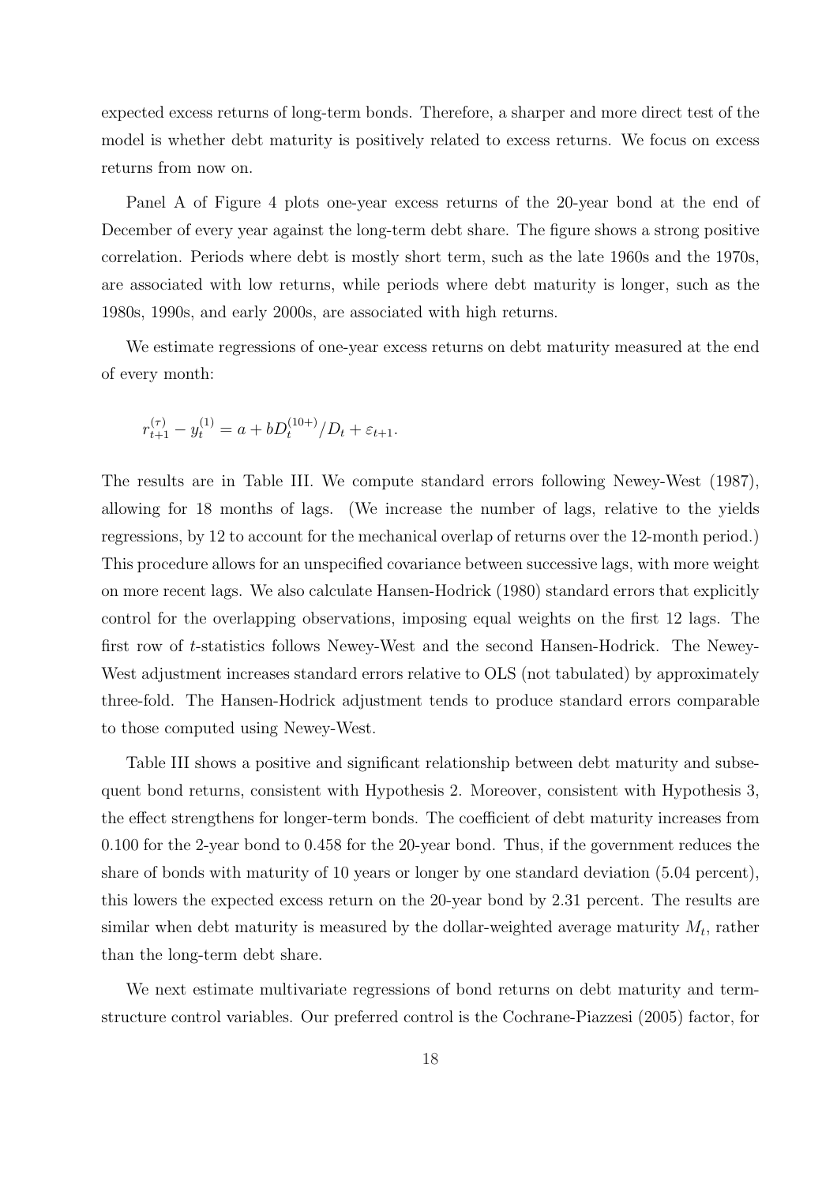expected excess returns of long-term bonds. Therefore, a sharper and more direct test of the model is whether debt maturity is positively related to excess returns. We focus on excess returns from now on.

Panel A of Figure 4 plots one-year excess returns of the 20-year bond at the end of December of every year against the long-term debt share. The figure shows a strong positive correlation. Periods where debt is mostly short term, such as the late 1960s and the 1970s, are associated with low returns, while periods where debt maturity is longer, such as the 1980s, 1990s, and early 2000s, are associated with high returns.

We estimate regressions of one-year excess returns on debt maturity measured at the end of every month:

$$r_{t+1}^{(\tau)} - y_t^{(1)} = a + bD_t^{(10+)}/D_t + \varepsilon_{t+1}.$$

The results are in Table III. We compute standard errors following Newey-West (1987), allowing for 18 months of lags. (We increase the number of lags, relative to the yields regressions, by 12 to account for the mechanical overlap of returns over the 12-month period.) This procedure allows for an unspecified covariance between successive lags, with more weight on more recent lags. We also calculate Hansen-Hodrick (1980) standard errors that explicitly control for the overlapping observations, imposing equal weights on the first 12 lags. The first row of $t$-statistics follows Newey-West and the second Hansen-Hodrick. The Newey-West adjustment increases standard errors relative to OLS (not tabulated) by approximately three-fold. The Hansen-Hodrick adjustment tends to produce standard errors comparable to those computed using Newey-West.

Table III shows a positive and significant relationship between debt maturity and subsequent bond returns, consistent with Hypothesis 2. Moreover, consistent with Hypothesis 3, the effect strengthens for longer-term bonds. The coefficient of debt maturity increases from 0.100 for the 2-year bond to 0.458 for the 20-year bond. Thus, if the government reduces the share of bonds with maturity of 10 years or longer by one standard deviation (5.04 percent), this lowers the expected excess return on the 20-year bond by 2.31 percent. The results are similar when debt maturity is measured by the dollar-weighted average maturity $M_t$, rather than the long-term debt share.

We next estimate multivariate regressions of bond returns on debt maturity and term-structure control variables. Our preferred control is the Cochrane-Piazzesi (2005) factor, for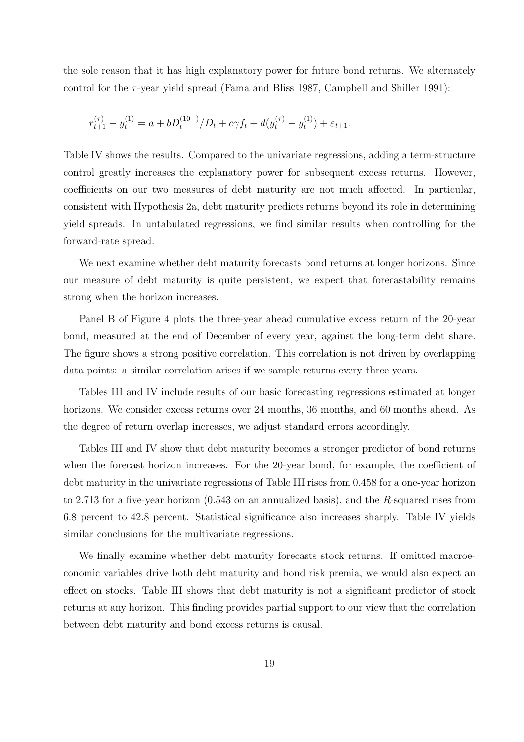the sole reason that it has high explanatory power for future bond returns. We alternately control for the $\tau$-year yield spread (Fama and Bliss 1987, Campbell and Shiller 1991):

$$r_{t+1}^{(\tau)} - y_t^{(1)} = a + bD_t^{(10+)}/D_t + c\gamma f_t + d(y_t^{(\tau)} - y_t^{(1)}) + \varepsilon_{t+1}.$$

Table IV shows the results. Compared to the univariate regressions, adding a term-structure control greatly increases the explanatory power for subsequent excess returns. However, coefficients on our two measures of debt maturity are not much affected. In particular, consistent with Hypothesis 2a, debt maturity predicts returns beyond its role in determining yield spreads. In untabulated regressions, we find similar results when controlling for the forward-rate spread.

We next examine whether debt maturity forecasts bond returns at longer horizons. Since our measure of debt maturity is quite persistent, we expect that forecastability remains strong when the horizon increases.

Panel B of Figure 4 plots the three-year ahead cumulative excess return of the 20-year bond, measured at the end of December of every year, against the long-term debt share. The figure shows a strong positive correlation. This correlation is not driven by overlapping data points: a similar correlation arises if we sample returns every three years.

Tables III and IV include results of our basic forecasting regressions estimated at longer horizons. We consider excess returns over 24 months, 36 months, and 60 months ahead. As the degree of return overlap increases, we adjust standard errors accordingly.

Tables III and IV show that debt maturity becomes a stronger predictor of bond returns when the forecast horizon increases. For the 20-year bond, for example, the coefficient of debt maturity in the univariate regressions of Table III rises from 0.458 for a one-year horizon to 2.713 for a five-year horizon (0.543 on an annualized basis), and the $R$-squared rises from 6.8 percent to 42.8 percent. Statistical significance also increases sharply. Table IV yields similar conclusions for the multivariate regressions.

We finally examine whether debt maturity forecasts stock returns. If omitted macroeconomic variables drive both debt maturity and bond risk premia, we would also expect an effect on stocks. Table III shows that debt maturity is not a significant predictor of stock returns at any horizon. This finding provides partial support to our view that the correlation between debt maturity and bond excess returns is causal.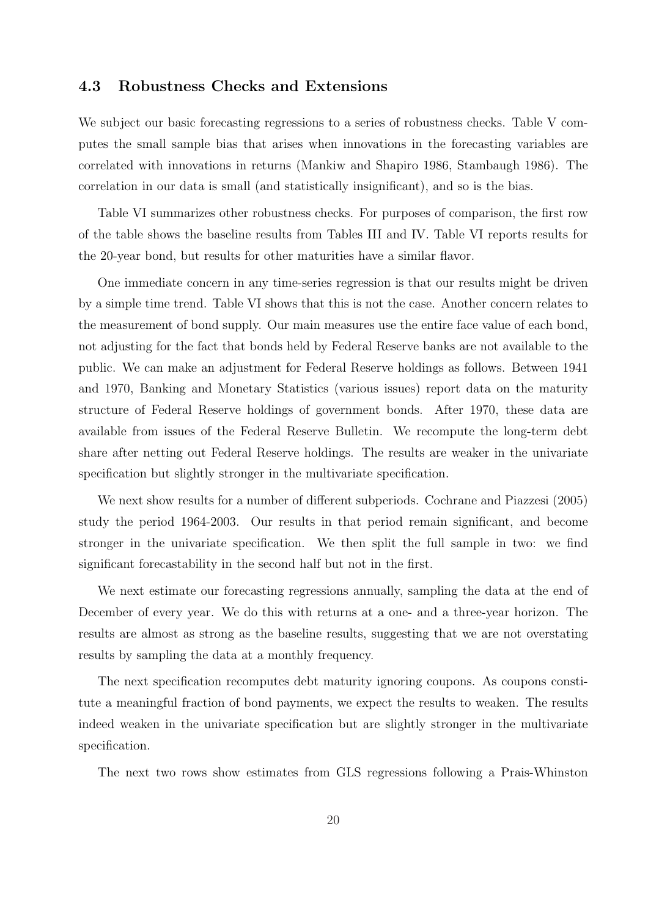### 4.3 Robustness Checks and Extensions

We subject our basic forecasting regressions to a series of robustness checks. Table V computes the small sample bias that arises when innovations in the forecasting variables are correlated with innovations in returns (Mankiw and Shapiro 1986, Stambaugh 1986). The correlation in our data is small (and statistically insignificant), and so is the bias.

Table VI summarizes other robustness checks. For purposes of comparison, the first row of the table shows the baseline results from Tables III and IV. Table VI reports results for the 20-year bond, but results for other maturities have a similar flavor.

One immediate concern in any time-series regression is that our results might be driven by a simple time trend. Table VI shows that this is not the case. Another concern relates to the measurement of bond supply. Our main measures use the entire face value of each bond, not adjusting for the fact that bonds held by Federal Reserve banks are not available to the public. We can make an adjustment for Federal Reserve holdings as follows. Between 1941 and 1970, Banking and Monetary Statistics (various issues) report data on the maturity structure of Federal Reserve holdings of government bonds. After 1970, these data are available from issues of the Federal Reserve Bulletin. We recompute the long-term debt share after netting out Federal Reserve holdings. The results are weaker in the univariate specification but slightly stronger in the multivariate specification.

We next show results for a number of different subperiods. Cochrane and Piazzesi (2005) study the period 1964-2003. Our results in that period remain significant, and become stronger in the univariate specification. We then split the full sample in two: we find significant forecastability in the second half but not in the first.

We next estimate our forecasting regressions annually, sampling the data at the end of December of every year. We do this with returns at a one- and a three-year horizon. The results are almost as strong as the baseline results, suggesting that we are not overstating results by sampling the data at a monthly frequency.

The next specification recomputes debt maturity ignoring coupons. As coupons constitute a meaningful fraction of bond payments, we expect the results to weaken. The results indeed weaken in the univariate specification but are slightly stronger in the multivariate specification.

The next two rows show estimates from GLS regressions following a Prais-Whinston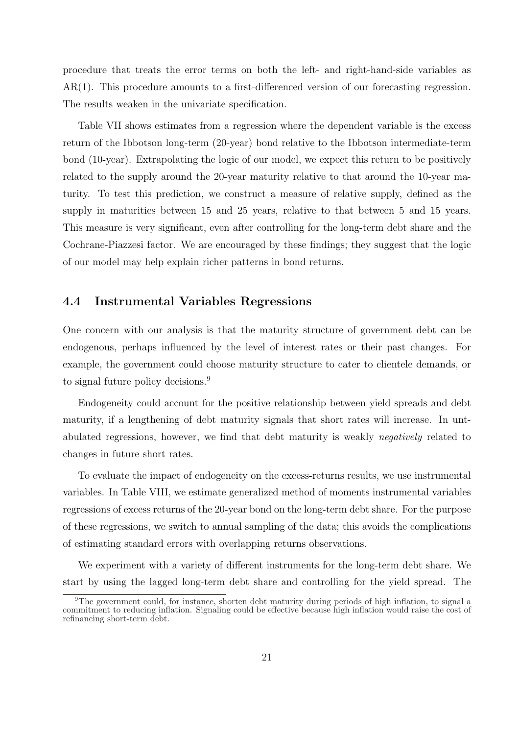procedure that treats the error terms on both the left- and right-hand-side variables as AR(1). This procedure amounts to a first-differenced version of our forecasting regression. The results weaken in the univariate specification.

Table VII shows estimates from a regression where the dependent variable is the excess return of the Ibbotson long-term (20-year) bond relative to the Ibbotson intermediate-term bond (10-year). Extrapolating the logic of our model, we expect this return to be positively related to the supply around the 20-year maturity relative to that around the 10-year maturity. To test this prediction, we construct a measure of relative supply, defined as the supply in maturities between 15 and 25 years, relative to that between 5 and 15 years. This measure is very significant, even after controlling for the long-term debt share and the Cochrane-Piazzesi factor. We are encouraged by these findings; they suggest that the logic of our model may help explain richer patterns in bond returns.

## 4.4 Instrumental Variables Regressions

One concern with our analysis is that the maturity structure of government debt can be endogenous, perhaps influenced by the level of interest rates or their past changes. For example, the government could choose maturity structure to cater to clientele demands, or to signal future policy decisions.[9]

Endogeneity could account for the positive relationship between yield spreads and debt maturity, if a lengthening of debt maturity signals that short rates will increase. In untabulated regressions, however, we find that debt maturity is weakly *negatively* related to changes in future short rates.

To evaluate the impact of endogeneity on the excess-returns results, we use instrumental variables. In Table VIII, we estimate generalized method of moments instrumental variables regressions of excess returns of the 20-year bond on the long-term debt share. For the purpose of these regressions, we switch to annual sampling of the data; this avoids the complications of estimating standard errors with overlapping returns observations.

We experiment with a variety of different instruments for the long-term debt share. We start by using the lagged long-term debt share and controlling for the yield spread. The

[9]The government could, for instance, shorten debt maturity during periods of high inflation, to signal a commitment to reducing inflation. Signaling could be effective because high inflation would raise the cost of refinancing short-term debt.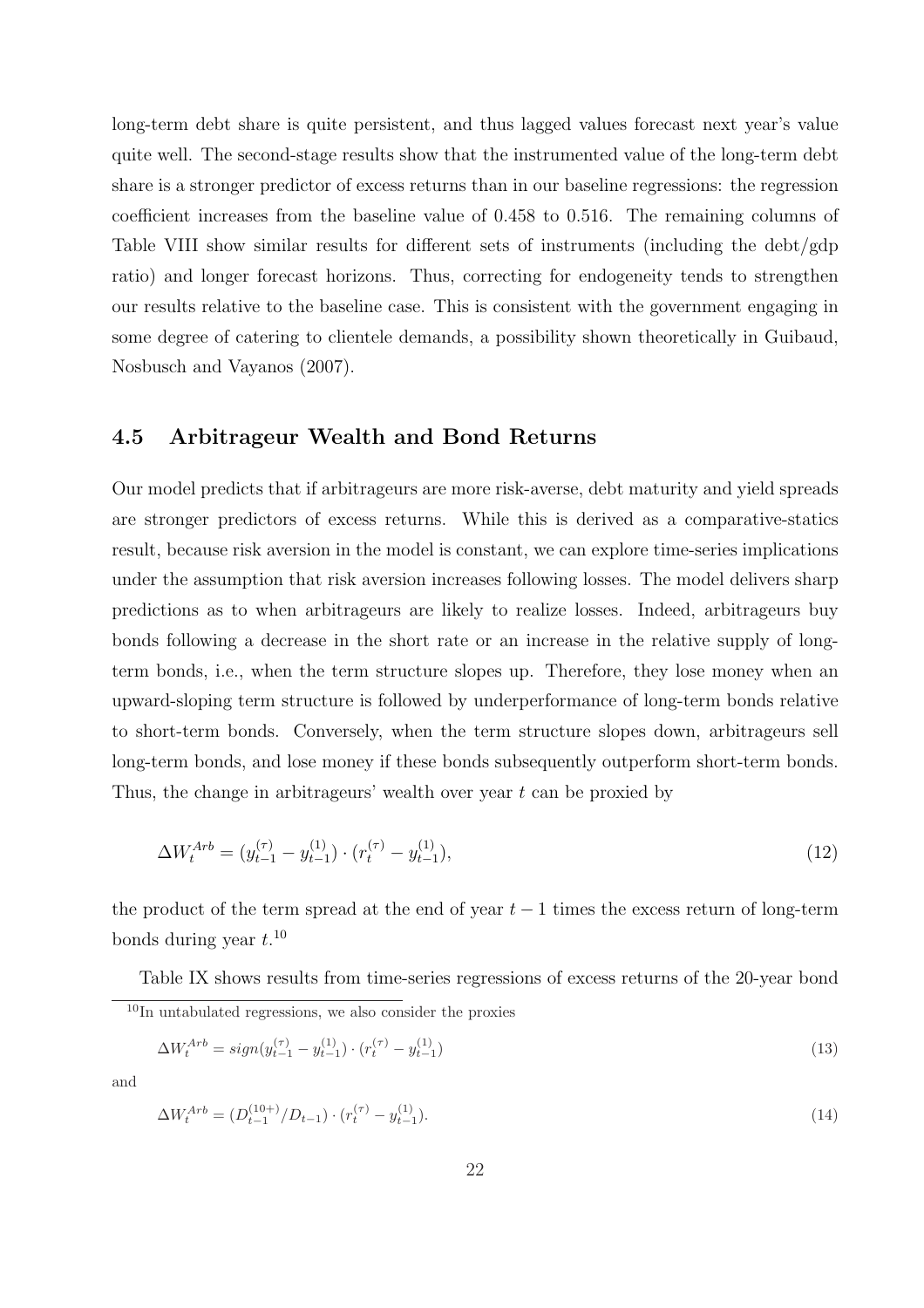long-term debt share is quite persistent, and thus lagged values forecast next year's value quite well. The second-stage results show that the instrumented value of the long-term debt share is a stronger predictor of excess returns than in our baseline regressions: the regression coefficient increases from the baseline value of 0.458 to 0.516. The remaining columns of Table VIII show similar results for different sets of instruments (including the debt/gdp ratio) and longer forecast horizons. Thus, correcting for endogeneity tends to strengthen our results relative to the baseline case. This is consistent with the government engaging in some degree of catering to clientele demands, a possibility shown theoretically in Guibaud, Nosbusch and Vayanos (2007).

## 4.5 Arbitrageur Wealth and Bond Returns

Our model predicts that if arbitrageurs are more risk-averse, debt maturity and yield spreads are stronger predictors of excess returns. While this is derived as a comparative-statics result, because risk aversion in the model is constant, we can explore time-series implications under the assumption that risk aversion increases following losses. The model delivers sharp predictions as to when arbitrageurs are likely to realize losses. Indeed, arbitrageurs buy bonds following a decrease in the short rate or an increase in the relative supply of long-term bonds, i.e., when the term structure slopes up. Therefore, they lose money when an upward-sloping term structure is followed by underperformance of long-term bonds relative to short-term bonds. Conversely, when the term structure slopes down, arbitrageurs sell long-term bonds, and lose money if these bonds subsequently outperform short-term bonds. Thus, the change in arbitrageurs' wealth over year $t$ can be proxied by

$$\Delta W_t^{Arb} = (y_{t-1}^{(\tau)} - y_{t-1}^{(1)}) \cdot (r_t^{(\tau)} - y_{t-1}^{(1)}), \tag{12}$$

the product of the term spread at the end of year $t-1$ times the excess return of long-term bonds during year $t$.[10]

Table IX shows results from time-series regressions of excess returns of the 20-year bond

[10] In untabulated regressions, we also consider the proxies

$$\Delta W_t^{Arb} = sign(y_{t-1}^{(\tau)} - y_{t-1}^{(1)}) \cdot (r_t^{(\tau)} - y_{t-1}^{(1)}) \tag{13}$$

and

$$\Delta W_t^{Arb} = (D_{t-1}^{(10+)}/D_{t-1}) \cdot (r_t^{(\tau)} - y_{t-1}^{(1)}). \tag{14}$$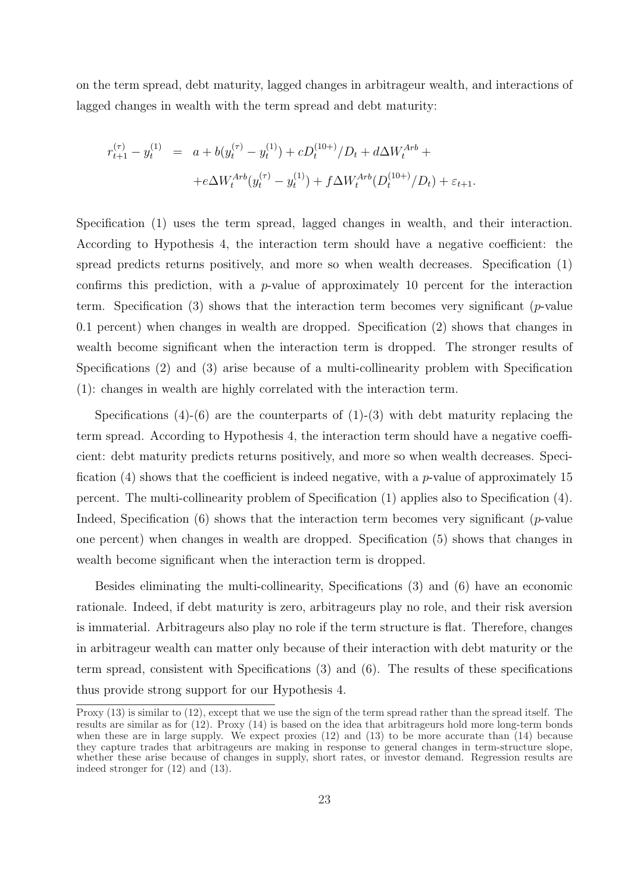on the term spread, debt maturity, lagged changes in arbitrageur wealth, and interactions of lagged changes in wealth with the term spread and debt maturity:

$$
\begin{aligned}
r_{t+1}^{(\tau)} - y_t^{(1)} &= a + b(y_t^{(\tau)} - y_t^{(1)}) + cD_t^{(10+)}/D_t + d\Delta W_t^{Arb} + \\
&\quad + e\Delta W_t^{Arb}(y_t^{(\tau)} - y_t^{(1)}) + f\Delta W_t^{Arb}(D_t^{(10+)}/D_t) + \varepsilon_{t+1}.
\end{aligned}
$$

Specification (1) uses the term spread, lagged changes in wealth, and their interaction. According to Hypothesis 4, the interaction term should have a negative coefficient: the spread predicts returns positively, and more so when wealth decreases. Specification (1) confirms this prediction, with a $p$-value of approximately 10 percent for the interaction term. Specification (3) shows that the interaction term becomes very significant ($p$-value 0.1 percent) when changes in wealth are dropped. Specification (2) shows that changes in wealth become significant when the interaction term is dropped. The stronger results of Specifications (2) and (3) arise because of a multi-collinearity problem with Specification (1): changes in wealth are highly correlated with the interaction term.

Specifications (4)-(6) are the counterparts of (1)-(3) with debt maturity replacing the term spread. According to Hypothesis 4, the interaction term should have a negative coefficient: debt maturity predicts returns positively, and more so when wealth decreases. Specification (4) shows that the coefficient is indeed negative, with a $p$-value of approximately 15 percent. The multi-collinearity problem of Specification (1) applies also to Specification (4). Indeed, Specification (6) shows that the interaction term becomes very significant ($p$-value one percent) when changes in wealth are dropped. Specification (5) shows that changes in wealth become significant when the interaction term is dropped.

Besides eliminating the multi-collinearity, Specifications (3) and (6) have an economic rationale. Indeed, if debt maturity is zero, arbitrageurs play no role, and their risk aversion is immaterial. Arbitrageurs also play no role if the term structure is flat. Therefore, changes in arbitrageur wealth can matter only because of their interaction with debt maturity or the term spread, consistent with Specifications (3) and (6). The results of these specifications thus provide strong support for our Hypothesis 4.

Proxy (13) is similar to (12), except that we use the sign of the term spread rather than the spread itself. The results are similar as for (12). Proxy (14) is based on the idea that arbitrageurs hold more long-term bonds when these are in large supply. We expect proxies (12) and (13) to be more accurate than (14) because they capture trades that arbitrageurs are making in response to general changes in term-structure slope, whether these arise because of changes in supply, short rates, or investor demand. Regression results are indeed stronger for (12) and (13).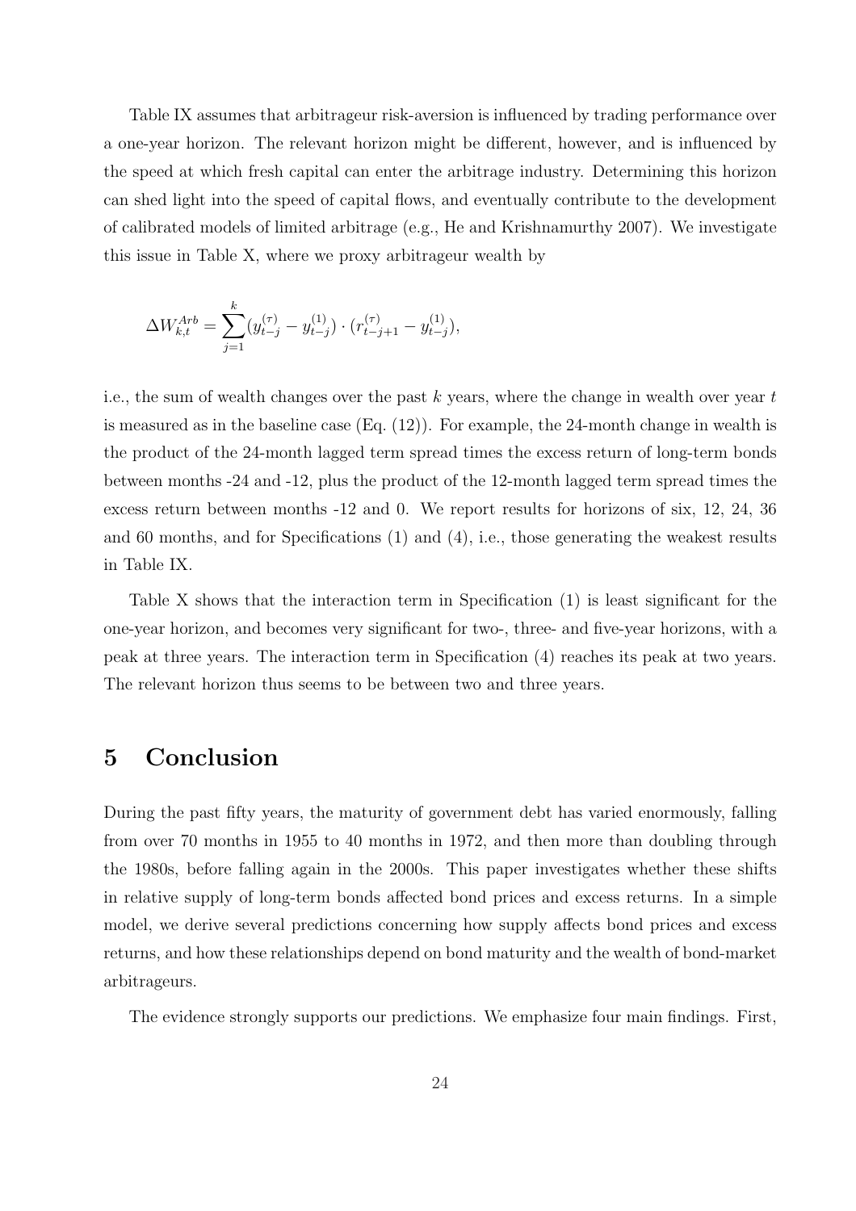Table IX assumes that arbitrageur risk-aversion is influenced by trading performance over a one-year horizon. The relevant horizon might be different, however, and is influenced by the speed at which fresh capital can enter the arbitrage industry. Determining this horizon can shed light into the speed of capital flows, and eventually contribute to the development of calibrated models of limited arbitrage (e.g., He and Krishnamurthy 2007). We investigate this issue in Table X, where we proxy arbitrageur wealth by

$$\Delta W_{k,t}^{Arb} = \sum_{j=1}^{k} (y_{t-j}^{(\tau)} - y_{t-j}^{(1)}) \cdot (r_{t-j+1}^{(\tau)} - y_{t-j}^{(1)}),$$

i.e., the sum of wealth changes over the past $k$ years, where the change in wealth over year $t$ is measured as in the baseline case (Eq. (12)). For example, the 24-month change in wealth is the product of the 24-month lagged term spread times the excess return of long-term bonds between months -24 and -12, plus the product of the 12-month lagged term spread times the excess return between months -12 and 0. We report results for horizons of six, 12, 24, 36 and 60 months, and for Specifications (1) and (4), i.e., those generating the weakest results in Table IX.

Table X shows that the interaction term in Specification (1) is least significant for the one-year horizon, and becomes very significant for two-, three- and five-year horizons, with a peak at three years. The interaction term in Specification (4) reaches its peak at two years. The relevant horizon thus seems to be between two and three years.

# 5 Conclusion

During the past fifty years, the maturity of government debt has varied enormously, falling from over 70 months in 1955 to 40 months in 1972, and then more than doubling through the 1980s, before falling again in the 2000s. This paper investigates whether these shifts in relative supply of long-term bonds affected bond prices and excess returns. In a simple model, we derive several predictions concerning how supply affects bond prices and excess returns, and how these relationships depend on bond maturity and the wealth of bond-market arbitrageurs.

The evidence strongly supports our predictions. We emphasize four main findings. First,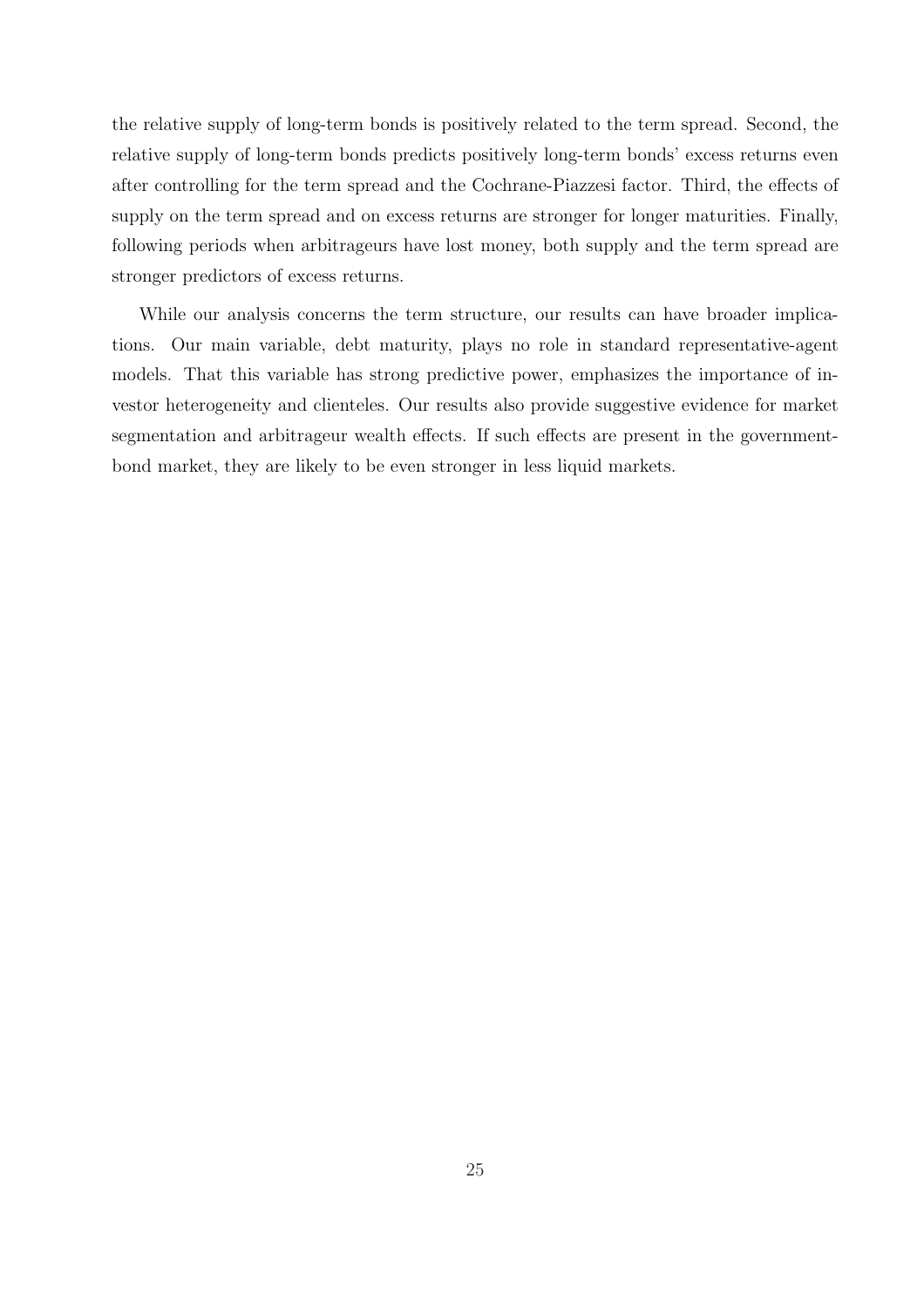the relative supply of long-term bonds is positively related to the term spread. Second, the relative supply of long-term bonds predicts positively long-term bonds' excess returns even after controlling for the term spread and the Cochrane-Piazzesi factor. Third, the effects of supply on the term spread and on excess returns are stronger for longer maturities. Finally, following periods when arbitrageurs have lost money, both supply and the term spread are stronger predictors of excess returns.

While our analysis concerns the term structure, our results can have broader implications. Our main variable, debt maturity, plays no role in standard representative-agent models. That this variable has strong predictive power, emphasizes the importance of investor heterogeneity and clienteles. Our results also provide suggestive evidence for market segmentation and arbitrageur wealth effects. If such effects are present in the government-bond market, they are likely to be even stronger in less liquid markets.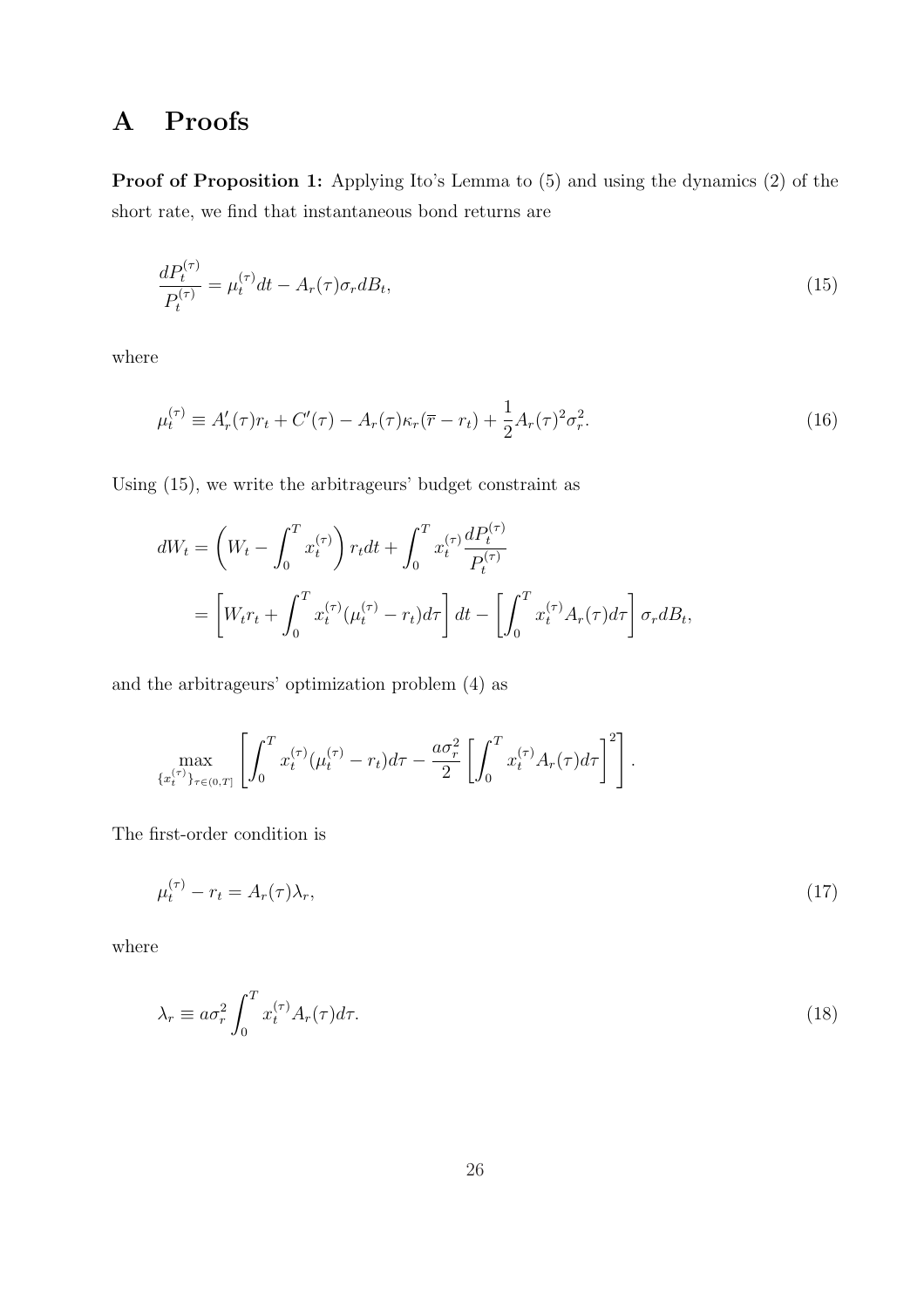# A Proofs

**Proof of Proposition 1:** Applying Ito's Lemma to (5) and using the dynamics (2) of the short rate, we find that instantaneous bond returns are

$$\frac{dP_t^{(\tau)}}{P_t^{(\tau)}} = \mu_t^{(\tau)} dt - A_r(\tau)\sigma_r dB_t, \tag{15}$$

where

$$\mu_t^{(\tau)} \equiv A_r'(\tau) r_t + C'(\tau) - A_r(\tau)\kappa_r(\overline{r} - r_t) + \frac{1}{2} A_r(\tau)^2 \sigma_r^2. \tag{16}$$

Using (15), we write the arbitrageurs' budget constraint as

$$\begin{aligned}
dW_t &= \left( W_t - \int_0^T x_t^{(\tau)} \right) r_t dt + \int_0^T x_t^{(\tau)} \frac{dP_t^{(\tau)}}{P_t^{(\tau)}} \\
&= \left[ W_t r_t + \int_0^T x_t^{(\tau)} (\mu_t^{(\tau)} - r_t) d\tau \right] dt - \left[ \int_0^T x_t^{(\tau)} A_r(\tau) d\tau \right] \sigma_r dB_t,
\end{aligned}$$

and the arbitrageurs' optimization problem (4) as

$$\max_{\{x_t^{(\tau)}\}_{\tau \in (0,T]}} \left[ \int_0^T x_t^{(\tau)} (\mu_t^{(\tau)} - r_t) d\tau - \frac{a\sigma_r^2}{2} \left[ \int_0^T x_t^{(\tau)} A_r(\tau) d\tau \right]^2 \right].$$

The first-order condition is

$$\mu_t^{(\tau)} - r_t = A_r(\tau)\lambda_r, \tag{17}$$

where

$$\lambda_r \equiv a\sigma_r^2 \int_0^T x_t^{(\tau)} A_r(\tau) d\tau. \tag{18}$$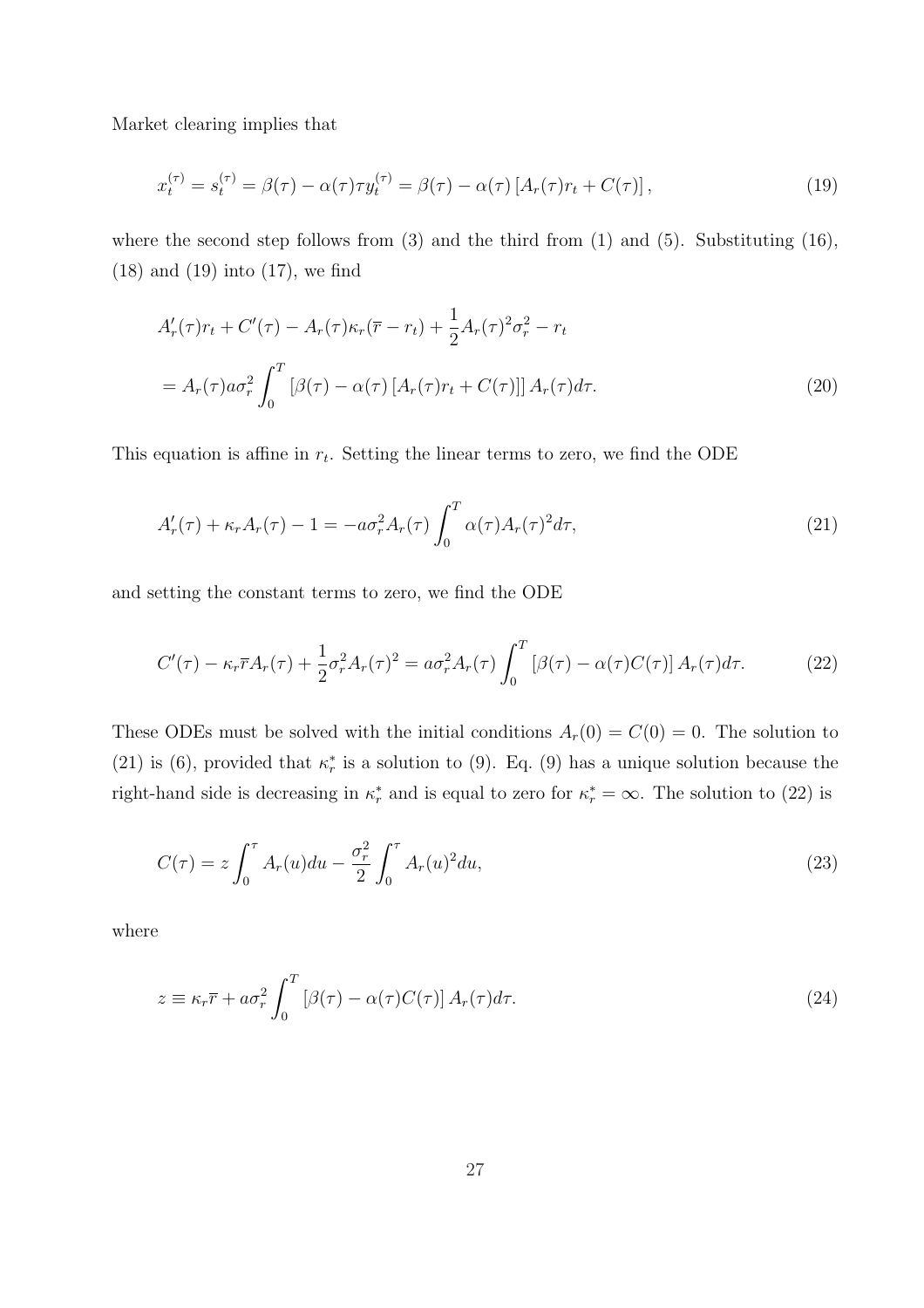Market clearing implies that

$$x_t^{(\tau)} = s_t^{(\tau)} = \beta(\tau) - \alpha(\tau)\tau y_t^{(\tau)} = \beta(\tau) - \alpha(\tau)\left[A_r(\tau)r_t + C(\tau)\right], \tag{19}$$

where the second step follows from (3) and the third from (1) and (5). Substituting (16), (18) and (19) into (17), we find

$$\begin{aligned}
&A_r'(\tau)r_t + C'(\tau) - A_r(\tau)\kappa_r(\overline{r} - r_t) + \frac{1}{2}A_r(\tau)^2\sigma_r^2 - r_t \\
&= A_r(\tau)a\sigma_r^2 \int_0^T \left[\beta(\tau) - \alpha(\tau)\left[A_r(\tau)r_t + C(\tau)\right]\right] A_r(\tau)d\tau.
\end{aligned} \tag{20}$$

This equation is affine in $r_t$. Setting the linear terms to zero, we find the ODE

$$A_r'(\tau) + \kappa_r A_r(\tau) - 1 = -a\sigma_r^2 A_r(\tau)\int_0^T \alpha(\tau)A_r(\tau)^2 d\tau, \tag{21}$$

and setting the constant terms to zero, we find the ODE

$$C'(\tau) - \kappa_r\overline{r}A_r(\tau) + \frac{1}{2}\sigma_r^2 A_r(\tau)^2 = a\sigma_r^2 A_r(\tau)\int_0^T \left[\beta(\tau) - \alpha(\tau)C(\tau)\right]A_r(\tau)d\tau. \tag{22}$$

These ODEs must be solved with the initial conditions $A_r(0) = C(0) = 0$. The solution to (21) is (6), provided that $\kappa_r^*$ is a solution to (9). Eq. (9) has a unique solution because the right-hand side is decreasing in $\kappa_r^*$ and is equal to zero for $\kappa_r^* = \infty$. The solution to (22) is

$$C(\tau) = z\int_0^\tau A_r(u)du - \frac{\sigma_r^2}{2}\int_0^\tau A_r(u)^2 du, \tag{23}$$

where

$$z \equiv \kappa_r\overline{r} + a\sigma_r^2\int_0^T \left[\beta(\tau) - \alpha(\tau)C(\tau)\right]A_r(\tau)d\tau. \tag{24}$$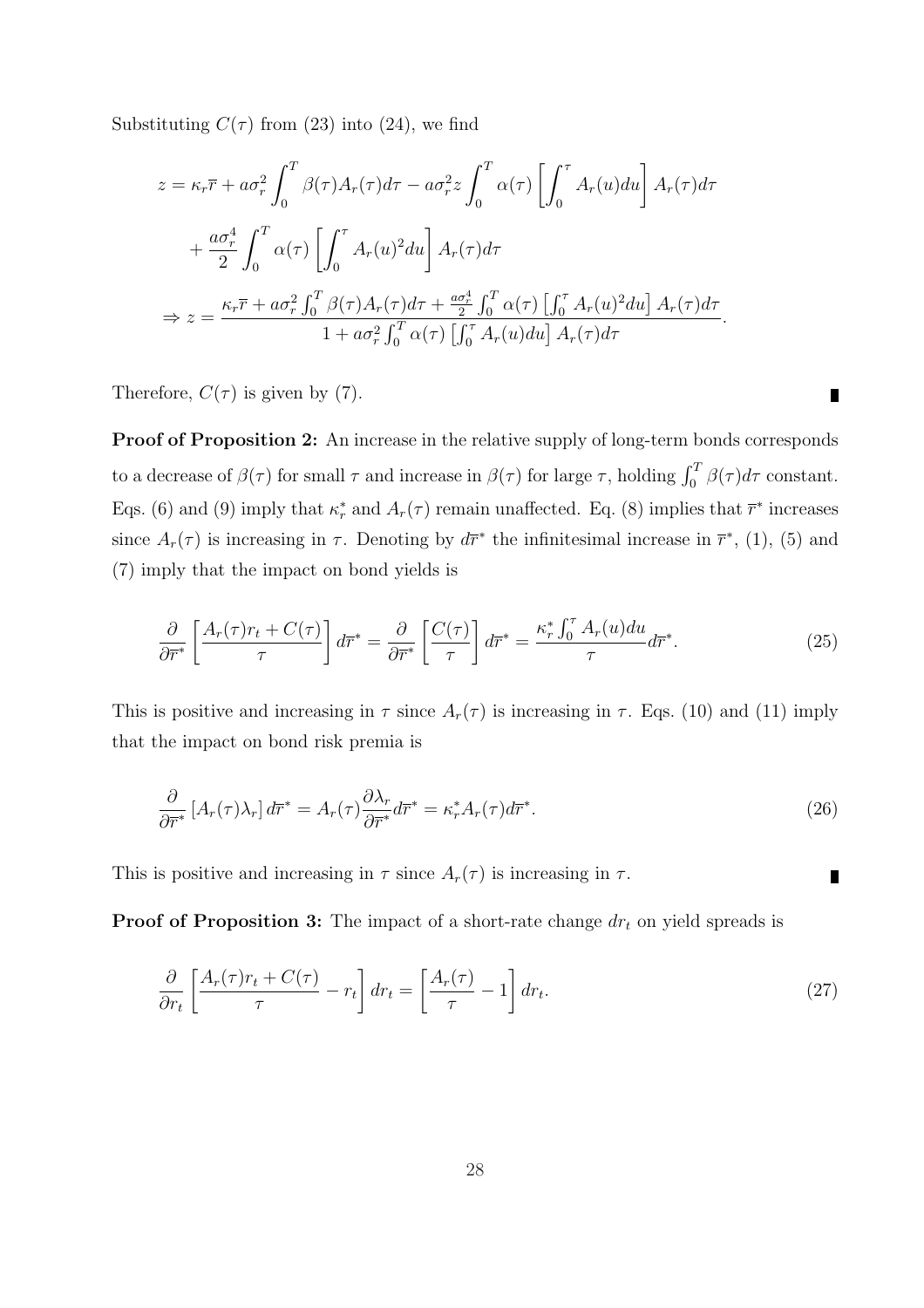Substituting $C(\tau)$ from (23) into (24), we find

$$
\begin{aligned}
z &= \kappa_r \overline{r} + a\sigma_r^2 \int_0^T \beta(\tau) A_r(\tau) d\tau - a\sigma_r^2 z \int_0^T \alpha(\tau) \left[ \int_0^\tau A_r(u) du \right] A_r(\tau) d\tau \\
&\quad + \frac{a\sigma_r^4}{2} \int_0^T \alpha(\tau) \left[ \int_0^\tau A_r(u)^2 du \right] A_r(\tau) d\tau \\
\Rightarrow z &= \frac{\kappa_r \overline{r} + a\sigma_r^2 \int_0^T \beta(\tau) A_r(\tau) d\tau + \frac{a\sigma_r^4}{2} \int_0^T \alpha(\tau) \left[ \int_0^\tau A_r(u)^2 du \right] A_r(\tau) d\tau}{1 + a\sigma_r^2 \int_0^T \alpha(\tau) \left[ \int_0^\tau A_r(u) du \right] A_r(\tau) d\tau}.
\end{aligned}
$$

Therefore, $C(\tau)$ is given by (7). ∎

**Proof of Proposition 2:** An increase in the relative supply of long-term bonds corresponds to a decrease of $\beta(\tau)$ for small $\tau$ and increase in $\beta(\tau)$ for large $\tau$, holding $\int_0^T \beta(\tau) d\tau$ constant. Eqs. (6) and (9) imply that $\kappa_r^*$ and $A_r(\tau)$ remain unaffected. Eq. (8) implies that $\overline{r}^*$ increases since $A_r(\tau)$ is increasing in $\tau$. Denoting by $d\overline{r}^*$ the infinitesimal increase in $\overline{r}^*$, (1), (5) and (7) imply that the impact on bond yields is

$$
\frac{\partial}{\partial \overline{r}^*} \left[ \frac{A_r(\tau) r_t + C(\tau)}{\tau} \right] d\overline{r}^* = \frac{\partial}{\partial \overline{r}^*} \left[ \frac{C(\tau)}{\tau} \right] d\overline{r}^* = \frac{\kappa_r^* \int_0^\tau A_r(u) du}{\tau} d\overline{r}^*. \tag{25}
$$

This is positive and increasing in $\tau$ since $A_r(\tau)$ is increasing in $\tau$. Eqs. (10) and (11) imply that the impact on bond risk premia is

$$
\frac{\partial}{\partial \overline{r}^*} \left[ A_r(\tau) \lambda_r \right] d\overline{r}^* = A_r(\tau) \frac{\partial \lambda_r}{\partial \overline{r}^*} d\overline{r}^* = \kappa_r^* A_r(\tau) d\overline{r}^*. \tag{26}
$$

This is positive and increasing in $\tau$ since $A_r(\tau)$ is increasing in $\tau$. ∎

**Proof of Proposition 3:** The impact of a short-rate change $dr_t$ on yield spreads is

$$
\frac{\partial}{\partial r_t} \left[ \frac{A_r(\tau) r_t + C(\tau)}{\tau} - r_t \right] dr_t = \left[ \frac{A_r(\tau)}{\tau} - 1 \right] dr_t. \tag{27}
$$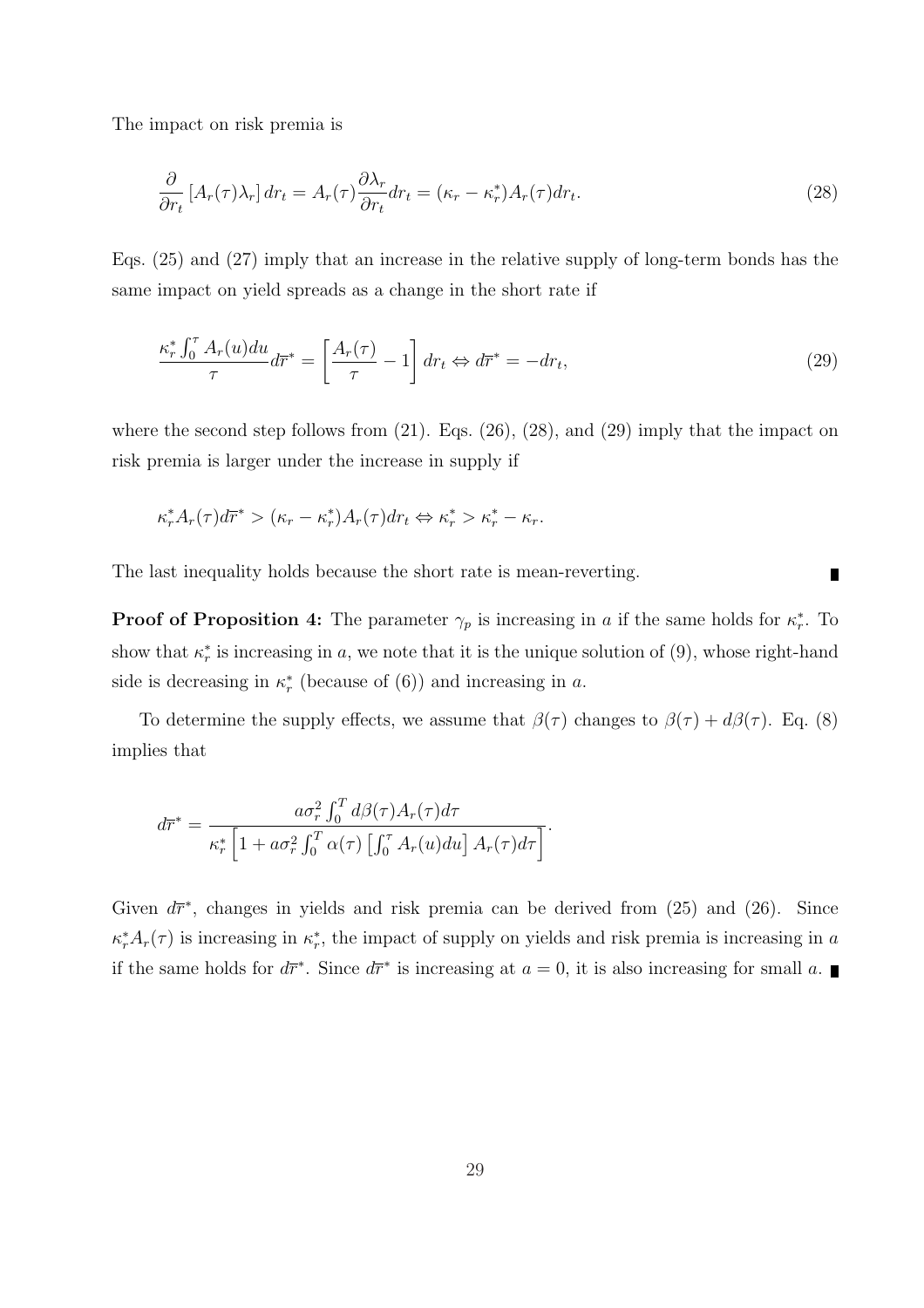The impact on risk premia is

$$\frac{\partial}{\partial r_t}\left[A_r(\tau)\lambda_r\right]dr_t = A_r(\tau)\frac{\partial \lambda_r}{\partial r_t}dr_t = (\kappa_r - \kappa_r^*)A_r(\tau)dr_t. \tag{28}$$

Eqs. (25) and (27) imply that an increase in the relative supply of long-term bonds has the same impact on yield spreads as a change in the short rate if

$$\frac{\kappa_r^* \int_0^\tau A_r(u)du}{\tau}d\overline{r}^* = \left[\frac{A_r(\tau)}{\tau} - 1\right]dr_t \Leftrightarrow d\overline{r}^* = -dr_t, \tag{29}$$

where the second step follows from (21). Eqs. (26), (28), and (29) imply that the impact on risk premia is larger under the increase in supply if

$$\kappa_r^* A_r(\tau)d\overline{r}^* > (\kappa_r - \kappa_r^*)A_r(\tau)dr_t \Leftrightarrow \kappa_r^* > \kappa_r^* - \kappa_r.$$

The last inequality holds because the short rate is mean-reverting. ∎

**Proof of Proposition 4:** The parameter $\gamma_p$ is increasing in $a$ if the same holds for $\kappa_r^*$. To show that $\kappa_r^*$ is increasing in $a$, we note that it is the unique solution of (9), whose right-hand side is decreasing in $\kappa_r^*$ (because of (6)) and increasing in $a$.

To determine the supply effects, we assume that $\beta(\tau)$ changes to $\beta(\tau) + d\beta(\tau)$. Eq. (8) implies that

$$d\overline{r}^* = \frac{a\sigma_r^2 \int_0^T d\beta(\tau)A_r(\tau)d\tau}{\kappa_r^*\left[1 + a\sigma_r^2 \int_0^T \alpha(\tau)\left[\int_0^\tau A_r(u)du\right]A_r(\tau)d\tau\right]}.$$

Given $d\overline{r}^*$, changes in yields and risk premia can be derived from (25) and (26). Since $\kappa_r^* A_r(\tau)$ is increasing in $\kappa_r^*$, the impact of supply on yields and risk premia is increasing in $a$ if the same holds for $d\overline{r}^*$. Since $d\overline{r}^*$ is increasing at $a = 0$, it is also increasing for small $a$. ∎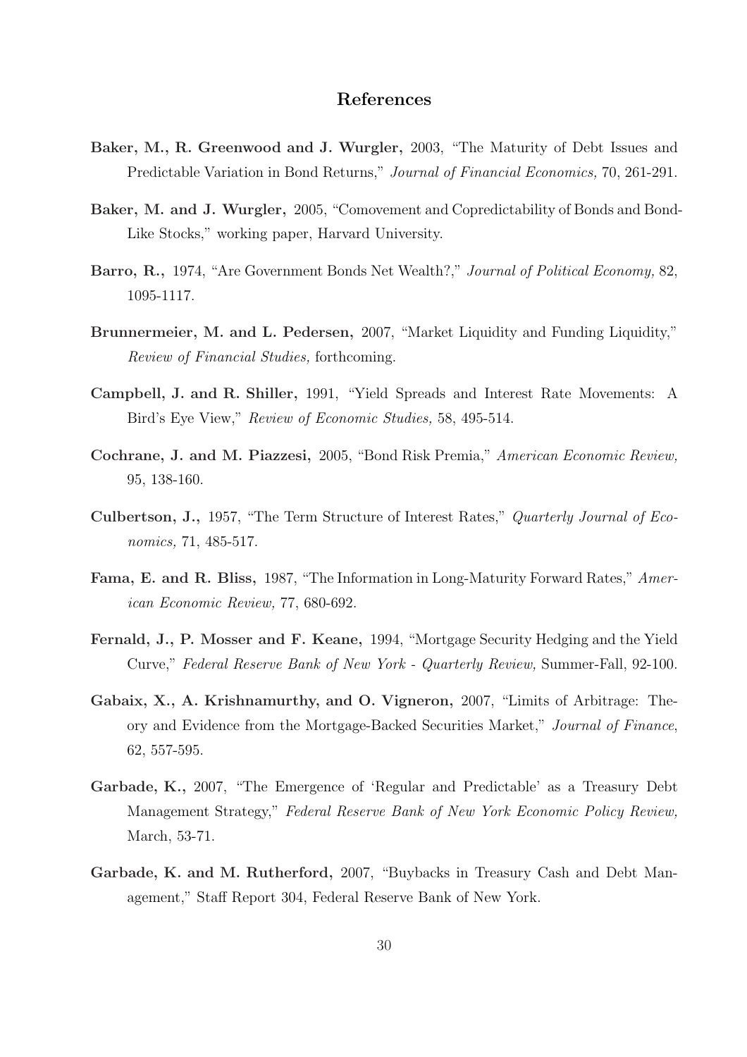# References

**Baker, M., R. Greenwood and J. Wurgler,** 2003, "The Maturity of Debt Issues and Predictable Variation in Bond Returns," *Journal of Financial Economics,* 70, 261-291.

**Baker, M. and J. Wurgler,** 2005, "Comovement and Copredictability of Bonds and Bond-Like Stocks," working paper, Harvard University.

**Barro, R.,** 1974, "Are Government Bonds Net Wealth?," *Journal of Political Economy,* 82, 1095-1117.

**Brunnermeier, M. and L. Pedersen,** 2007, "Market Liquidity and Funding Liquidity," *Review of Financial Studies,* forthcoming.

**Campbell, J. and R. Shiller,** 1991, "Yield Spreads and Interest Rate Movements: A Bird's Eye View," *Review of Economic Studies,* 58, 495-514.

**Cochrane, J. and M. Piazzesi,** 2005, "Bond Risk Premia," *American Economic Review,* 95, 138-160.

**Culbertson, J.,** 1957, "The Term Structure of Interest Rates," *Quarterly Journal of Economics,* 71, 485-517.

**Fama, E. and R. Bliss,** 1987, "The Information in Long-Maturity Forward Rates," *American Economic Review,* 77, 680-692.

**Fernald, J., P. Mosser and F. Keane,** 1994, "Mortgage Security Hedging and the Yield Curve," *Federal Reserve Bank of New York - Quarterly Review,* Summer-Fall, 92-100.

**Gabaix, X., A. Krishnamurthy, and O. Vigneron,** 2007, "Limits of Arbitrage: Theory and Evidence from the Mortgage-Backed Securities Market," *Journal of Finance*, 62, 557-595.

**Garbade, K.,** 2007, "The Emergence of 'Regular and Predictable' as a Treasury Debt Management Strategy," *Federal Reserve Bank of New York Economic Policy Review,* March, 53-71.

**Garbade, K. and M. Rutherford,** 2007, "Buybacks in Treasury Cash and Debt Management," Staff Report 304, Federal Reserve Bank of New York.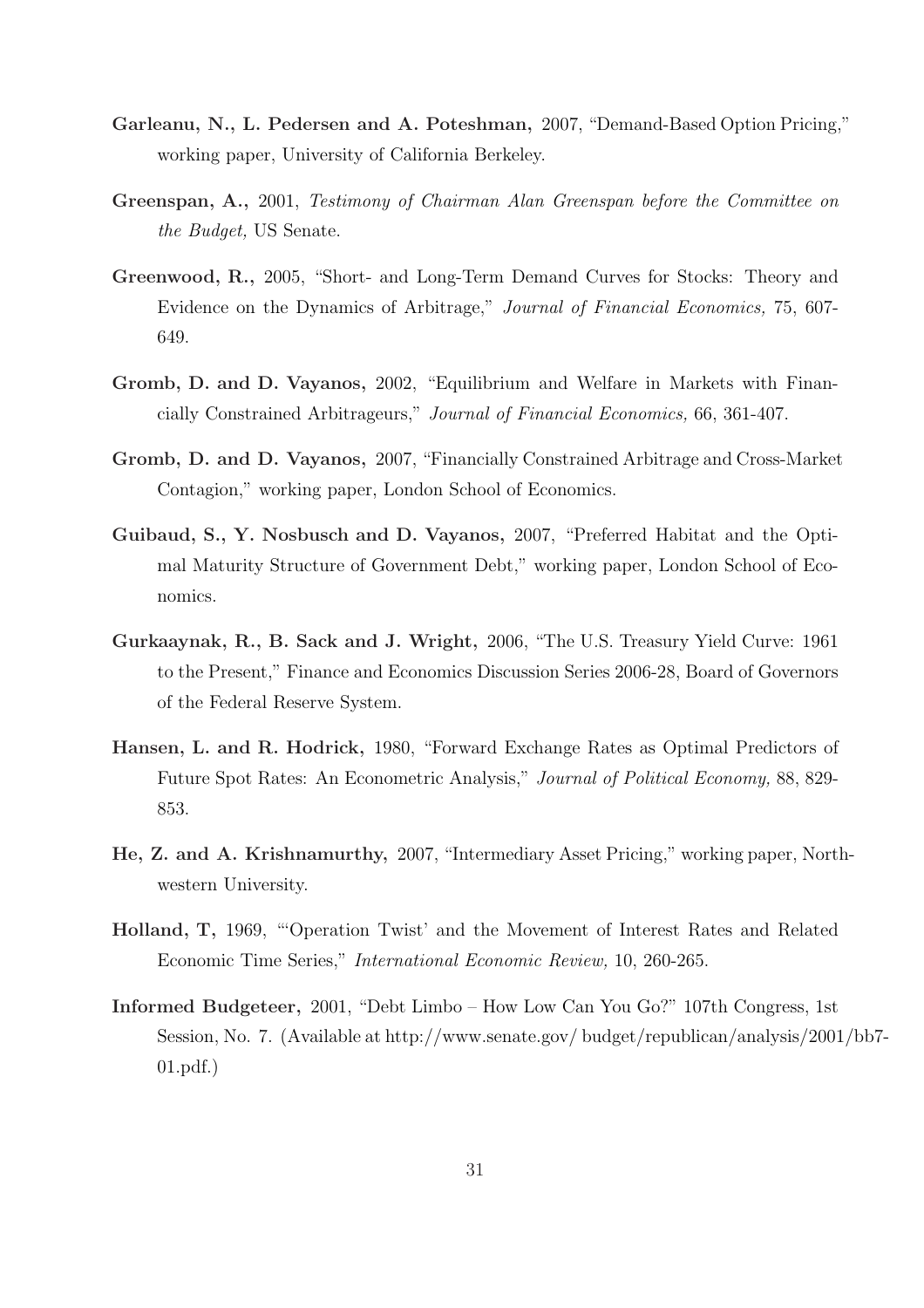**Garleanu, N., L. Pedersen and A. Poteshman,** 2007, "Demand-Based Option Pricing," working paper, University of California Berkeley.

**Greenspan, A.,** 2001, *Testimony of Chairman Alan Greenspan before the Committee on the Budget,* US Senate.

**Greenwood, R.,** 2005, "Short- and Long-Term Demand Curves for Stocks: Theory and Evidence on the Dynamics of Arbitrage," *Journal of Financial Economics,* 75, 607-649.

**Gromb, D. and D. Vayanos,** 2002, "Equilibrium and Welfare in Markets with Financially Constrained Arbitrageurs," *Journal of Financial Economics,* 66, 361-407.

**Gromb, D. and D. Vayanos,** 2007, "Financially Constrained Arbitrage and Cross-Market Contagion," working paper, London School of Economics.

**Guibaud, S., Y. Nosbusch and D. Vayanos,** 2007, "Preferred Habitat and the Optimal Maturity Structure of Government Debt," working paper, London School of Economics.

**Gurkaaynak, R., B. Sack and J. Wright,** 2006, "The U.S. Treasury Yield Curve: 1961 to the Present," Finance and Economics Discussion Series 2006-28, Board of Governors of the Federal Reserve System.

**Hansen, L. and R. Hodrick,** 1980, "Forward Exchange Rates as Optimal Predictors of Future Spot Rates: An Econometric Analysis," *Journal of Political Economy,* 88, 829-853.

**He, Z. and A. Krishnamurthy,** 2007, "Intermediary Asset Pricing," working paper, Northwestern University.

**Holland, T,** 1969, "'Operation Twist' and the Movement of Interest Rates and Related Economic Time Series," *International Economic Review,* 10, 260-265.

**Informed Budgeteer,** 2001, "Debt Limbo – How Low Can You Go?" 107th Congress, 1st Session, No. 7. (Available at http://www.senate.gov/ budget/republican/analysis/2001/bb7-01.pdf.)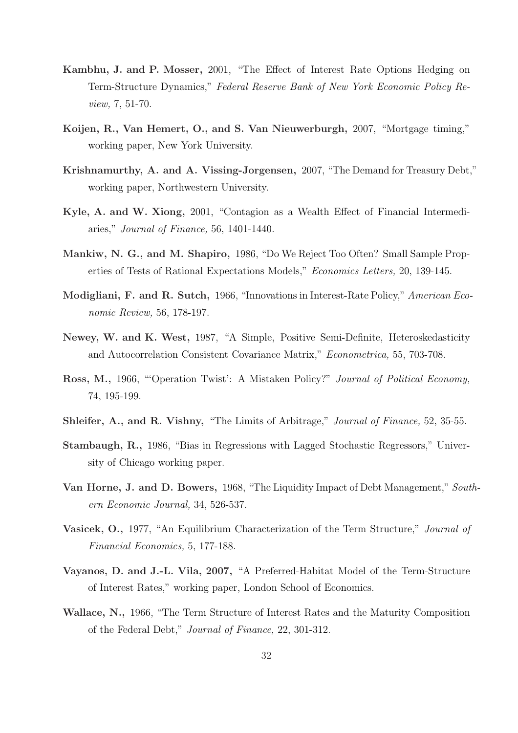**Kambhu, J. and P. Mosser,** 2001, "The Effect of Interest Rate Options Hedging on Term-Structure Dynamics," *Federal Reserve Bank of New York Economic Policy Review,* 7, 51-70.

**Koijen, R., Van Hemert, O., and S. Van Nieuwerburgh,** 2007, "Mortgage timing," working paper, New York University.

**Krishnamurthy, A. and A. Vissing-Jorgensen,** 2007, "The Demand for Treasury Debt," working paper, Northwestern University.

**Kyle, A. and W. Xiong,** 2001, "Contagion as a Wealth Effect of Financial Intermediaries," *Journal of Finance,* 56, 1401-1440.

**Mankiw, N. G., and M. Shapiro,** 1986, "Do We Reject Too Often? Small Sample Properties of Tests of Rational Expectations Models," *Economics Letters,* 20, 139-145.

**Modigliani, F. and R. Sutch,** 1966, "Innovations in Interest-Rate Policy," *American Economic Review,* 56, 178-197.

**Newey, W. and K. West,** 1987, "A Simple, Positive Semi-Definite, Heteroskedasticity and Autocorrelation Consistent Covariance Matrix," *Econometrica,* 55, 703-708.

**Ross, M.,** 1966, "'Operation Twist': A Mistaken Policy?" *Journal of Political Economy,* 74, 195-199.

**Shleifer, A., and R. Vishny,** "The Limits of Arbitrage," *Journal of Finance,* 52, 35-55.

**Stambaugh, R.,** 1986, "Bias in Regressions with Lagged Stochastic Regressors," University of Chicago working paper.

**Van Horne, J. and D. Bowers,** 1968, "The Liquidity Impact of Debt Management," *Southern Economic Journal,* 34, 526-537.

**Vasicek, O.,** 1977, "An Equilibrium Characterization of the Term Structure," *Journal of Financial Economics,* 5, 177-188.

**Vayanos, D. and J.-L. Vila, 2007,** "A Preferred-Habitat Model of the Term-Structure of Interest Rates," working paper, London School of Economics.

**Wallace, N.,** 1966, "The Term Structure of Interest Rates and the Maturity Composition of the Federal Debt," *Journal of Finance,* 22, 301-312.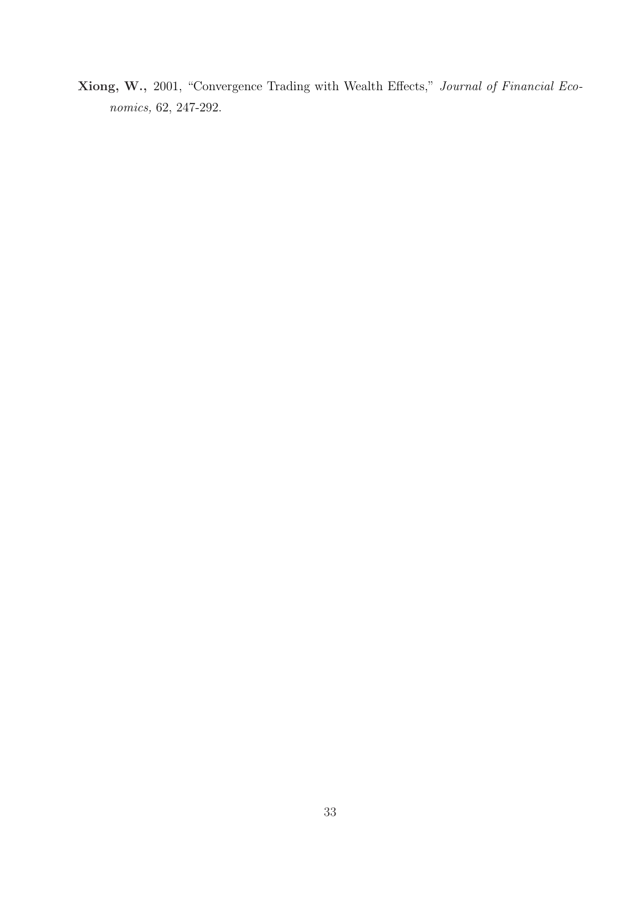**Xiong, W.,** 2001, "Convergence Trading with Wealth Effects," *Journal of Financial Economics,* 62, 247-292.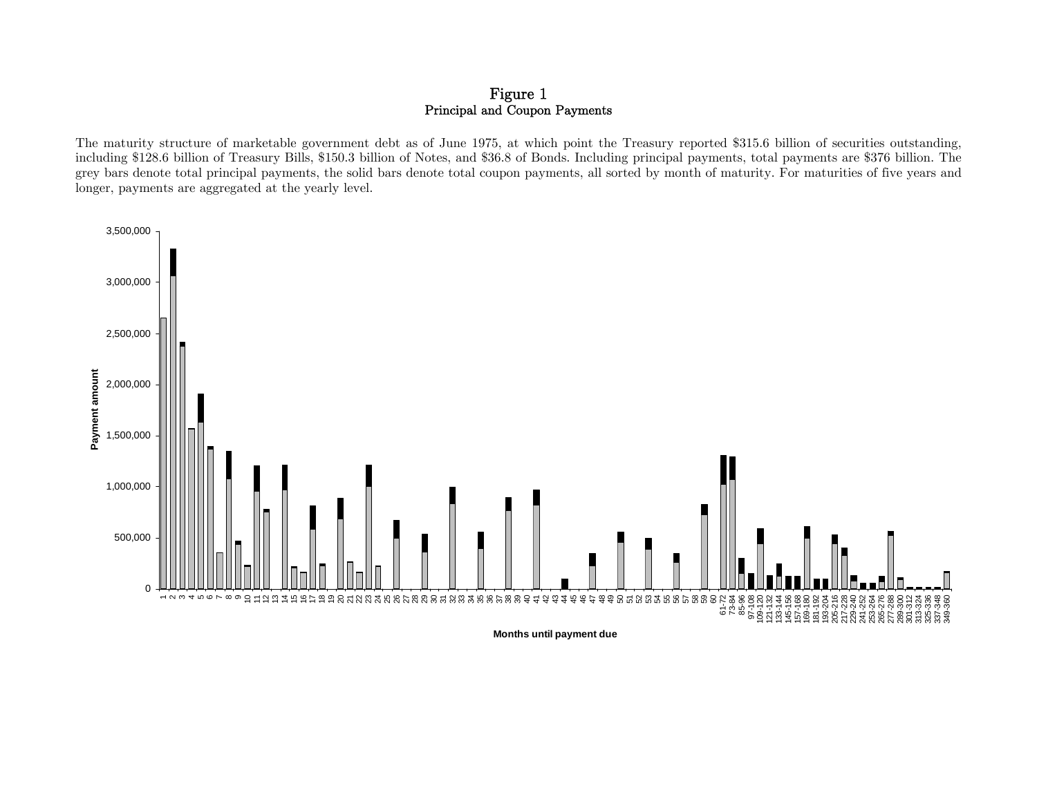# Figure 1
## Principal and Coupon Payments

The maturity structure of marketable government debt as of June 1975, at which point the Treasury reported \$315.6 billion of securities outstanding, including \$128.6 billion of Treasury Bills, \$150.3 billion of Notes, and \$36.8 of Bonds. Including principal payments, total payments are \$376 billion. The grey bars denote total principal payments, the solid bars denote total coupon payments, all sorted by month of maturity. For maturities of five years and longer, payments are aggregated at the yearly level.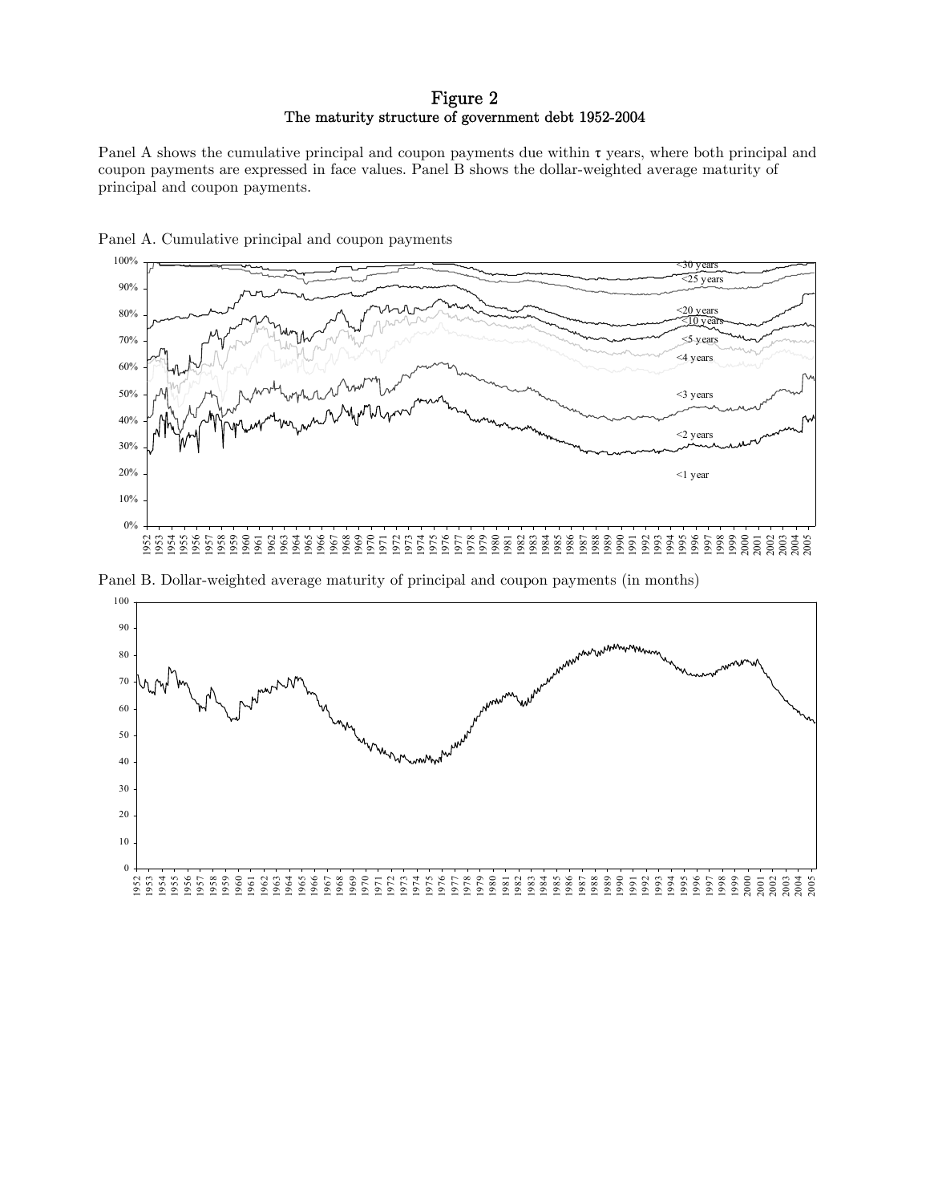# Figure 2
## The maturity structure of government debt 1952-2004

Panel A shows the cumulative principal and coupon payments due within τ years, where both principal and coupon payments are expressed in face values. Panel B shows the dollar-weighted average maturity of principal and coupon payments.

Panel A. Cumulative principal and coupon payments

Panel B. Dollar-weighted average maturity of principal and coupon payments (in months)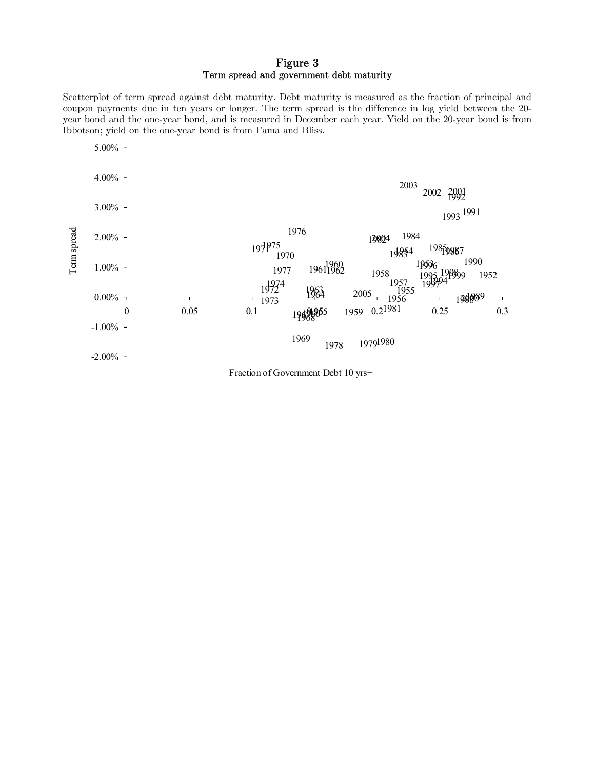# Figure 3

## Term spread and government debt maturity

Scatterplot of term spread against debt maturity. Debt maturity is measured as the fraction of principal and coupon payments due in ten years or longer. The term spread is the difference in log yield between the 20-year bond and the one-year bond, and is measured in December each year. Yield on the 20-year bond is from Ibbotson; yield on the one-year bond is from Fama and Bliss.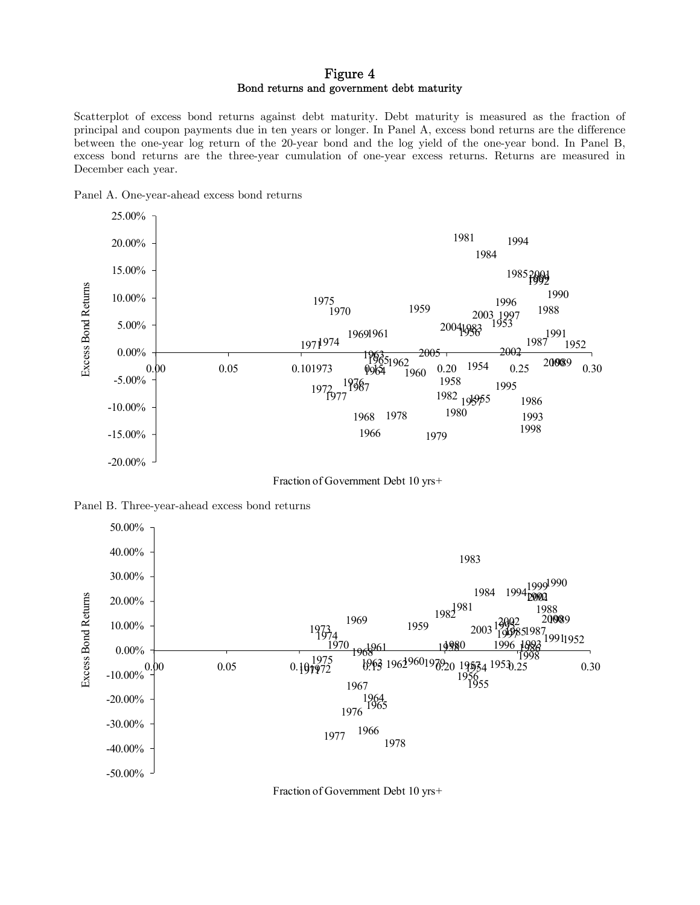# Figure 4

## Bond returns and government debt maturity

Scatterplot of excess bond returns against debt maturity. Debt maturity is measured as the fraction of principal and coupon payments due in ten years or longer. In Panel A, excess bond returns are the difference between the one-year log return of the 20-year bond and the log yield of the one-year bond. In Panel B, excess bond returns are the three-year cumulation of one-year excess returns. Returns are measured in December each year.

Panel A. One-year-ahead excess bond returns

Panel B. Three-year-ahead excess bond returns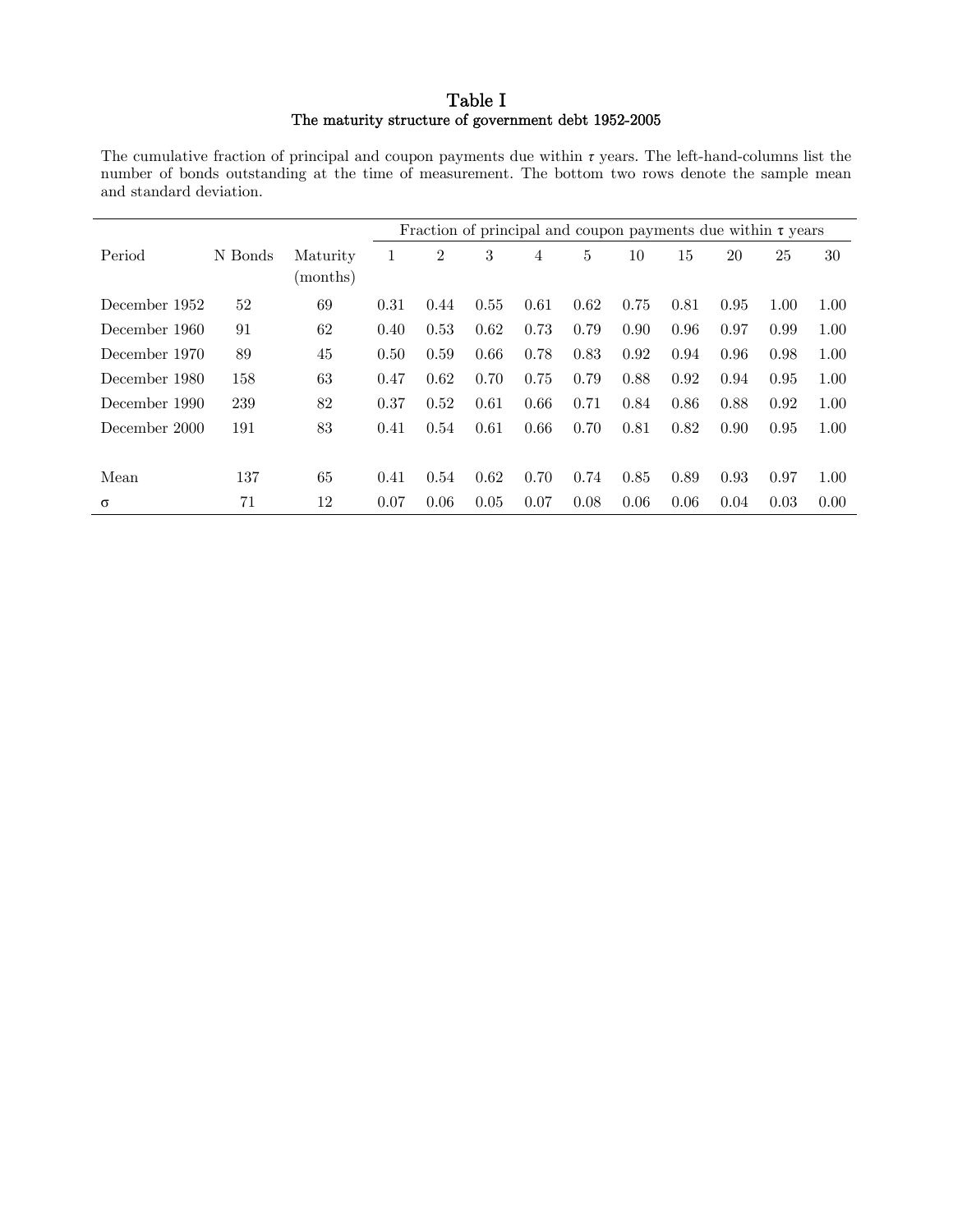# Table I
## The maturity structure of government debt 1952-2005

The cumulative fraction of principal and coupon payments due within $\tau$ years. The left-hand-columns list the number of bonds outstanding at the time of measurement. The bottom two rows denote the sample mean and standard deviation.

| Period | N Bonds | Maturity (months) | Fraction of principal and coupon payments due within $\tau$ years | | | | | | | | | |
|---|---|---|---|---|---|---|---|---|---|---|---|---|
| | | | 1 | 2 | 3 | 4 | 5 | 10 | 15 | 20 | 25 | 30 |
| December 1952 | 52 | 69 | 0.31 | 0.44 | 0.55 | 0.61 | 0.62 | 0.75 | 0.81 | 0.95 | 1.00 | 1.00 |
| December 1960 | 91 | 62 | 0.40 | 0.53 | 0.62 | 0.73 | 0.79 | 0.90 | 0.96 | 0.97 | 0.99 | 1.00 |
| December 1970 | 89 | 45 | 0.50 | 0.59 | 0.66 | 0.78 | 0.83 | 0.92 | 0.94 | 0.96 | 0.98 | 1.00 |
| December 1980 | 158 | 63 | 0.47 | 0.62 | 0.70 | 0.75 | 0.79 | 0.88 | 0.92 | 0.94 | 0.95 | 1.00 |
| December 1990 | 239 | 82 | 0.37 | 0.52 | 0.61 | 0.66 | 0.71 | 0.84 | 0.86 | 0.88 | 0.92 | 1.00 |
| December 2000 | 191 | 83 | 0.41 | 0.54 | 0.61 | 0.66 | 0.70 | 0.81 | 0.82 | 0.90 | 0.95 | 1.00 |
| | | | | | | | | | | | | |
| Mean | 137 | 65 | 0.41 | 0.54 | 0.62 | 0.70 | 0.74 | 0.85 | 0.89 | 0.93 | 0.97 | 1.00 |
| $\sigma$ | 71 | 12 | 0.07 | 0.06 | 0.05 | 0.07 | 0.08 | 0.06 | 0.06 | 0.04 | 0.03 | 0.00 |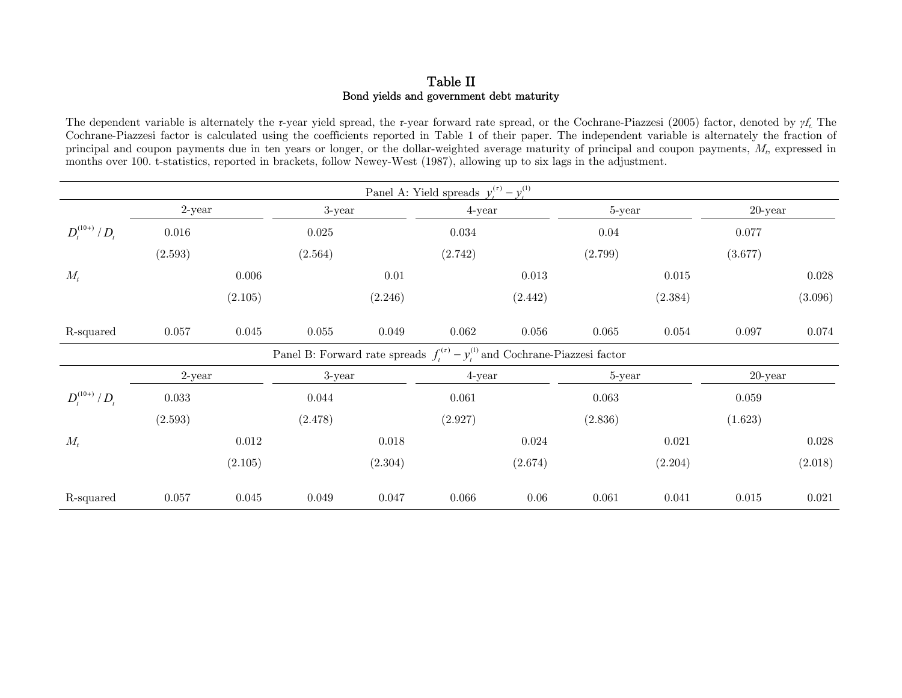## Table II

### Bond yields and government debt maturity

The dependent variable is alternately the $\tau$-year yield spread, the $\tau$-year forward rate spread, or the Cochrane-Piazzesi (2005) factor, denoted by $\gamma f_t$. The Cochrane-Piazzesi factor is calculated using the coefficients reported in Table 1 of their paper. The independent variable is alternately the fraction of principal and coupon payments due in ten years or longer, or the dollar-weighted average maturity of principal and coupon payments, $M_t$, expressed in months over 100. t-statistics, reported in brackets, follow Newey-West (1987), allowing up to six lags in the adjustment.

| | 2-year | | 3-year | | 4-year | | 5-year | | 20-year | |
|---|---|---|---|---|---|---|---|---|---|---|
| **Panel A: Yield spreads $y_t^{(\tau)} - y_t^{(1)}$** | | | | | | | | | | |
| $D_t^{(10+)} / D_t$ | 0.016 | | 0.025 | | 0.034 | | 0.04 | | 0.077 | |
| | (2.593) | | (2.564) | | (2.742) | | (2.799) | | (3.677) | |
| $M_t$ | | 0.006 | | 0.01 | | 0.013 | | 0.015 | | 0.028 |
| | | (2.105) | | (2.246) | | (2.442) | | (2.384) | | (3.096) |
| R-squared | 0.057 | 0.045 | 0.055 | 0.049 | 0.062 | 0.056 | 0.065 | 0.054 | 0.097 | 0.074 |
| **Panel B: Forward rate spreads $f_t^{(\tau)} - y_t^{(1)}$ and Cochrane-Piazzesi factor** | | | | | | | | | | |
| | 2-year | | 3-year | | 4-year | | 5-year | | 20-year | |
| $D_t^{(10+)} / D_t$ | 0.033 | | 0.044 | | 0.061 | | 0.063 | | 0.059 | |
| | (2.593) | | (2.478) | | (2.927) | | (2.836) | | (1.623) | |
| $M_t$ | | 0.012 | | 0.018 | | 0.024 | | 0.021 | | 0.028 |
| | | (2.105) | | (2.304) | | (2.674) | | (2.204) | | (2.018) |
| R-squared | 0.057 | 0.045 | 0.049 | 0.047 | 0.066 | 0.06 | 0.061 | 0.041 | 0.015 | 0.021 |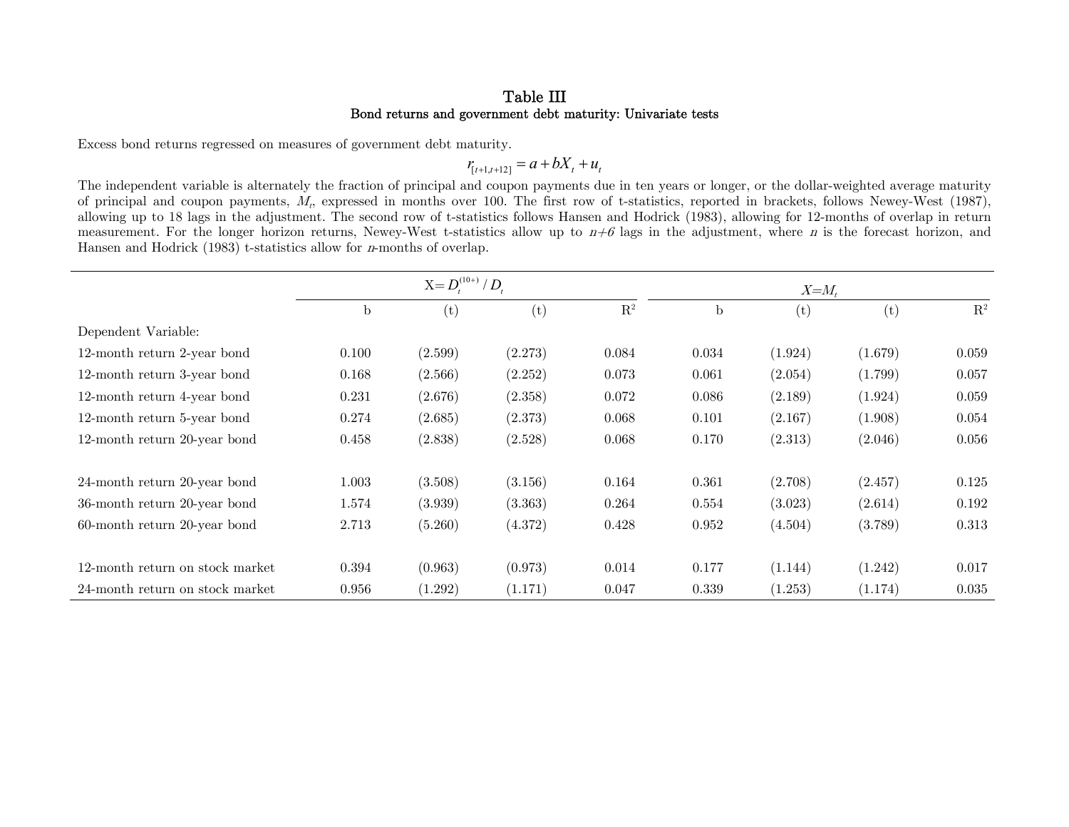# Table III

## Bond returns and government debt maturity: Univariate tests

Excess bond returns regressed on measures of government debt maturity.

$$r_{[t+1,t+12]} = a + bX_t + u_t$$

The independent variable is alternately the fraction of principal and coupon payments due in ten years or longer, or the dollar-weighted average maturity of principal and coupon payments, $M_t$, expressed in months over 100. The first row of t-statistics, reported in brackets, follows Newey-West (1987), allowing up to 18 lags in the adjustment. The second row of t-statistics follows Hansen and Hodrick (1983), allowing for 12-months of overlap in return measurement. For the longer horizon returns, Newey-West t-statistics allow up to $n+6$ lags in the adjustment, where $n$ is the forecast horizon, and Hansen and Hodrick (1983) t-statistics allow for $n$-months of overlap.

| | $X = D_t^{(10+)} / D_t$ | | | | $X = M_t$ | | | |
|---|---|---|---|---|---|---|---|---|
| | b | (t) | (t) | $R^2$ | b | (t) | (t) | $R^2$ |
| Dependent Variable: | | | | | | | | |
| 12-month return 2-year bond | 0.100 | (2.599) | (2.273) | 0.084 | 0.034 | (1.924) | (1.679) | 0.059 |
| 12-month return 3-year bond | 0.168 | (2.566) | (2.252) | 0.073 | 0.061 | (2.054) | (1.799) | 0.057 |
| 12-month return 4-year bond | 0.231 | (2.676) | (2.358) | 0.072 | 0.086 | (2.189) | (1.924) | 0.059 |
| 12-month return 5-year bond | 0.274 | (2.685) | (2.373) | 0.068 | 0.101 | (2.167) | (1.908) | 0.054 |
| 12-month return 20-year bond | 0.458 | (2.838) | (2.528) | 0.068 | 0.170 | (2.313) | (2.046) | 0.056 |
| | | | | | | | | |
| 24-month return 20-year bond | 1.003 | (3.508) | (3.156) | 0.164 | 0.361 | (2.708) | (2.457) | 0.125 |
| 36-month return 20-year bond | 1.574 | (3.939) | (3.363) | 0.264 | 0.554 | (3.023) | (2.614) | 0.192 |
| 60-month return 20-year bond | 2.713 | (5.260) | (4.372) | 0.428 | 0.952 | (4.504) | (3.789) | 0.313 |
| | | | | | | | | |
| 12-month return on stock market | 0.394 | (0.963) | (0.973) | 0.014 | 0.177 | (1.144) | (1.242) | 0.017 |
| 24-month return on stock market | 0.956 | (1.292) | (1.171) | 0.047 | 0.339 | (1.253) | (1.174) | 0.035 |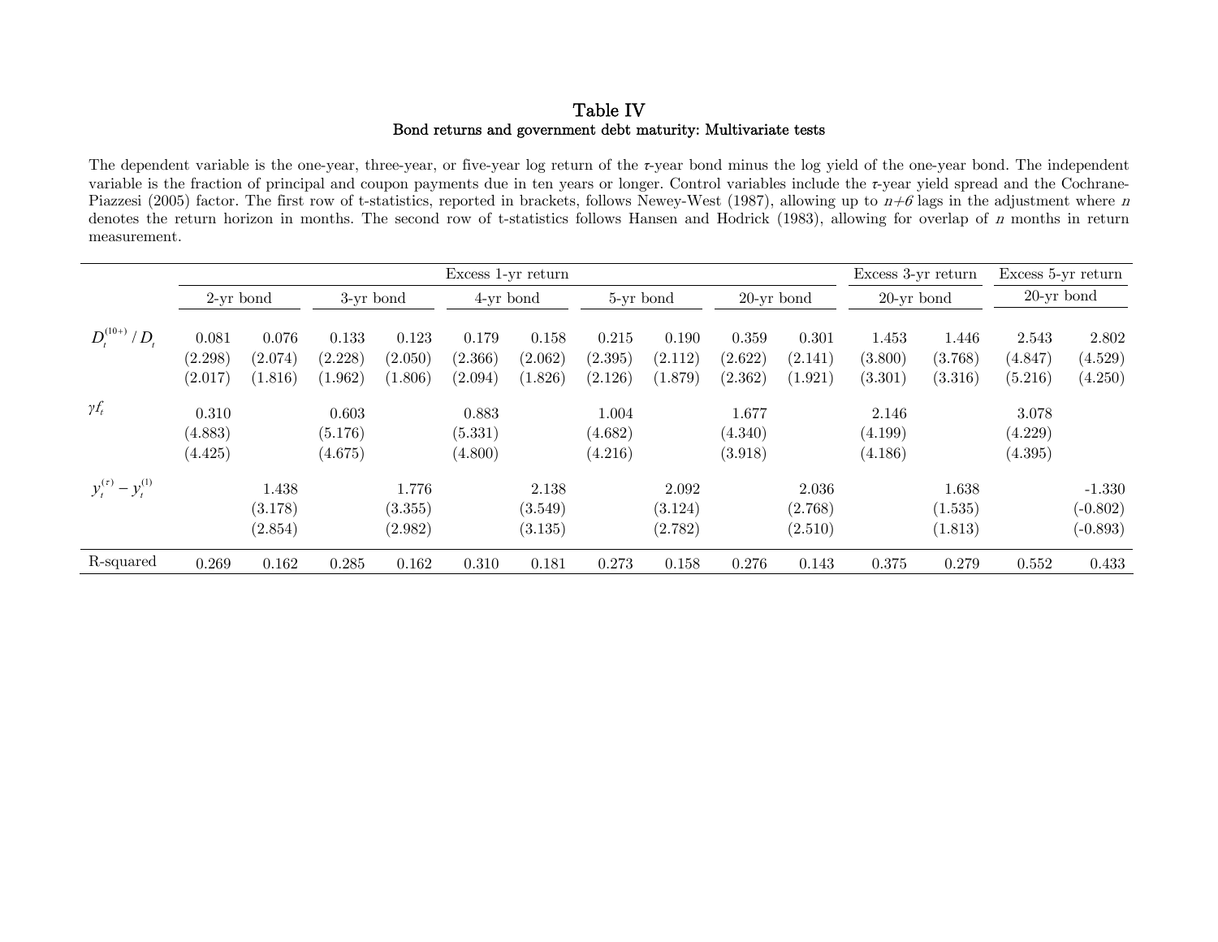# Table IV

## Bond returns and government debt maturity: Multivariate tests

The dependent variable is the one-year, three-year, or five-year log return of the τ-year bond minus the log yield of the one-year bond. The independent variable is the fraction of principal and coupon payments due in ten years or longer. Control variables include the τ-year yield spread and the Cochrane-Piazzesi (2005) factor. The first row of t-statistics, reported in brackets, follows Newey-West (1987), allowing up to *n+6* lags in the adjustment where *n* denotes the return horizon in months. The second row of t-statistics follows Hansen and Hodrick (1983), allowing for overlap of *n* months in return measurement.

| | Excess 1-yr return | | | | | | | | | | Excess 3-yr return | | Excess 5-yr return | |
|---|---|---|---|---|---|---|---|---|---|---|---|---|---|---|
| | 2-yr bond | | 3-yr bond | | 4-yr bond | | 5-yr bond | | 20-yr bond | | 20-yr bond | | 20-yr bond | |
| $D_t^{(10+)}/D_t$ | 0.081 | 0.076 | 0.133 | 0.123 | 0.179 | 0.158 | 0.215 | 0.190 | 0.359 | 0.301 | 1.453 | 1.446 | 2.543 | 2.802 |
| | (2.298) | (2.074) | (2.228) | (2.050) | (2.366) | (2.062) | (2.395) | (2.112) | (2.622) | (2.141) | (3.800) | (3.768) | (4.847) | (4.529) |
| | (2.017) | (1.816) | (1.962) | (1.806) | (2.094) | (1.826) | (2.126) | (1.879) | (2.362) | (1.921) | (3.301) | (3.316) | (5.216) | (4.250) |
| $\gamma f_t$ | 0.310 | | 0.603 | | 0.883 | | 1.004 | | 1.677 | | 2.146 | | 3.078 | |
| | (4.883) | | (5.176) | | (5.331) | | (4.682) | | (4.340) | | (4.199) | | (4.229) | |
| | (4.425) | | (4.675) | | (4.800) | | (4.216) | | (3.918) | | (4.186) | | (4.395) | |
| $y_t^{(\tau)} - y_t^{(1)}$ | | 1.438 | | 1.776 | | 2.138 | | 2.092 | | 2.036 | | 1.638 | | -1.330 |
| | | (3.178) | | (3.355) | | (3.549) | | (3.124) | | (2.768) | | (1.535) | | (-0.802) |
| | | (2.854) | | (2.982) | | (3.135) | | (2.782) | | (2.510) | | (1.813) | | (-0.893) |
| R-squared | 0.269 | 0.162 | 0.285 | 0.162 | 0.310 | 0.181 | 0.273 | 0.158 | 0.276 | 0.143 | 0.375 | 0.279 | 0.552 | 0.433 |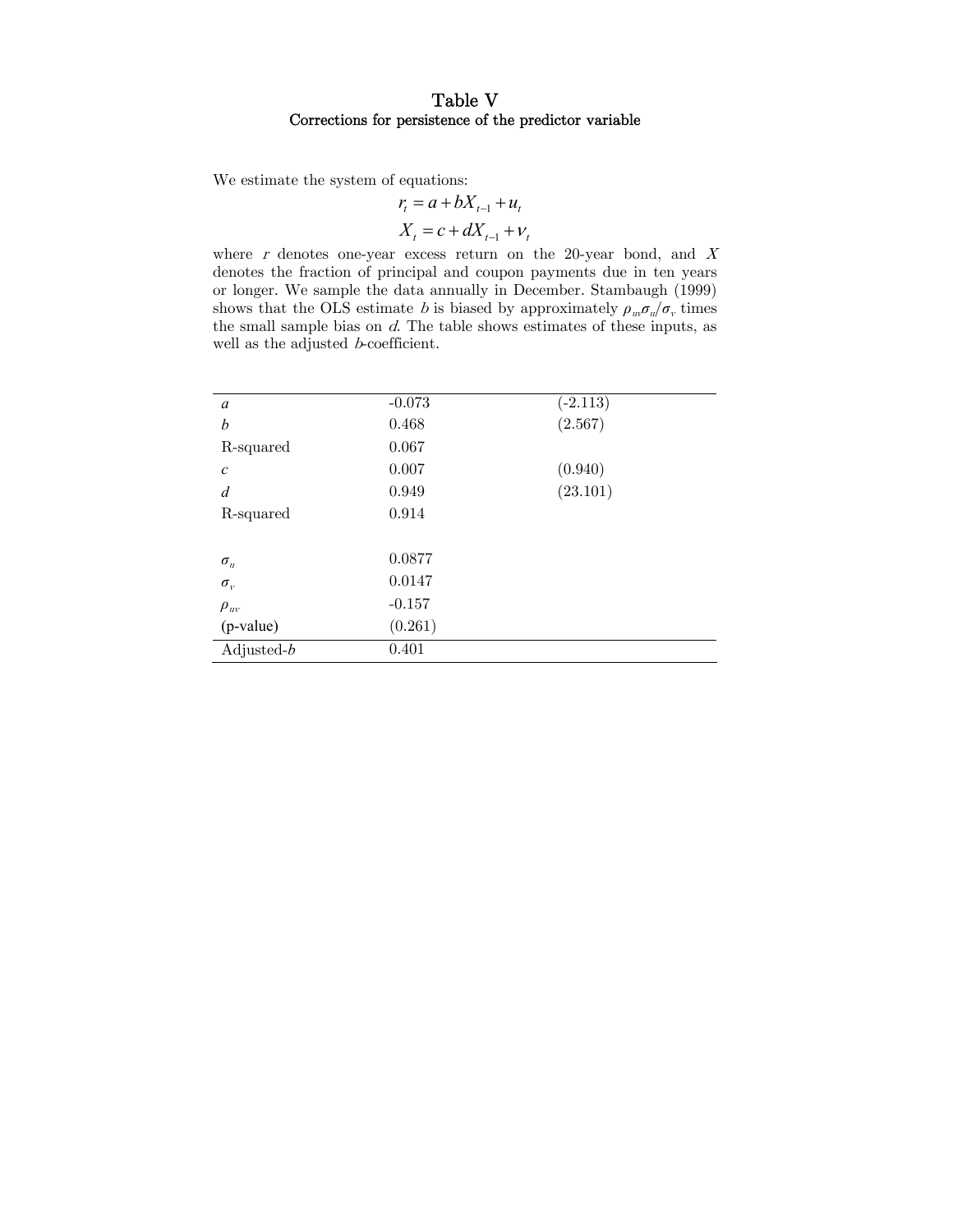# Table V
## Corrections for persistence of the predictor variable

We estimate the system of equations:

$$r_t = a + bX_{t-1} + u_t$$

$$X_t = c + dX_{t-1} + \nu_t$$

where $r$ denotes one-year excess return on the 20-year bond, and $X$ denotes the fraction of principal and coupon payments due in ten years or longer. We sample the data annually in December. Stambaugh (1999) shows that the OLS estimate $b$ is biased by approximately $\rho_{uv}\sigma_u/\sigma_v$ times the small sample bias on $d$. The table shows estimates of these inputs, as well as the adjusted $b$-coefficient.

| | | |
|---|---|---|
| $a$ | -0.073 | (-2.113) |
| $b$ | 0.468 | (2.567) |
| R-squared | 0.067 | |
| $c$ | 0.007 | (0.940) |
| $d$ | 0.949 | (23.101) |
| R-squared | 0.914 | |
| | | |
| $\sigma_u$ | 0.0877 | |
| $\sigma_v$ | 0.0147 | |
| $\rho_{uv}$ | -0.157 | |
| (p-value) | (0.261) | |
| Adjusted-$b$ | 0.401 | |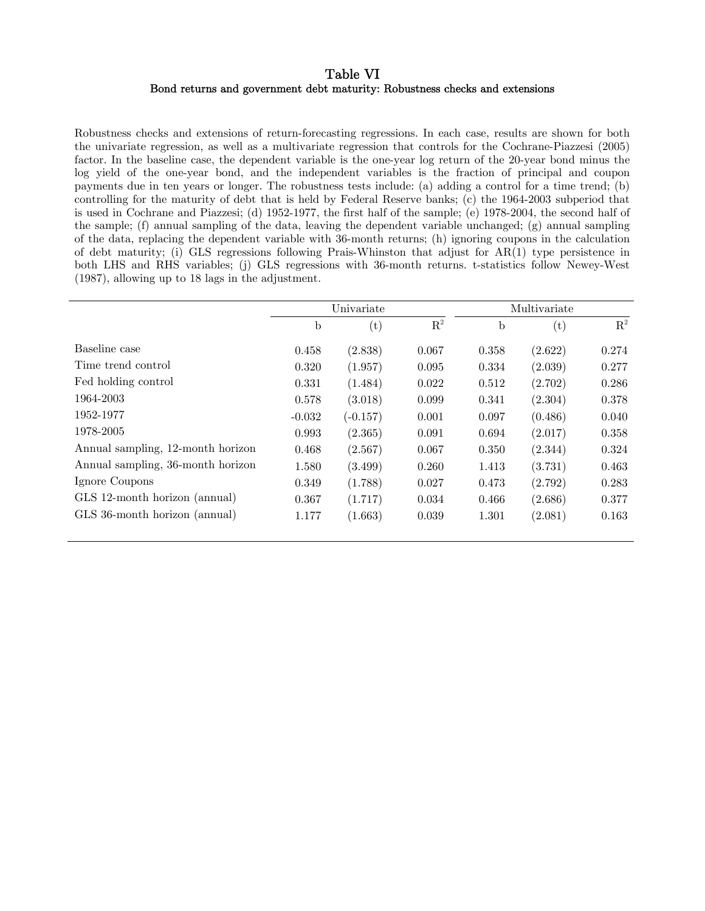# Table VI

## Bond returns and government debt maturity: Robustness checks and extensions

Robustness checks and extensions of return-forecasting regressions. In each case, results are shown for both the univariate regression, as well as a multivariate regression that controls for the Cochrane-Piazzesi (2005) factor. In the baseline case, the dependent variable is the one-year log return of the 20-year bond minus the log yield of the one-year bond, and the independent variables is the fraction of principal and coupon payments due in ten years or longer. The robustness tests include: (a) adding a control for a time trend; (b) controlling for the maturity of debt that is held by Federal Reserve banks; (c) the 1964-2003 subperiod that is used in Cochrane and Piazzesi; (d) 1952-1977, the first half of the sample; (e) 1978-2004, the second half of the sample; (f) annual sampling of the data, leaving the dependent variable unchanged; (g) annual sampling of the data, replacing the dependent variable with 36-month returns; (h) ignoring coupons in the calculation of debt maturity; (i) GLS regressions following Prais-Whinston that adjust for AR(1) type persistence in both LHS and RHS variables; (j) GLS regressions with 36-month returns. t-statistics follow Newey-West (1987), allowing up to 18 lags in the adjustment.

| | Univariate | | | Multivariate | | |
|---|---|---|---|---|---|---|
| | b | (t) | $R^2$ | b | (t) | $R^2$ |
| Baseline case | 0.458 | (2.838) | 0.067 | 0.358 | (2.622) | 0.274 |
| Time trend control | 0.320 | (1.957) | 0.095 | 0.334 | (2.039) | 0.277 |
| Fed holding control | 0.331 | (1.484) | 0.022 | 0.512 | (2.702) | 0.286 |
| 1964-2003 | 0.578 | (3.018) | 0.099 | 0.341 | (2.304) | 0.378 |
| 1952-1977 | -0.032 | (-0.157) | 0.001 | 0.097 | (0.486) | 0.040 |
| 1978-2005 | 0.993 | (2.365) | 0.091 | 0.694 | (2.017) | 0.358 |
| Annual sampling, 12-month horizon | 0.468 | (2.567) | 0.067 | 0.350 | (2.344) | 0.324 |
| Annual sampling, 36-month horizon | 1.580 | (3.499) | 0.260 | 1.413 | (3.731) | 0.463 |
| Ignore Coupons | 0.349 | (1.788) | 0.027 | 0.473 | (2.792) | 0.283 |
| GLS 12-month horizon (annual) | 0.367 | (1.717) | 0.034 | 0.466 | (2.686) | 0.377 |
| GLS 36-month horizon (annual) | 1.177 | (1.663) | 0.039 | 1.301 | (2.081) | 0.163 |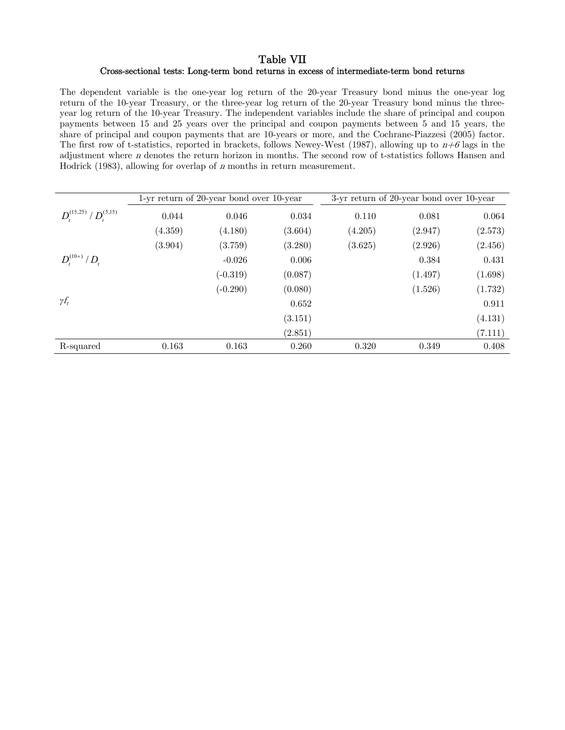# Table VII

## Cross-sectional tests: Long-term bond returns in excess of intermediate-term bond returns

The dependent variable is the one-year log return of the 20-year Treasury bond minus the one-year log return of the 10-year Treasury, or the three-year log return of the 20-year Treasury bond minus the three-year log return of the 10-year Treasury. The independent variables include the share of principal and coupon payments between 15 and 25 years over the principal and coupon payments between 5 and 15 years, the share of principal and coupon payments that are 10-years or more, and the Cochrane-Piazzesi (2005) factor. The first row of t-statistics, reported in brackets, follows Newey-West (1987), allowing up to *n+6* lags in the adjustment where *n* denotes the return horizon in months. The second row of t-statistics follows Hansen and Hodrick (1983), allowing for overlap of *n* months in return measurement.

| | 1-yr return of 20-year bond over 10-year | | | 3-yr return of 20-year bond over 10-year | | |
|---|---|---|---|---|---|---|
| $D_t^{(15,25)} / D_t^{(5,15)}$ | 0.044 | 0.046 | 0.034 | 0.110 | 0.081 | 0.064 |
| | (4.359) | (4.180) | (3.604) | (4.205) | (2.947) | (2.573) |
| | (3.904) | (3.759) | (3.280) | (3.625) | (2.926) | (2.456) |
| $D_t^{(10+)} / D_t$ | | -0.026 | 0.006 | | 0.384 | 0.431 |
| | | (-0.319) | (0.087) | | (1.497) | (1.698) |
| | | (-0.290) | (0.080) | | (1.526) | (1.732) |
| $\gamma f_t$ | | | 0.652 | | | 0.911 |
| | | | (3.151) | | | (4.131) |
| | | | (2.851) | | | (7.111) |
| R-squared | 0.163 | 0.163 | 0.260 | 0.320 | 0.349 | 0.408 |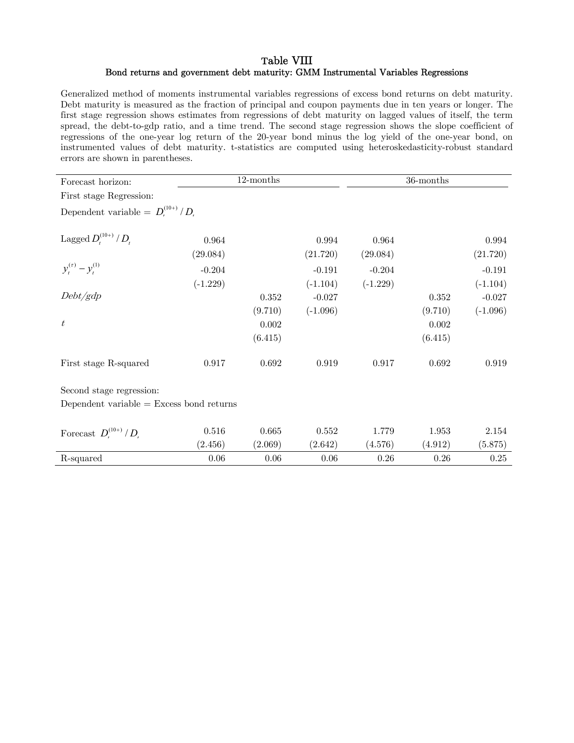# Table VIII

## Bond returns and government debt maturity: GMM Instrumental Variables Regressions

Generalized method of moments instrumental variables regressions of excess bond returns on debt maturity. Debt maturity is measured as the fraction of principal and coupon payments due in ten years or longer. The first stage regression shows estimates from regressions of debt maturity on lagged values of itself, the term spread, the debt-to-gdp ratio, and a time trend. The second stage regression shows the slope coefficient of regressions of the one-year log return of the 20-year bond minus the log yield of the one-year bond, on instrumented values of debt maturity. t-statistics are computed using heteroskedasticity-robust standard errors are shown in parentheses.

| Forecast horizon: | 12-months | | | 36-months | | |
|---|---|---|---|---|---|---|
| First stage Regression: | | | | | | |
| Dependent variable = $D_t^{(10+)}/D_t$ | | | | | | |
| Lagged $D_t^{(10+)}/D_t$ | 0.964 | | 0.994 | 0.964 | | 0.994 |
| | (29.084) | | (21.720) | (29.084) | | (21.720) |
| $y_t^{(\tau)} - y_t^{(1)}$ | -0.204 | | -0.191 | -0.204 | | -0.191 |
| | (-1.229) | | (-1.104) | (-1.229) | | (-1.104) |
| *Debt/gdp* | | 0.352 | -0.027 | | 0.352 | -0.027 |
| | | (9.710) | (-1.096) | | (9.710) | (-1.096) |
| $t$ | | 0.002 | | | 0.002 | |
| | | (6.415) | | | (6.415) | |
| First stage R-squared | 0.917 | 0.692 | 0.919 | 0.917 | 0.692 | 0.919 |
| Second stage regression: | | | | | | |
| Dependent variable = Excess bond returns | | | | | | |
| Forecast $D_t^{(10+)}/D_t$ | 0.516 | 0.665 | 0.552 | 1.779 | 1.953 | 2.154 |
| | (2.456) | (2.069) | (2.642) | (4.576) | (4.912) | (5.875) |
| R-squared | 0.06 | 0.06 | 0.06 | 0.26 | 0.26 | 0.25 |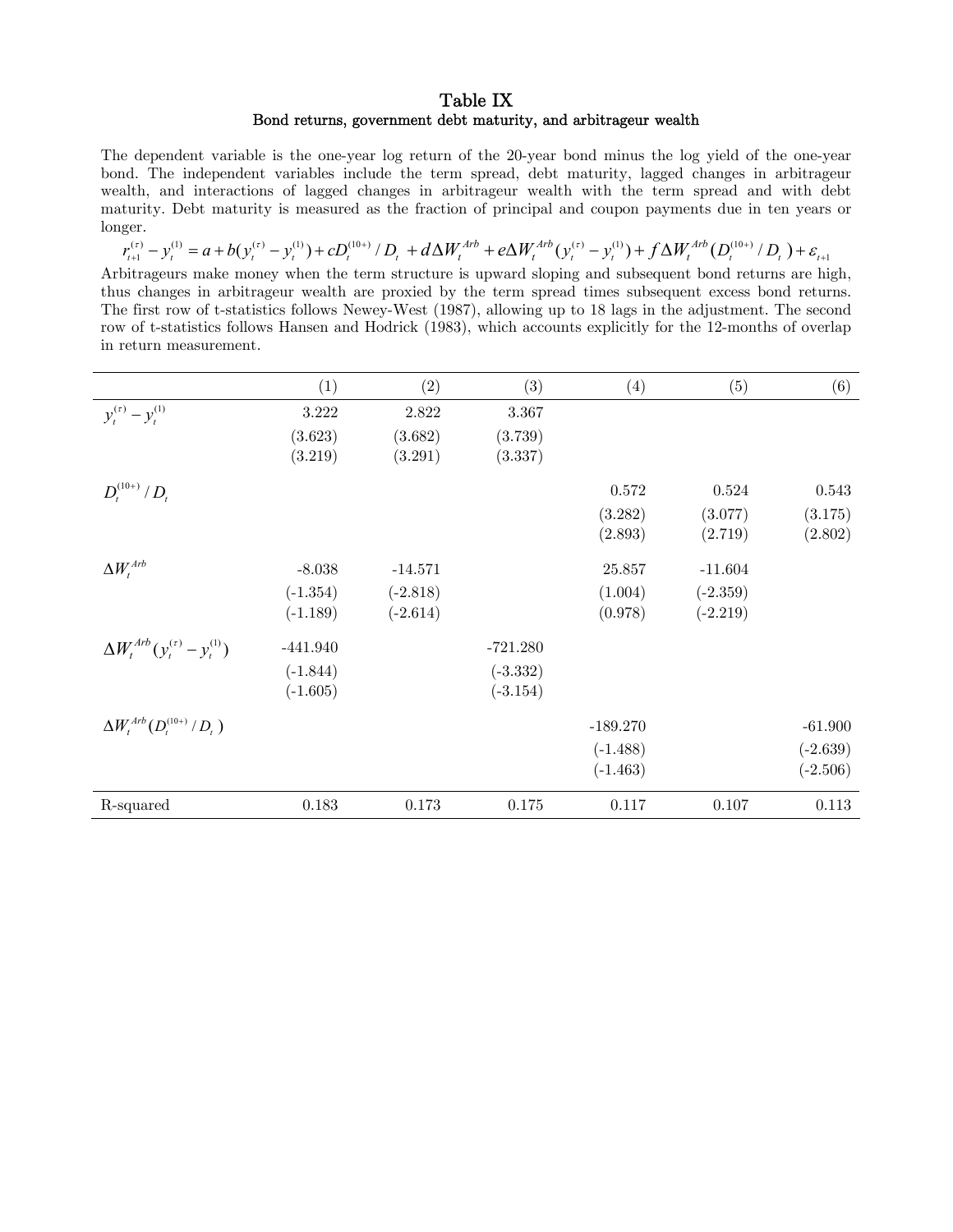# Table IX

## Bond returns, government debt maturity, and arbitrageur wealth

The dependent variable is the one-year log return of the 20-year bond minus the log yield of the one-year bond. The independent variables include the term spread, debt maturity, lagged changes in arbitrageur wealth, and interactions of lagged changes in arbitrageur wealth with the term spread and with debt maturity. Debt maturity is measured as the fraction of principal and coupon payments due in ten years or longer.

$$r_{t+1}^{(\tau)} - y_t^{(1)} = a + b(y_t^{(\tau)} - y_t^{(1)}) + cD_t^{(10+)}/D_t + d\Delta W_t^{Arb} + e\Delta W_t^{Arb}(y_t^{(\tau)} - y_t^{(1)}) + f\Delta W_t^{Arb}(D_t^{(10+)}/D_t) + \varepsilon_{t+1}$$

Arbitrageurs make money when the term structure is upward sloping and subsequent bond returns are high, thus changes in arbitrageur wealth are proxied by the term spread times subsequent excess bond returns. The first row of t-statistics follows Newey-West (1987), allowing up to 18 lags in the adjustment. The second row of t-statistics follows Hansen and Hodrick (1983), which accounts explicitly for the 12-months of overlap in return measurement.

| | (1) | (2) | (3) | (4) | (5) | (6) |
|---|---|---|---|---|---|---|
| $y_t^{(\tau)} - y_t^{(1)}$ | 3.222 | 2.822 | 3.367 | | | |
| | (3.623) | (3.682) | (3.739) | | | |
| | (3.219) | (3.291) | (3.337) | | | |
| $D_t^{(10+)}/D_t$ | | | | 0.572 | 0.524 | 0.543 |
| | | | | (3.282) | (3.077) | (3.175) |
| | | | | (2.893) | (2.719) | (2.802) |
| $\Delta W_t^{Arb}$ | -8.038 | -14.571 | | 25.857 | -11.604 | |
| | (-1.354) | (-2.818) | | (1.004) | (-2.359) | |
| | (-1.189) | (-2.614) | | (0.978) | (-2.219) | |
| $\Delta W_t^{Arb}(y_t^{(\tau)} - y_t^{(1)})$ | -441.940 | | -721.280 | | | |
| | (-1.844) | | (-3.332) | | | |
| | (-1.605) | | (-3.154) | | | |
| $\Delta W_t^{Arb}(D_t^{(10+)}/D_t)$ | | | | -189.270 | | -61.900 |
| | | | | (-1.488) | | (-2.639) |
| | | | | (-1.463) | | (-2.506) |
| R-squared | 0.183 | 0.173 | 0.175 | 0.117 | 0.107 | 0.113 |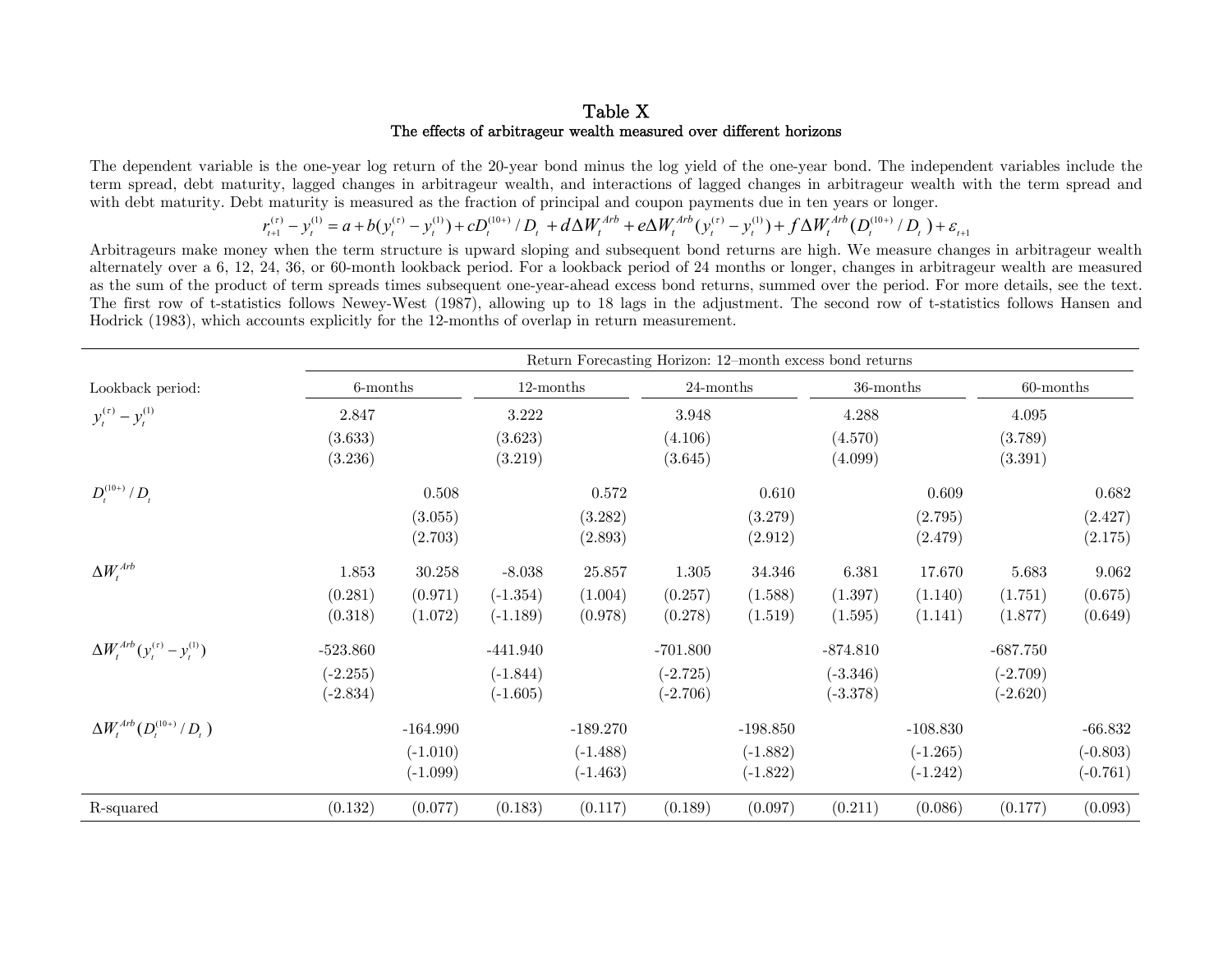# Table X

## The effects of arbitrageur wealth measured over different horizons

The dependent variable is the one-year log return of the 20-year bond minus the log yield of the one-year bond. The independent variables include the term spread, debt maturity, lagged changes in arbitrageur wealth, and interactions of lagged changes in arbitrageur wealth with the term spread and with debt maturity. Debt maturity is measured as the fraction of principal and coupon payments due in ten years or longer.

$$r_{t+1}^{(\tau)} - y_t^{(1)} = a + b(y_t^{(\tau)} - y_t^{(1)}) + cD_t^{(10+)}/D_t + d\Delta W_t^{Arb} + e\Delta W_t^{Arb}(y_t^{(\tau)} - y_t^{(1)}) + f\Delta W_t^{Arb}(D_t^{(10+)}/D_t) + \varepsilon_{t+1}$$

Arbitrageurs make money when the term structure is upward sloping and subsequent bond returns are high. We measure changes in arbitrageur wealth alternately over a 6, 12, 24, 36, or 60-month lookback period. For a lookback period of 24 months or longer, changes in arbitrageur wealth are measured as the sum of the product of term spreads times subsequent one-year-ahead excess bond returns, summed over the period. For more details, see the text. The first row of t-statistics follows Newey-West (1987), allowing up to 18 lags in the adjustment. The second row of t-statistics follows Hansen and Hodrick (1983), which accounts explicitly for the 12-months of overlap in return measurement.

| | Return Forecasting Horizon: 12–month excess bond returns | | | | | | | | | |
|---|---|---|---|---|---|---|---|---|---|---|
| Lookback period: | 6-months | | 12-months | | 24-months | | 36-months | | 60-months | |
| $y_t^{(\tau)} - y_t^{(1)}$ | 2.847 | | 3.222 | | 3.948 | | 4.288 | | 4.095 | |
| | (3.633) | | (3.623) | | (4.106) | | (4.570) | | (3.789) | |
| | (3.236) | | (3.219) | | (3.645) | | (4.099) | | (3.391) | |
| $D_t^{(10+)}/D_t$ | | 0.508 | | 0.572 | | 0.610 | | 0.609 | | 0.682 |
| | | (3.055) | | (3.282) | | (3.279) | | (2.795) | | (2.427) |
| | | (2.703) | | (2.893) | | (2.912) | | (2.479) | | (2.175) |
| $\Delta W_t^{Arb}$ | 1.853 | 30.258 | -8.038 | 25.857 | 1.305 | 34.346 | 6.381 | 17.670 | 5.683 | 9.062 |
| | (0.281) | (0.971) | (-1.354) | (1.004) | (0.257) | (1.588) | (1.397) | (1.140) | (1.751) | (0.675) |
| | (0.318) | (1.072) | (-1.189) | (0.978) | (0.278) | (1.519) | (1.595) | (1.141) | (1.877) | (0.649) |
| $\Delta W_t^{Arb}(y_t^{(\tau)} - y_t^{(1)})$ | -523.860 | | -441.940 | | -701.800 | | -874.810 | | -687.750 | |
| | (-2.255) | | (-1.844) | | (-2.725) | | (-3.346) | | (-2.709) | |
| | (-2.834) | | (-1.605) | | (-2.706) | | (-3.378) | | (-2.620) | |
| $\Delta W_t^{Arb}(D_t^{(10+)}/D_t)$ | | -164.990 | | -189.270 | | -198.850 | | -108.830 | | -66.832 |
| | | (-1.010) | | (-1.488) | | (-1.882) | | (-1.265) | | (-0.803) |
| | | (-1.099) | | (-1.463) | | (-1.822) | | (-1.242) | | (-0.761) |
| R-squared | (0.132) | (0.077) | (0.183) | (0.117) | (0.189) | (0.097) | (0.211) | (0.086) | (0.177) | (0.093) |